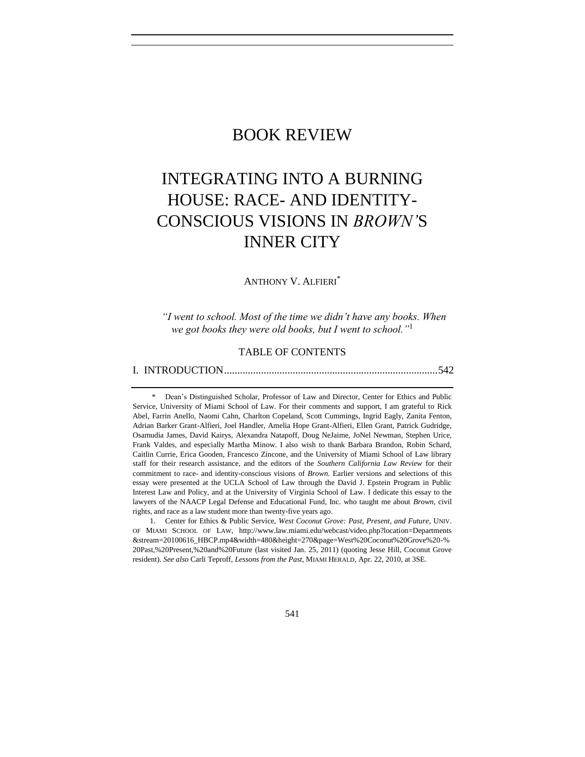# BOOK REVIEW

# INTEGRATING INTO A BURNING HOUSE: RACE- AND IDENTITY-CONSCIOUS VISIONS IN *BROWN'S* INNER CITY

ANTHONY V. ALFIERI[*]

> *"I went to school. Most of the time we didn't have any books. When we got books they were old books, but I went to school."*[1]

TABLE OF CONTENTS

I. INTRODUCTION................................................................................542

---

\* Dean's Distinguished Scholar, Professor of Law and Director, Center for Ethics and Public Service, University of Miami School of Law. For their comments and support, I am grateful to Rick Abel, Farrin Anello, Naomi Cahn, Charlton Copeland, Scott Cummings, Ingrid Eagly, Zanita Fenton, Adrian Barker Grant-Alfieri, Joel Handler, Amelia Hope Grant-Alfieri, Ellen Grant, Patrick Gudridge, Osamudia James, David Kairys, Alexandra Natapoff, Doug NeJaime, JoNel Newman, Stephen Urice, Frank Valdes, and especially Martha Minow. I also wish to thank Barbara Brandon, Robin Schard, Caitlin Currie, Erica Gooden, Francesco Zincone, and the University of Miami School of Law library staff for their research assistance, and the editors of the *Southern California Law Review* for their commitment to race- and identity-conscious visions of *Brown*. Earlier versions and selections of this essay were presented at the UCLA School of Law through the David J. Epstein Program in Public Interest Law and Policy, and at the University of Virginia School of Law. I dedicate this essay to the lawyers of the NAACP Legal Defense and Educational Fund, Inc. who taught me about *Brown*, civil rights, and race as a law student more than twenty-five years ago.

1. Center for Ethics & Public Service, *West Coconut Grove: Past, Present, and Future*, UNIV. OF MIAMI SCHOOL OF LAW, http://www.law.miami.edu/webcast/video.php?location=Departments&stream=20100616_HBCP.mp4&width=480&height=270&page=West%20Coconut%20Grove%20-%20Past,%20Present,%20and%20Future (last visited Jan. 25, 2011) (quoting Jesse Hill, Coconut Grove resident). *See also* Carli Teproff, *Lessons from the Past*, MIAMI HERALD, Apr. 22, 2010, at 3SE.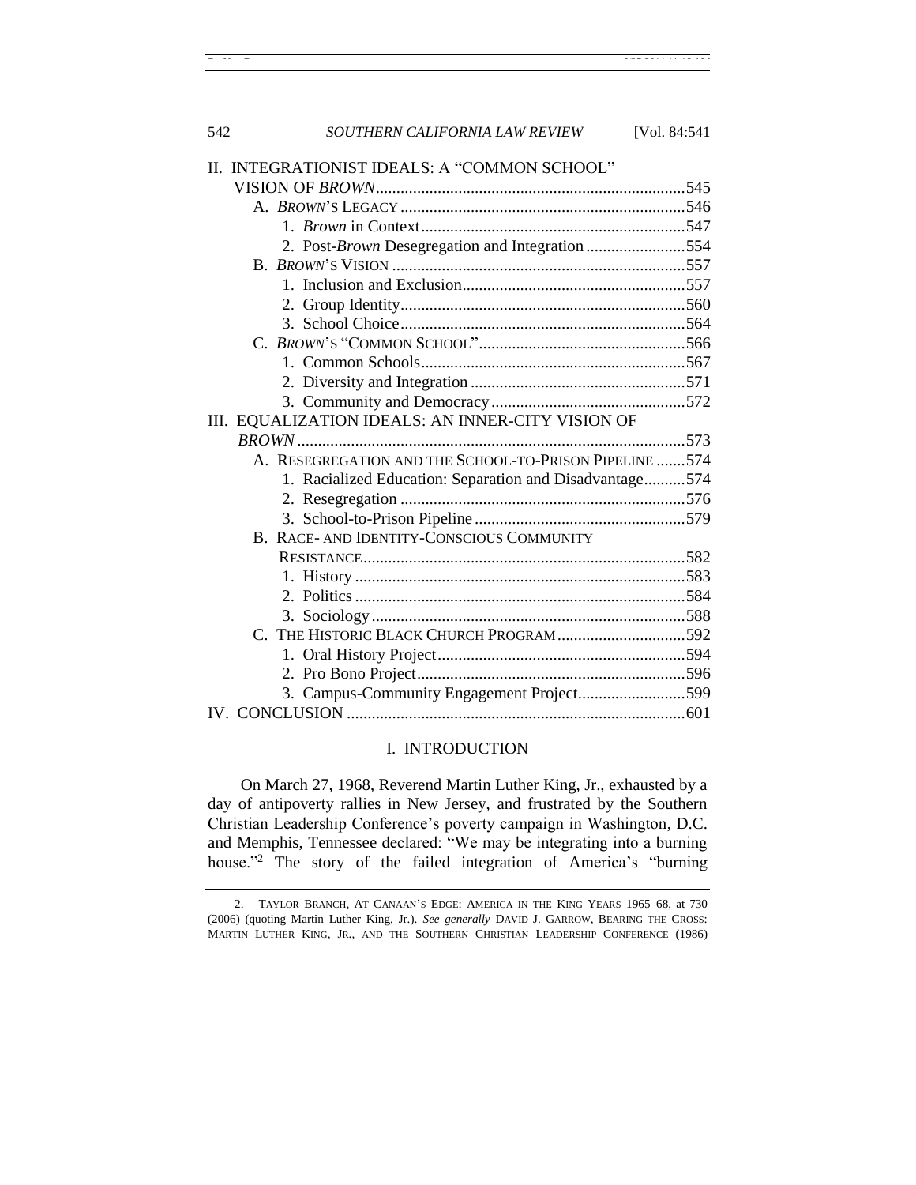II. INTEGRATIONIST IDEALS: A "COMMON SCHOOL" VISION OF *BROWN* ....545
- A. *BROWN*'S LEGACY ....546
  - 1. *Brown* in Context ....547
  - 2. Post-*Brown* Desegregation and Integration ....554
- B. *BROWN*'S VISION ....557
  - 1. Inclusion and Exclusion ....557
  - 2. Group Identity ....560
  - 3. School Choice ....564
- C. *BROWN*'S "COMMON SCHOOL" ....566
  - 1. Common Schools ....567
  - 2. Diversity and Integration ....571
  - 3. Community and Democracy ....572

III. EQUALIZATION IDEALS: AN INNER-CITY VISION OF *BROWN* ....573
- A. RESEGREGATION AND THE SCHOOL-TO-PRISON PIPELINE ....574
  - 1. Racialized Education: Separation and Disadvantage ....574
  - 2. Resegregation ....576
  - 3. School-to-Prison Pipeline ....579
- B. RACE- AND IDENTITY-CONSCIOUS COMMUNITY RESISTANCE ....582
  - 1. History ....583
  - 2. Politics ....584
  - 3. Sociology ....588
- C. THE HISTORIC BLACK CHURCH PROGRAM ....592
  - 1. Oral History Project ....594
  - 2. Pro Bono Project ....596
  - 3. Campus-Community Engagement Project ....599

IV. CONCLUSION ....601

## I. INTRODUCTION

On March 27, 1968, Reverend Martin Luther King, Jr., exhausted by a day of antipoverty rallies in New Jersey, and frustrated by the Southern Christian Leadership Conference's poverty campaign in Washington, D.C. and Memphis, Tennessee declared: "We may be integrating into a burning house."[2] The story of the failed integration of America's "burning

---

2. TAYLOR BRANCH, AT CANAAN'S EDGE: AMERICA IN THE KING YEARS 1965–68, at 730 (2006) (quoting Martin Luther King, Jr.). *See generally* DAVID J. GARROW, BEARING THE CROSS: MARTIN LUTHER KING, JR., AND THE SOUTHERN CHRISTIAN LEADERSHIP CONFERENCE (1986)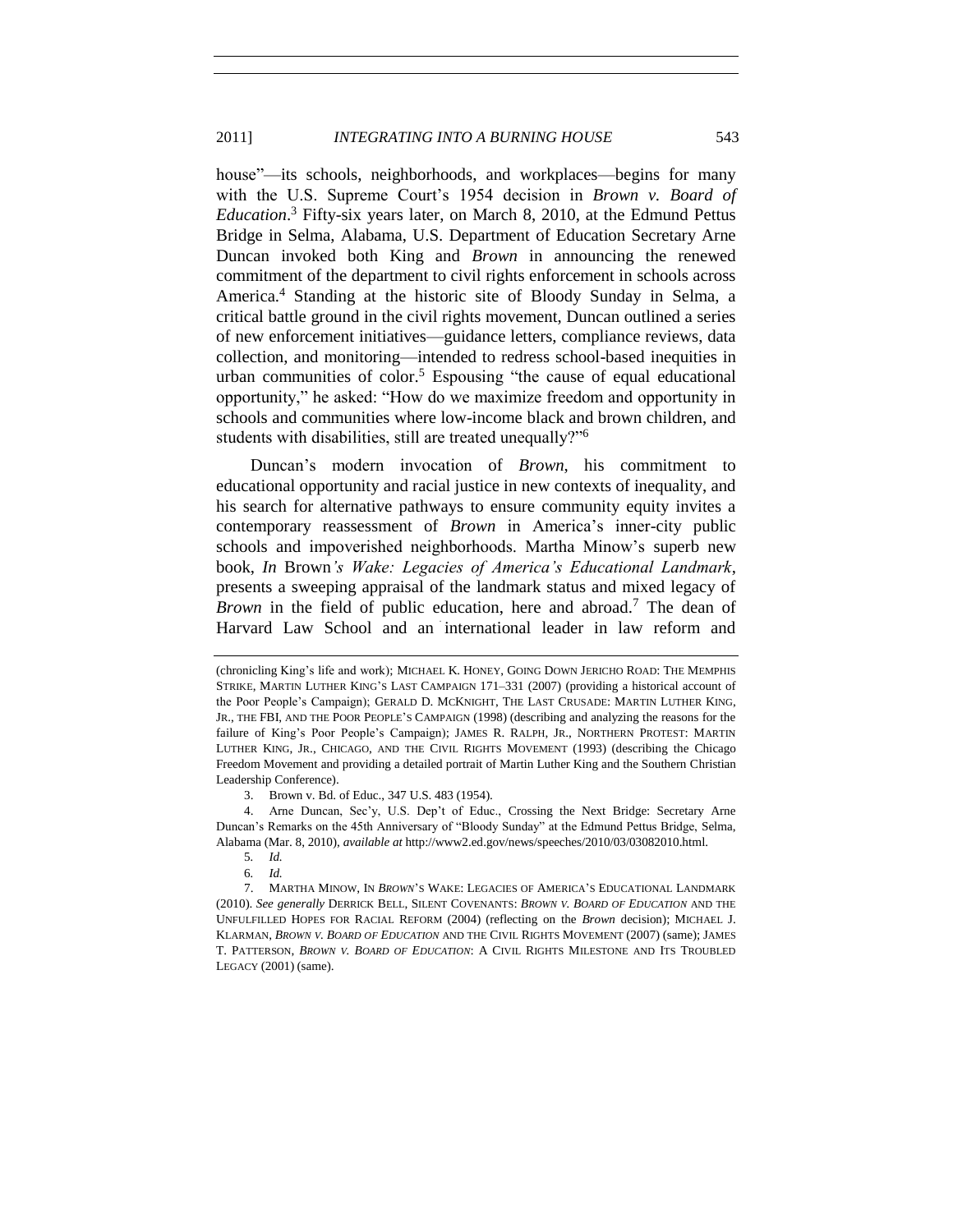house"—its schools, neighborhoods, and workplaces—begins for many with the U.S. Supreme Court's 1954 decision in *Brown v. Board of Education*.[3] Fifty-six years later, on March 8, 2010, at the Edmund Pettus Bridge in Selma, Alabama, U.S. Department of Education Secretary Arne Duncan invoked both King and *Brown* in announcing the renewed commitment of the department to civil rights enforcement in schools across America.[4] Standing at the historic site of Bloody Sunday in Selma, a critical battle ground in the civil rights movement, Duncan outlined a series of new enforcement initiatives—guidance letters, compliance reviews, data collection, and monitoring—intended to redress school-based inequities in urban communities of color.[5] Espousing "the cause of equal educational opportunity," he asked: "How do we maximize freedom and opportunity in schools and communities where low-income black and brown children, and students with disabilities, still are treated unequally?"[6]

Duncan's modern invocation of *Brown*, his commitment to educational opportunity and racial justice in new contexts of inequality, and his search for alternative pathways to ensure community equity invites a contemporary reassessment of *Brown* in America's inner-city public schools and impoverished neighborhoods. Martha Minow's superb new book, *In* Brown*'s Wake: Legacies of America's Educational Landmark*, presents a sweeping appraisal of the landmark status and mixed legacy of *Brown* in the field of public education, here and abroad.[7] The dean of Harvard Law School and an international leader in law reform and

---

(chronicling King's life and work); MICHAEL K. HONEY, GOING DOWN JERICHO ROAD: THE MEMPHIS STRIKE, MARTIN LUTHER KING'S LAST CAMPAIGN 171–331 (2007) (providing a historical account of the Poor People's Campaign); GERALD D. MCKNIGHT, THE LAST CRUSADE: MARTIN LUTHER KING, JR., THE FBI, AND THE POOR PEOPLE'S CAMPAIGN (1998) (describing and analyzing the reasons for the failure of King's Poor People's Campaign); JAMES R. RALPH, JR., NORTHERN PROTEST: MARTIN LUTHER KING, JR., CHICAGO, AND THE CIVIL RIGHTS MOVEMENT (1993) (describing the Chicago Freedom Movement and providing a detailed portrait of Martin Luther King and the Southern Christian Leadership Conference).

3. Brown v. Bd. of Educ., 347 U.S. 483 (1954).

4. Arne Duncan, Sec'y, U.S. Dep't of Educ., Crossing the Next Bridge: Secretary Arne Duncan's Remarks on the 45th Anniversary of "Bloody Sunday" at the Edmund Pettus Bridge, Selma, Alabama (Mar. 8, 2010), *available at* http://www2.ed.gov/news/speeches/2010/03/03082010.html.

5. *Id.*

6. *Id.*

7. MARTHA MINOW, IN *BROWN*'S WAKE: LEGACIES OF AMERICA'S EDUCATIONAL LANDMARK (2010). *See generally* DERRICK BELL, SILENT COVENANTS: *BROWN V. BOARD OF EDUCATION* AND THE UNFULFILLED HOPES FOR RACIAL REFORM (2004) (reflecting on the *Brown* decision); MICHAEL J. KLARMAN, *BROWN V. BOARD OF EDUCATION* AND THE CIVIL RIGHTS MOVEMENT (2007) (same); JAMES T. PATTERSON, *BROWN V. BOARD OF EDUCATION*: A CIVIL RIGHTS MILESTONE AND ITS TROUBLED LEGACY (2001) (same).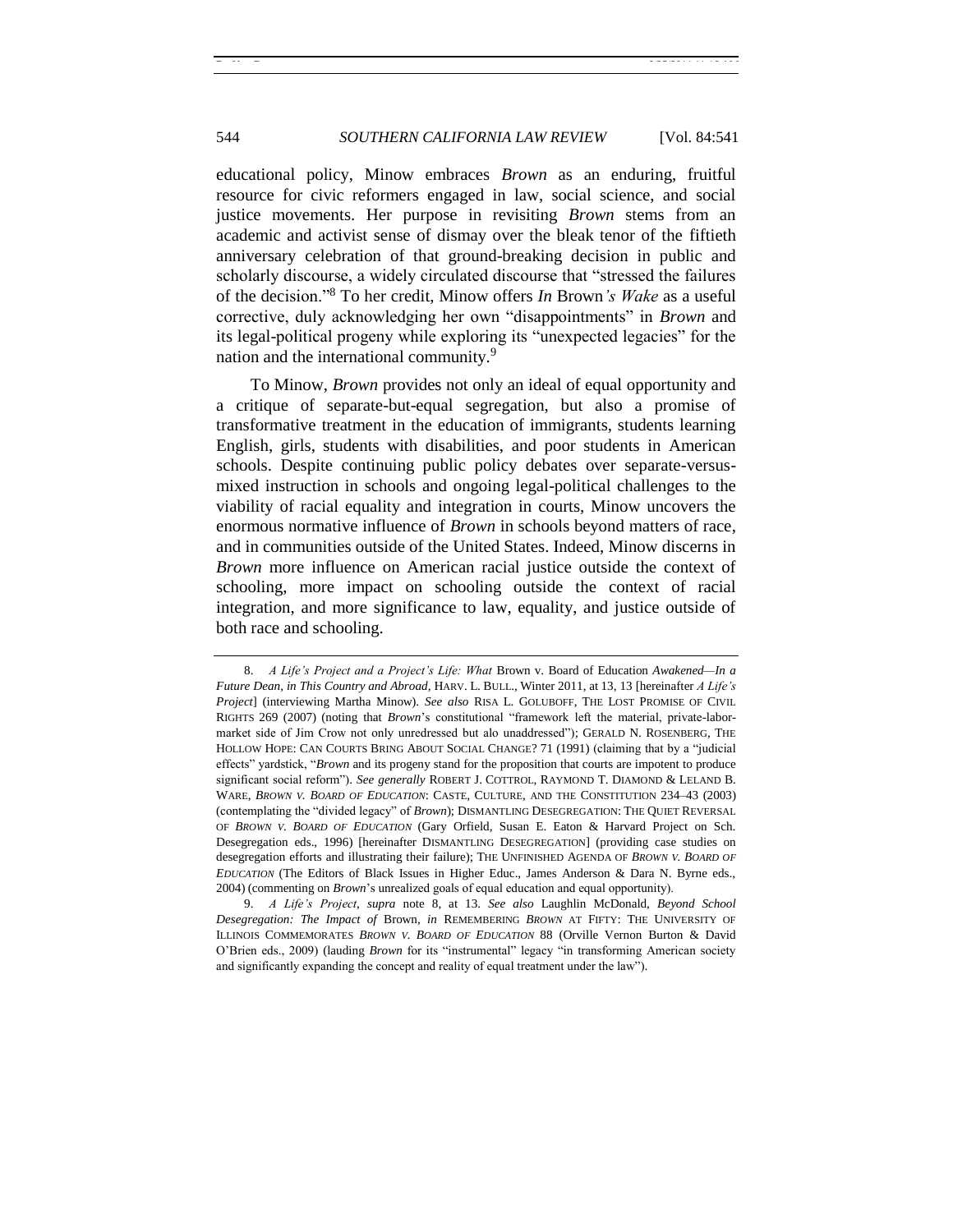educational policy, Minow embraces *Brown* as an enduring, fruitful resource for civic reformers engaged in law, social science, and social justice movements. Her purpose in revisiting *Brown* stems from an academic and activist sense of dismay over the bleak tenor of the fiftieth anniversary celebration of that ground-breaking decision in public and scholarly discourse, a widely circulated discourse that "stressed the failures of the decision."[8] To her credit, Minow offers *In* Brown*'s Wake* as a useful corrective, duly acknowledging her own "disappointments" in *Brown* and its legal-political progeny while exploring its "unexpected legacies" for the nation and the international community.[9]

To Minow, *Brown* provides not only an ideal of equal opportunity and a critique of separate-but-equal segregation, but also a promise of transformative treatment in the education of immigrants, students learning English, girls, students with disabilities, and poor students in American schools. Despite continuing public policy debates over separate-versus-mixed instruction in schools and ongoing legal-political challenges to the viability of racial equality and integration in courts, Minow uncovers the enormous normative influence of *Brown* in schools beyond matters of race, and in communities outside of the United States. Indeed, Minow discerns in *Brown* more influence on American racial justice outside the context of schooling, more impact on schooling outside the context of racial integration, and more significance to law, equality, and justice outside of both race and schooling.

---

8. *A Life's Project and a Project's Life: What* Brown v. Board of Education *Awakened—In a Future Dean, in This Country and Abroad*, HARV. L. BULL., Winter 2011, at 13, 13 [hereinafter *A Life's Project*] (interviewing Martha Minow). *See also* RISA L. GOLUBOFF, THE LOST PROMISE OF CIVIL RIGHTS 269 (2007) (noting that *Brown*'s constitutional "framework left the material, private-labor-market side of Jim Crow not only unredressed but alo unaddressed"); GERALD N. ROSENBERG, THE HOLLOW HOPE: CAN COURTS BRING ABOUT SOCIAL CHANGE? 71 (1991) (claiming that by a "judicial effects" yardstick, "*Brown* and its progeny stand for the proposition that courts are impotent to produce significant social reform"). *See generally* ROBERT J. COTTROL, RAYMOND T. DIAMOND & LELAND B. WARE, *BROWN V. BOARD OF EDUCATION*: CASTE, CULTURE, AND THE CONSTITUTION 234–43 (2003) (contemplating the "divided legacy" of *Brown*); DISMANTLING DESEGREGATION: THE QUIET REVERSAL OF *BROWN V. BOARD OF EDUCATION* (Gary Orfield, Susan E. Eaton & Harvard Project on Sch. Desegregation eds., 1996) [hereinafter DISMANTLING DESEGREGATION] (providing case studies on desegregation efforts and illustrating their failure); THE UNFINISHED AGENDA OF *BROWN V. BOARD OF EDUCATION* (The Editors of Black Issues in Higher Educ., James Anderson & Dara N. Byrne eds., 2004) (commenting on *Brown*'s unrealized goals of equal education and equal opportunity).

9. *A Life's Project*, *supra* note 8, at 13. *See also* Laughlin McDonald, *Beyond School Desegregation: The Impact of* Brown, *in* REMEMBERING *BROWN* AT FIFTY: THE UNIVERSITY OF ILLINOIS COMMEMORATES *BROWN V. BOARD OF EDUCATION* 88 (Orville Vernon Burton & David O'Brien eds., 2009) (lauding *Brown* for its "instrumental" legacy "in transforming American society and significantly expanding the concept and reality of equal treatment under the law").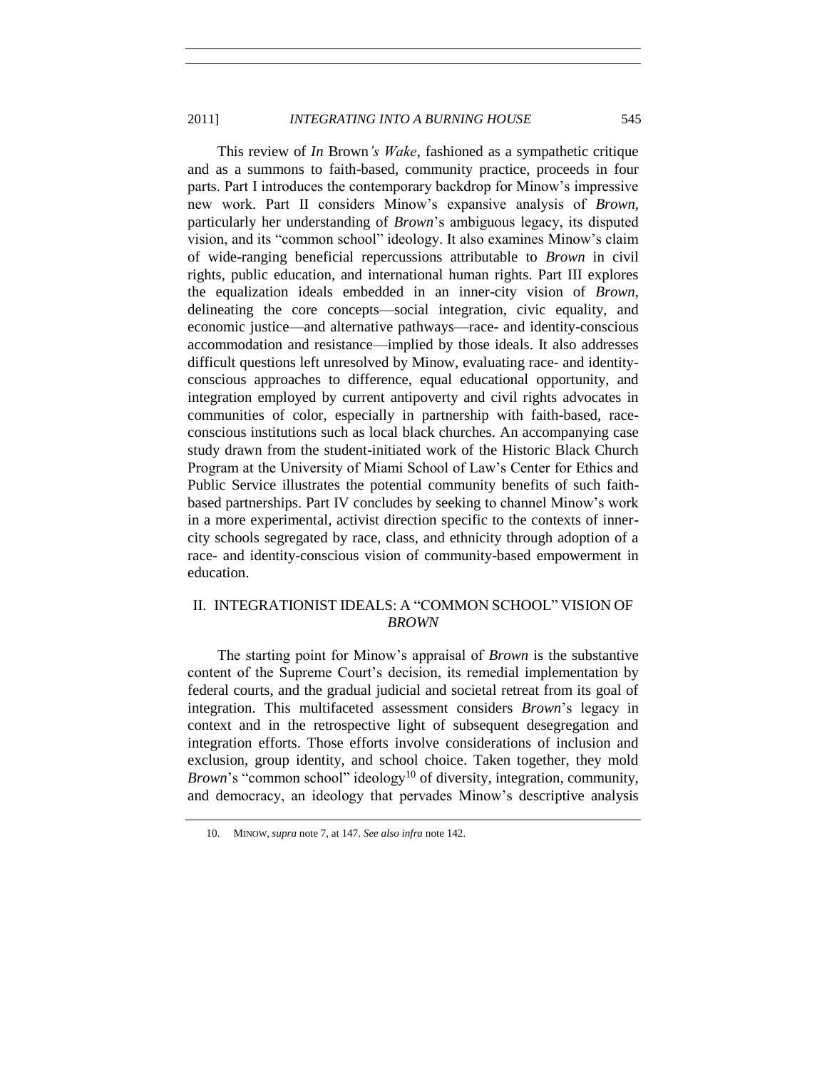This review of *In* Brown*'s Wake*, fashioned as a sympathetic critique and as a summons to faith-based, community practice, proceeds in four parts. Part I introduces the contemporary backdrop for Minow's impressive new work. Part II considers Minow's expansive analysis of *Brown*, particularly her understanding of *Brown*'s ambiguous legacy, its disputed vision, and its "common school" ideology. It also examines Minow's claim of wide-ranging beneficial repercussions attributable to *Brown* in civil rights, public education, and international human rights. Part III explores the equalization ideals embedded in an inner-city vision of *Brown*, delineating the core concepts—social integration, civic equality, and economic justice—and alternative pathways—race- and identity-conscious accommodation and resistance—implied by those ideals. It also addresses difficult questions left unresolved by Minow, evaluating race- and identity-conscious approaches to difference, equal educational opportunity, and integration employed by current antipoverty and civil rights advocates in communities of color, especially in partnership with faith-based, race-conscious institutions such as local black churches. An accompanying case study drawn from the student-initiated work of the Historic Black Church Program at the University of Miami School of Law's Center for Ethics and Public Service illustrates the potential community benefits of such faith-based partnerships. Part IV concludes by seeking to channel Minow's work in a more experimental, activist direction specific to the contexts of inner-city schools segregated by race, class, and ethnicity through adoption of a race- and identity-conscious vision of community-based empowerment in education.

## II. INTEGRATIONIST IDEALS: A "COMMON SCHOOL" VISION OF *BROWN*

The starting point for Minow's appraisal of *Brown* is the substantive content of the Supreme Court's decision, its remedial implementation by federal courts, and the gradual judicial and societal retreat from its goal of integration. This multifaceted assessment considers *Brown*'s legacy in context and in the retrospective light of subsequent desegregation and integration efforts. Those efforts involve considerations of inclusion and exclusion, group identity, and school choice. Taken together, they mold *Brown*'s "common school" ideology[10] of diversity, integration, community, and democracy, an ideology that pervades Minow's descriptive analysis

10. MINOW, *supra* note 7, at 147. *See also infra* note 142.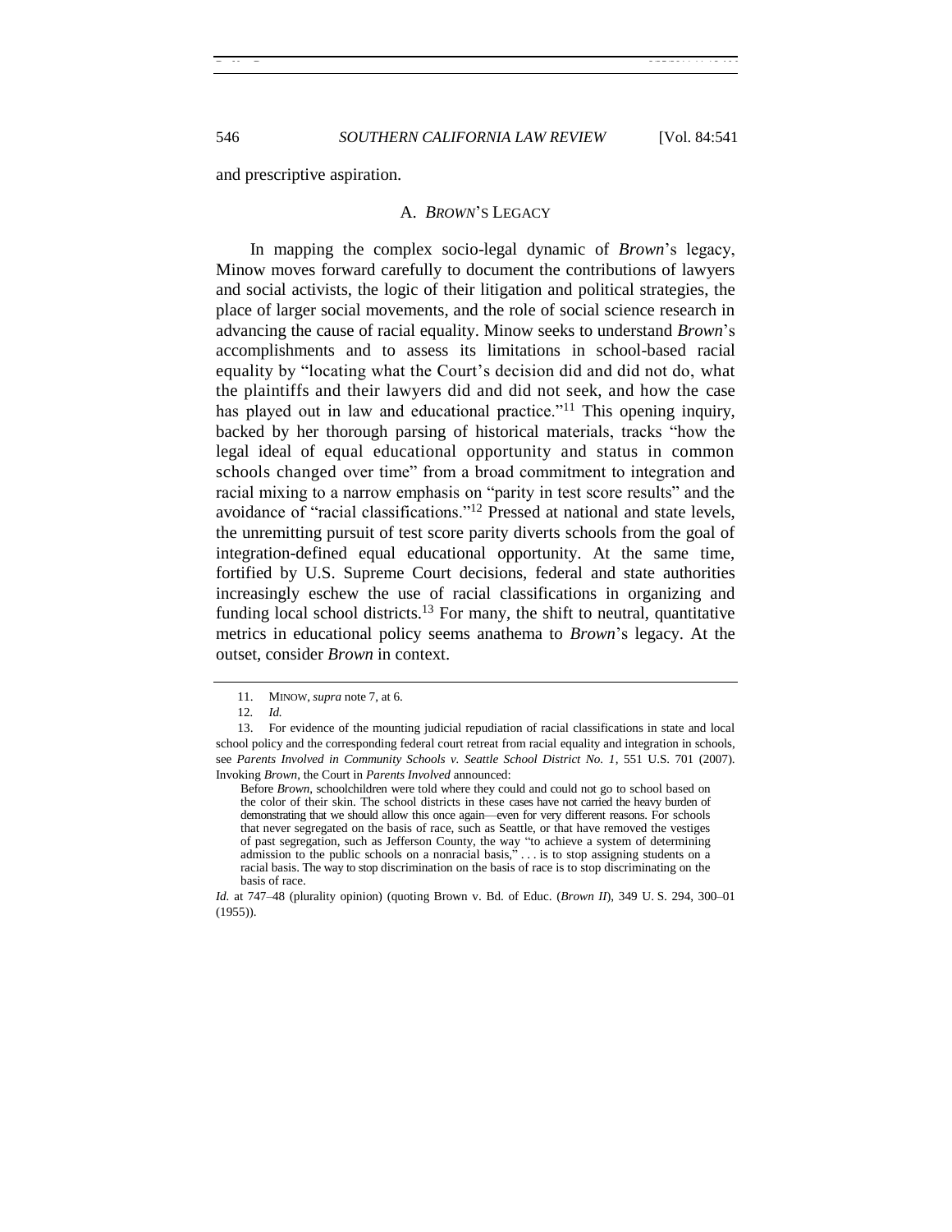and prescriptive aspiration.

### A. *BROWN*'S LEGACY

In mapping the complex socio-legal dynamic of *Brown*'s legacy, Minow moves forward carefully to document the contributions of lawyers and social activists, the logic of their litigation and political strategies, the place of larger social movements, and the role of social science research in advancing the cause of racial equality. Minow seeks to understand *Brown*'s accomplishments and to assess its limitations in school-based racial equality by "locating what the Court's decision did and did not do, what the plaintiffs and their lawyers did and did not seek, and how the case has played out in law and educational practice."[11] This opening inquiry, backed by her thorough parsing of historical materials, tracks "how the legal ideal of equal educational opportunity and status in common schools changed over time" from a broad commitment to integration and racial mixing to a narrow emphasis on "parity in test score results" and the avoidance of "racial classifications."[12] Pressed at national and state levels, the unremitting pursuit of test score parity diverts schools from the goal of integration-defined equal educational opportunity. At the same time, fortified by U.S. Supreme Court decisions, federal and state authorities increasingly eschew the use of racial classifications in organizing and funding local school districts.[13] For many, the shift to neutral, quantitative metrics in educational policy seems anathema to *Brown*'s legacy. At the outset, consider *Brown* in context.

---

11. MINOW, *supra* note 7, at 6.

12. *Id.*

13. For evidence of the mounting judicial repudiation of racial classifications in state and local school policy and the corresponding federal court retreat from racial equality and integration in schools, see *Parents Involved in Community Schools v. Seattle School District No. 1*, 551 U.S. 701 (2007). Invoking *Brown*, the Court in *Parents Involved* announced:

> Before *Brown*, schoolchildren were told where they could and could not go to school based on the color of their skin. The school districts in these cases have not carried the heavy burden of demonstrating that we should allow this once again—even for very different reasons. For schools that never segregated on the basis of race, such as Seattle, or that have removed the vestiges of past segregation, such as Jefferson County, the way "to achieve a system of determining admission to the public schools on a nonracial basis," . . . is to stop assigning students on a racial basis. The way to stop discrimination on the basis of race is to stop discriminating on the basis of race.

*Id.* at 747–48 (plurality opinion) (quoting Brown v. Bd. of Educ. (*Brown II*), 349 U. S. 294, 300–01 (1955)).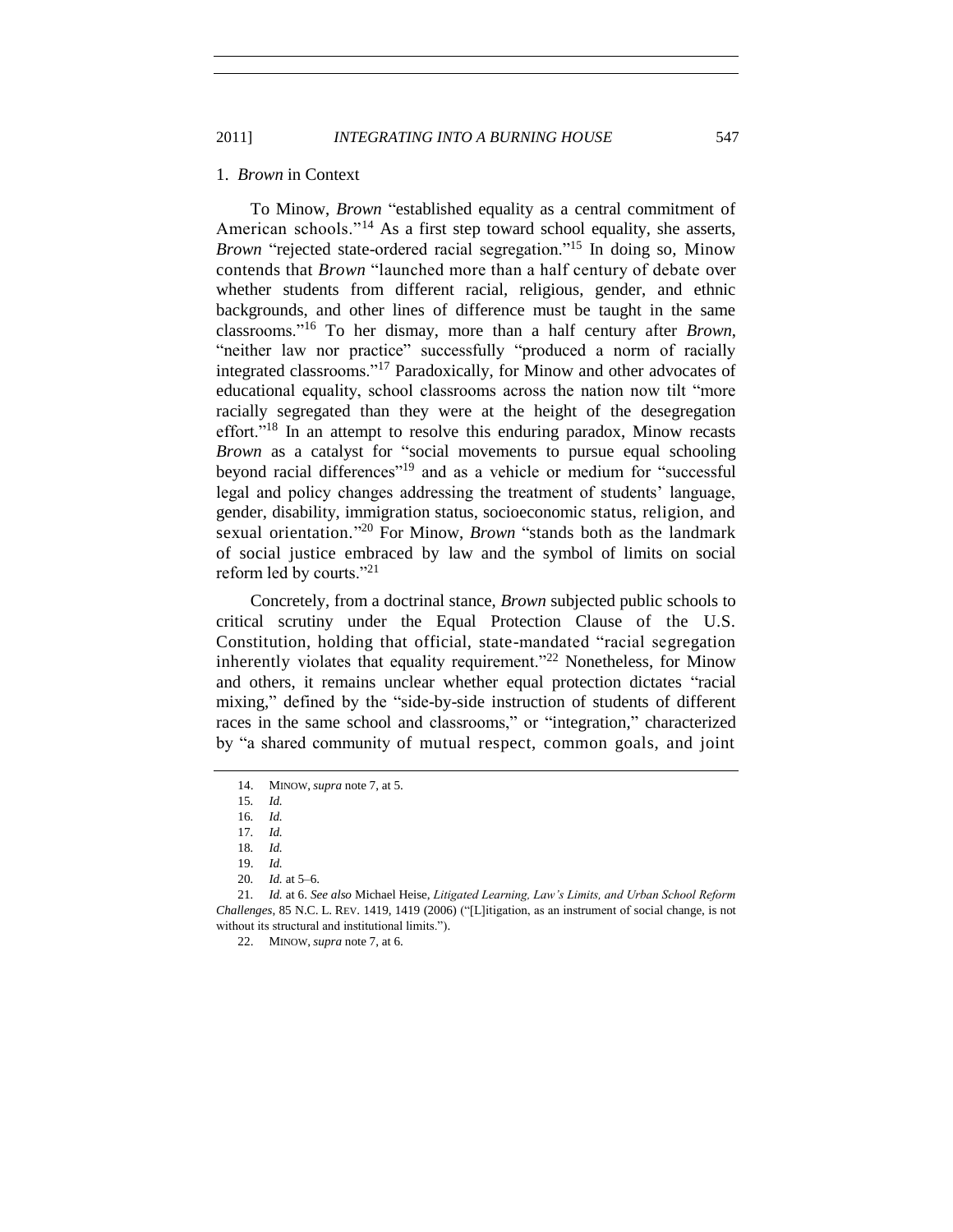### 1. *Brown* in Context

To Minow, *Brown* "established equality as a central commitment of American schools."[14] As a first step toward school equality, she asserts, *Brown* "rejected state-ordered racial segregation."[15] In doing so, Minow contends that *Brown* "launched more than a half century of debate over whether students from different racial, religious, gender, and ethnic backgrounds, and other lines of difference must be taught in the same classrooms."[16] To her dismay, more than a half century after *Brown*, "neither law nor practice" successfully "produced a norm of racially integrated classrooms."[17] Paradoxically, for Minow and other advocates of educational equality, school classrooms across the nation now tilt "more racially segregated than they were at the height of the desegregation effort."[18] In an attempt to resolve this enduring paradox, Minow recasts *Brown* as a catalyst for "social movements to pursue equal schooling beyond racial differences"[19] and as a vehicle or medium for "successful legal and policy changes addressing the treatment of students' language, gender, disability, immigration status, socioeconomic status, religion, and sexual orientation."[20] For Minow, *Brown* "stands both as the landmark of social justice embraced by law and the symbol of limits on social reform led by courts."[21]

Concretely, from a doctrinal stance, *Brown* subjected public schools to critical scrutiny under the Equal Protection Clause of the U.S. Constitution, holding that official, state-mandated "racial segregation inherently violates that equality requirement."[22] Nonetheless, for Minow and others, it remains unclear whether equal protection dictates "racial mixing," defined by the "side-by-side instruction of students of different races in the same school and classrooms," or "integration," characterized by "a shared community of mutual respect, common goals, and joint

---

14. MINOW, *supra* note 7, at 5.

15. *Id.*

16. *Id.*

17. *Id.*

18. *Id.*

19. *Id.*

20. *Id.* at 5–6.

21. *Id.* at 6. *See also* Michael Heise, *Litigated Learning, Law's Limits, and Urban School Reform Challenges*, 85 N.C. L. REV. 1419, 1419 (2006) ("[L]itigation, as an instrument of social change, is not without its structural and institutional limits.").

22. MINOW, *supra* note 7, at 6.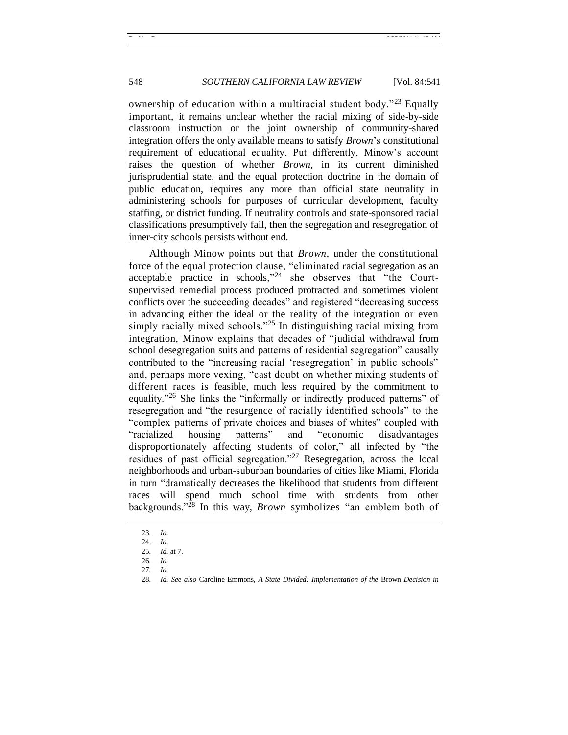ownership of education within a multiracial student body."[23] Equally important, it remains unclear whether the racial mixing of side-by-side classroom instruction or the joint ownership of community-shared integration offers the only available means to satisfy *Brown*'s constitutional requirement of educational equality. Put differently, Minow's account raises the question of whether *Brown*, in its current diminished jurisprudential state, and the equal protection doctrine in the domain of public education, requires any more than official state neutrality in administering schools for purposes of curricular development, faculty staffing, or district funding. If neutrality controls and state-sponsored racial classifications presumptively fail, then the segregation and resegregation of inner-city schools persists without end.

Although Minow points out that *Brown*, under the constitutional force of the equal protection clause, "eliminated racial segregation as an acceptable practice in schools,"[24] she observes that "the Court-supervised remedial process produced protracted and sometimes violent conflicts over the succeeding decades" and registered "decreasing success in advancing either the ideal or the reality of the integration or even simply racially mixed schools."[25] In distinguishing racial mixing from integration, Minow explains that decades of "judicial withdrawal from school desegregation suits and patterns of residential segregation" causally contributed to the "increasing racial 'resegregation' in public schools" and, perhaps more vexing, "cast doubt on whether mixing students of different races is feasible, much less required by the commitment to equality."[26] She links the "informally or indirectly produced patterns" of resegregation and "the resurgence of racially identified schools" to the "complex patterns of private choices and biases of whites" coupled with "racialized housing patterns" and "economic disadvantages disproportionately affecting students of color," all infected by "the residues of past official segregation."[27] Resegregation, across the local neighborhoods and urban-suburban boundaries of cities like Miami, Florida in turn "dramatically decreases the likelihood that students from different races will spend much school time with students from other backgrounds."[28] In this way, *Brown* symbolizes "an emblem both of

23. *Id.*

24. *Id.*

25. *Id.* at 7.

26. *Id.*

27. *Id.*

28. *Id. See also* Caroline Emmons, *A State Divided: Implementation of the* Brown *Decision in*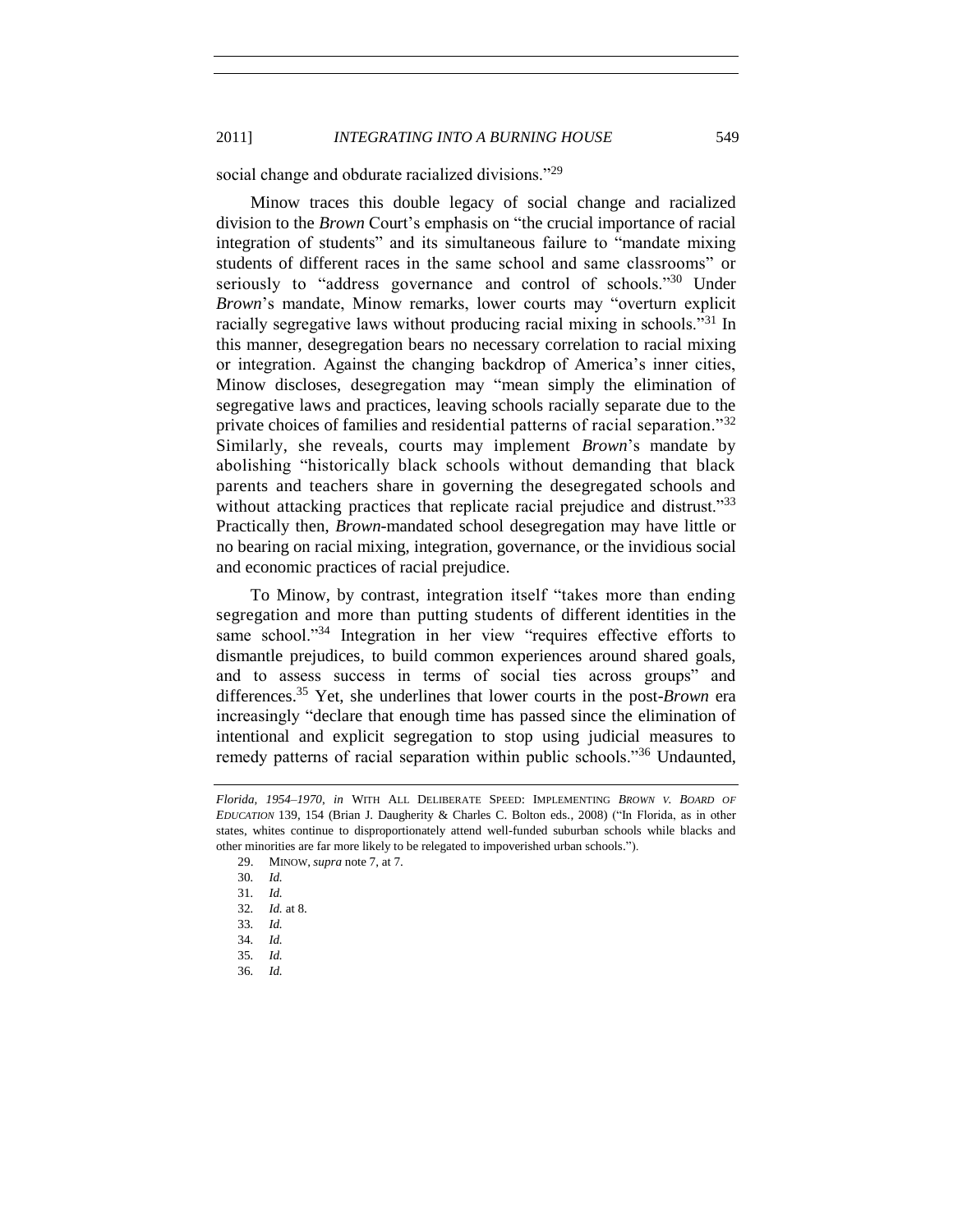social change and obdurate racialized divisions."[29]

Minow traces this double legacy of social change and racialized division to the *Brown* Court's emphasis on "the crucial importance of racial integration of students" and its simultaneous failure to "mandate mixing students of different races in the same school and same classrooms" or seriously to "address governance and control of schools."[30] Under *Brown*'s mandate, Minow remarks, lower courts may "overturn explicit racially segregative laws without producing racial mixing in schools."[31] In this manner, desegregation bears no necessary correlation to racial mixing or integration. Against the changing backdrop of America's inner cities, Minow discloses, desegregation may "mean simply the elimination of segregative laws and practices, leaving schools racially separate due to the private choices of families and residential patterns of racial separation."[32] Similarly, she reveals, courts may implement *Brown*'s mandate by abolishing "historically black schools without demanding that black parents and teachers share in governing the desegregated schools and without attacking practices that replicate racial prejudice and distrust."[33] Practically then, *Brown*-mandated school desegregation may have little or no bearing on racial mixing, integration, governance, or the invidious social and economic practices of racial prejudice.

To Minow, by contrast, integration itself "takes more than ending segregation and more than putting students of different identities in the same school."[34] Integration in her view "requires effective efforts to dismantle prejudices, to build common experiences around shared goals, and to assess success in terms of social ties across groups" and differences.[35] Yet, she underlines that lower courts in the post-*Brown* era increasingly "declare that enough time has passed since the elimination of intentional and explicit segregation to stop using judicial measures to remedy patterns of racial separation within public schools."[36] Undaunted,

---

*Florida, 1954–1970*, *in* WITH ALL DELIBERATE SPEED: IMPLEMENTING *BROWN V. BOARD OF EDUCATION* 139, 154 (Brian J. Daugherity & Charles C. Bolton eds., 2008) ("In Florida, as in other states, whites continue to disproportionately attend well-funded suburban schools while blacks and other minorities are far more likely to be relegated to impoverished urban schools.").

29. MINOW, *supra* note 7, at 7.

30. *Id.*

31. *Id.*

32. *Id.* at 8.

33. *Id.*

34. *Id.*

35. *Id.*

36. *Id.*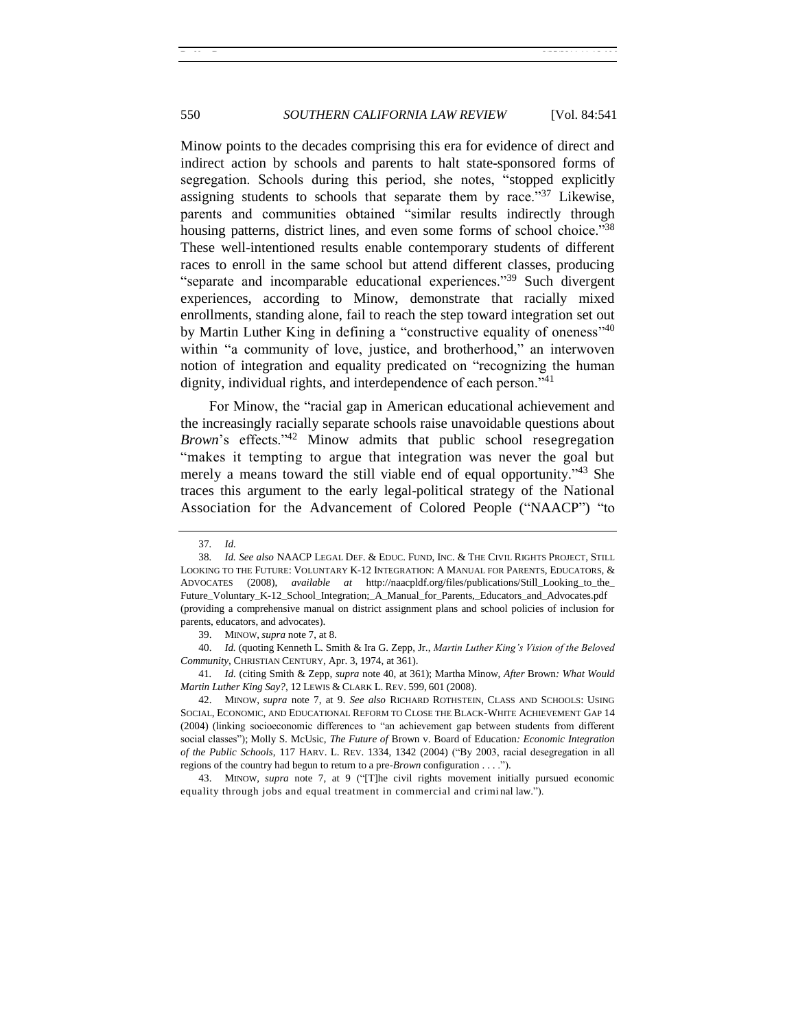Minow points to the decades comprising this era for evidence of direct and indirect action by schools and parents to halt state-sponsored forms of segregation. Schools during this period, she notes, "stopped explicitly assigning students to schools that separate them by race."[37] Likewise, parents and communities obtained "similar results indirectly through housing patterns, district lines, and even some forms of school choice."[38] These well-intentioned results enable contemporary students of different races to enroll in the same school but attend different classes, producing "separate and incomparable educational experiences."[39] Such divergent experiences, according to Minow, demonstrate that racially mixed enrollments, standing alone, fail to reach the step toward integration set out by Martin Luther King in defining a "constructive equality of oneness"[40] within "a community of love, justice, and brotherhood," an interwoven notion of integration and equality predicated on "recognizing the human dignity, individual rights, and interdependence of each person."[41]

For Minow, the "racial gap in American educational achievement and the increasingly racially separate schools raise unavoidable questions about *Brown*'s effects."[42] Minow admits that public school resegregation "makes it tempting to argue that integration was never the goal but merely a means toward the still viable end of equal opportunity."[43] She traces this argument to the early legal-political strategy of the National Association for the Advancement of Colored People ("NAACP") "to

---

37. *Id.*

38. *Id. See also* NAACP LEGAL DEF. & EDUC. FUND, INC. & THE CIVIL RIGHTS PROJECT, STILL LOOKING TO THE FUTURE: VOLUNTARY K-12 INTEGRATION: A MANUAL FOR PARENTS, EDUCATORS, & ADVOCATES (2008), *available at* http://naacpldf.org/files/publications/Still_Looking_to_the_Future_Voluntary_K-12_School_Integration;_A_Manual_for_Parents,_Educators_and_Advocates.pdf (providing a comprehensive manual on district assignment plans and school policies of inclusion for parents, educators, and advocates).

39. MINOW, *supra* note 7, at 8.

40. *Id.* (quoting Kenneth L. Smith & Ira G. Zepp, Jr., *Martin Luther King's Vision of the Beloved Community*, CHRISTIAN CENTURY, Apr. 3, 1974, at 361).

41. *Id.* (citing Smith & Zepp, *supra* note 40, at 361); Martha Minow, *After* Brown*: What Would Martin Luther King Say?*, 12 LEWIS & CLARK L. REV. 599, 601 (2008).

42. MINOW, *supra* note 7, at 9. *See also* RICHARD ROTHSTEIN, CLASS AND SCHOOLS: USING SOCIAL, ECONOMIC, AND EDUCATIONAL REFORM TO CLOSE THE BLACK-WHITE ACHIEVEMENT GAP 14 (2004) (linking socioeconomic differences to "an achievement gap between students from different social classes"); Molly S. McUsic, *The Future of* Brown v. Board of Education*: Economic Integration of the Public Schools*, 117 HARV. L. REV. 1334, 1342 (2004) ("By 2003, racial desegregation in all regions of the country had begun to return to a pre-*Brown* configuration . . . .").

43. MINOW, *supra* note 7, at 9 ("[T]he civil rights movement initially pursued economic equality through jobs and equal treatment in commercial and criminal law.").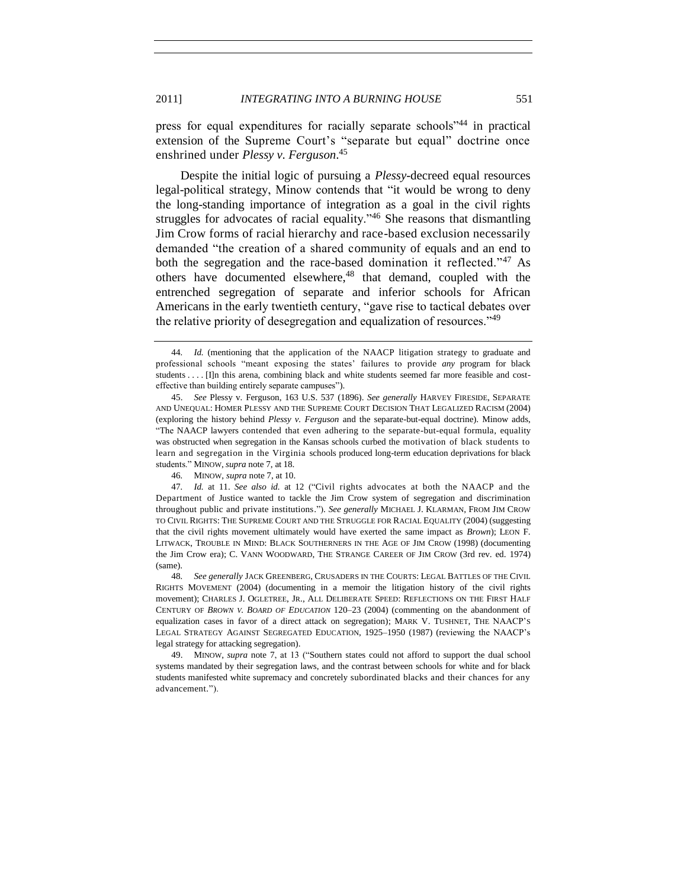press for equal expenditures for racially separate schools"[44] in practical extension of the Supreme Court's "separate but equal" doctrine once enshrined under *Plessy v. Ferguson*.[45]

Despite the initial logic of pursuing a *Plessy*-decreed equal resources legal-political strategy, Minow contends that "it would be wrong to deny the long-standing importance of integration as a goal in the civil rights struggles for advocates of racial equality."[46] She reasons that dismantling Jim Crow forms of racial hierarchy and race-based exclusion necessarily demanded "the creation of a shared community of equals and an end to both the segregation and the race-based domination it reflected."[47] As others have documented elsewhere,[48] that demand, coupled with the entrenched segregation of separate and inferior schools for African Americans in the early twentieth century, "gave rise to tactical debates over the relative priority of desegregation and equalization of resources."[49]

---

44. *Id.* (mentioning that the application of the NAACP litigation strategy to graduate and professional schools "meant exposing the states' failures to provide *any* program for black students . . . . [I]n this arena, combining black and white students seemed far more feasible and cost-effective than building entirely separate campuses").

45. *See* Plessy v. Ferguson, 163 U.S. 537 (1896). *See generally* HARVEY FIRESIDE, SEPARATE AND UNEQUAL: HOMER PLESSY AND THE SUPREME COURT DECISION THAT LEGALIZED RACISM (2004) (exploring the history behind *Plessy v. Ferguson* and the separate-but-equal doctrine). Minow adds, "The NAACP lawyers contended that even adhering to the separate-but-equal formula, equality was obstructed when segregation in the Kansas schools curbed the motivation of black students to learn and segregation in the Virginia schools produced long-term education deprivations for black students." MINOW, *supra* note 7, at 18.

46. MINOW, *supra* note 7, at 10.

47. *Id.* at 11. *See also id.* at 12 ("Civil rights advocates at both the NAACP and the Department of Justice wanted to tackle the Jim Crow system of segregation and discrimination throughout public and private institutions."). *See generally* MICHAEL J. KLARMAN, FROM JIM CROW TO CIVIL RIGHTS: THE SUPREME COURT AND THE STRUGGLE FOR RACIAL EQUALITY (2004) (suggesting that the civil rights movement ultimately would have exerted the same impact as *Brown*); LEON F. LITWACK, TROUBLE IN MIND: BLACK SOUTHERNERS IN THE AGE OF JIM CROW (1998) (documenting the Jim Crow era); C. VANN WOODWARD, THE STRANGE CAREER OF JIM CROW (3rd rev. ed. 1974) (same).

48. *See generally* JACK GREENBERG, CRUSADERS IN THE COURTS: LEGAL BATTLES OF THE CIVIL RIGHTS MOVEMENT (2004) (documenting in a memoir the litigation history of the civil rights movement); CHARLES J. OGLETREE, JR., ALL DELIBERATE SPEED: REFLECTIONS ON THE FIRST HALF CENTURY OF *BROWN V. BOARD OF EDUCATION* 120–23 (2004) (commenting on the abandonment of equalization cases in favor of a direct attack on segregation); MARK V. TUSHNET, THE NAACP'S LEGAL STRATEGY AGAINST SEGREGATED EDUCATION, 1925–1950 (1987) (reviewing the NAACP's legal strategy for attacking segregation).

49. MINOW, *supra* note 7, at 13 ("Southern states could not afford to support the dual school systems mandated by their segregation laws, and the contrast between schools for white and for black students manifested white supremacy and concretely subordinated blacks and their chances for any advancement.").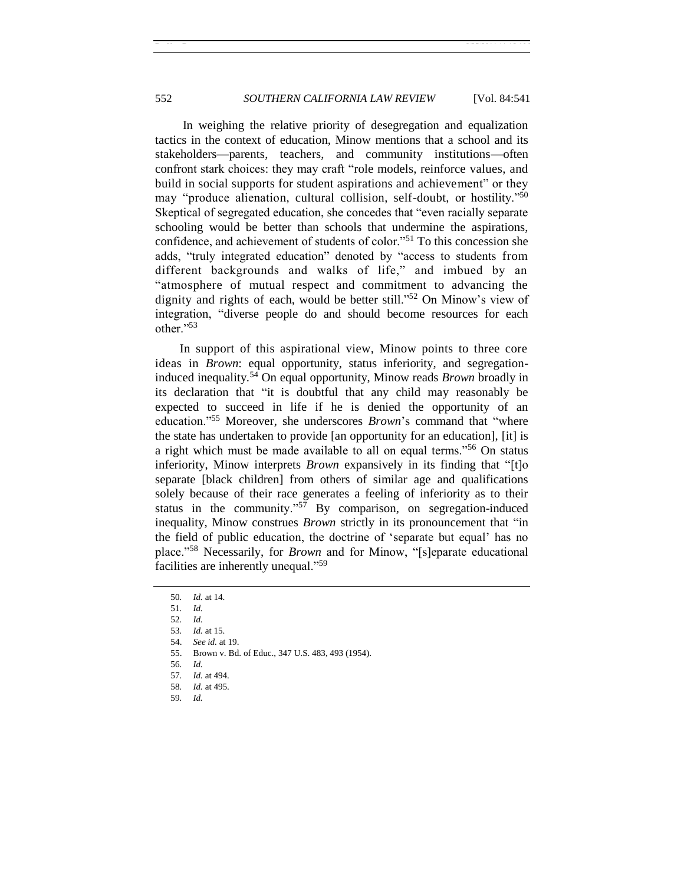In weighing the relative priority of desegregation and equalization tactics in the context of education, Minow mentions that a school and its stakeholders—parents, teachers, and community institutions—often confront stark choices: they may craft "role models, reinforce values, and build in social supports for student aspirations and achievement" or they may "produce alienation, cultural collision, self-doubt, or hostility."[50] Skeptical of segregated education, she concedes that "even racially separate schooling would be better than schools that undermine the aspirations, confidence, and achievement of students of color."[51] To this concession she adds, "truly integrated education" denoted by "access to students from different backgrounds and walks of life," and imbued by an "atmosphere of mutual respect and commitment to advancing the dignity and rights of each, would be better still."[52] On Minow's view of integration, "diverse people do and should become resources for each other."[53]

In support of this aspirational view, Minow points to three core ideas in *Brown*: equal opportunity, status inferiority, and segregation-induced inequality.[54] On equal opportunity, Minow reads *Brown* broadly in its declaration that "it is doubtful that any child may reasonably be expected to succeed in life if he is denied the opportunity of an education."[55] Moreover, she underscores *Brown*'s command that "where the state has undertaken to provide [an opportunity for an education], [it] is a right which must be made available to all on equal terms."[56] On status inferiority, Minow interprets *Brown* expansively in its finding that "[t]o separate [black children] from others of similar age and qualifications solely because of their race generates a feeling of inferiority as to their status in the community."[57] By comparison, on segregation-induced inequality, Minow construes *Brown* strictly in its pronouncement that "in the field of public education, the doctrine of 'separate but equal' has no place."[58] Necessarily, for *Brown* and for Minow, "[s]eparate educational facilities are inherently unequal."[59]

---

50. *Id.* at 14.
51. *Id.*
52. *Id.*
53. *Id.* at 15.
54. *See id.* at 19.
55. Brown v. Bd. of Educ., 347 U.S. 483, 493 (1954).
56. *Id.*
57. *Id.* at 494.
58. *Id.* at 495.
59. *Id.*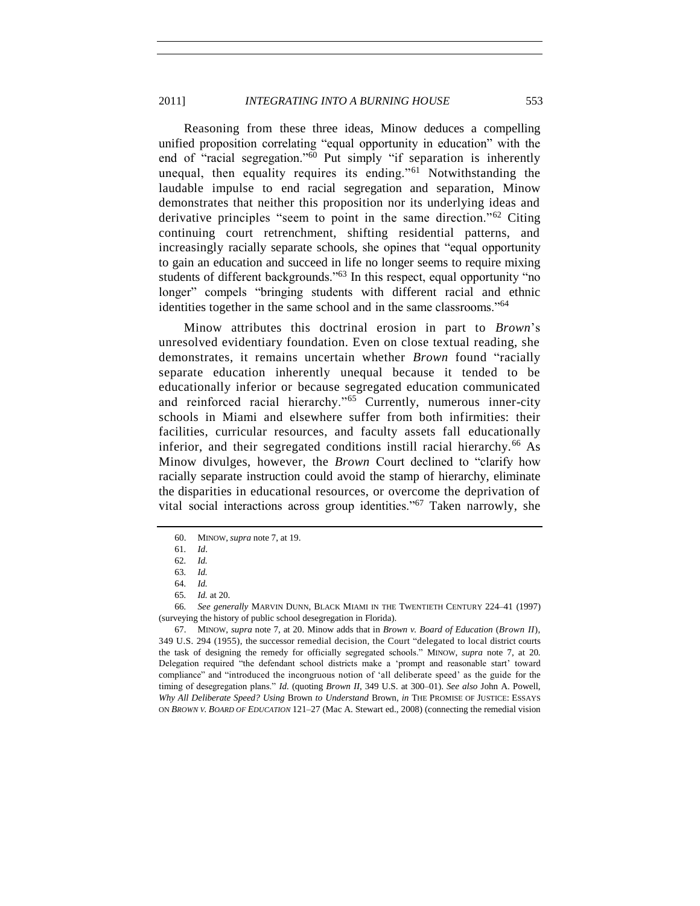Reasoning from these three ideas, Minow deduces a compelling unified proposition correlating "equal opportunity in education" with the end of "racial segregation."[60] Put simply "if separation is inherently unequal, then equality requires its ending."[61] Notwithstanding the laudable impulse to end racial segregation and separation, Minow demonstrates that neither this proposition nor its underlying ideas and derivative principles "seem to point in the same direction."[62] Citing continuing court retrenchment, shifting residential patterns, and increasingly racially separate schools, she opines that "equal opportunity to gain an education and succeed in life no longer seems to require mixing students of different backgrounds."[63] In this respect, equal opportunity "no longer" compels "bringing students with different racial and ethnic identities together in the same school and in the same classrooms."[64]

Minow attributes this doctrinal erosion in part to *Brown*'s unresolved evidentiary foundation. Even on close textual reading, she demonstrates, it remains uncertain whether *Brown* found "racially separate education inherently unequal because it tended to be educationally inferior or because segregated education communicated and reinforced racial hierarchy."[65] Currently, numerous inner-city schools in Miami and elsewhere suffer from both infirmities: their facilities, curricular resources, and faculty assets fall educationally inferior, and their segregated conditions instill racial hierarchy.[66] As Minow divulges, however, the *Brown* Court declined to "clarify how racially separate instruction could avoid the stamp of hierarchy, eliminate the disparities in educational resources, or overcome the deprivation of vital social interactions across group identities."[67] Taken narrowly, she

---

60. MINOW, *supra* note 7, at 19.

61. *Id*.

62. *Id.*

63. *Id.*

64. *Id.*

65. *Id.* at 20.

66. *See generally* MARVIN DUNN, BLACK MIAMI IN THE TWENTIETH CENTURY 224–41 (1997) (surveying the history of public school desegregation in Florida).

67. MINOW, *supra* note 7, at 20. Minow adds that in *Brown v. Board of Education* (*Brown II*), 349 U.S. 294 (1955), the successor remedial decision, the Court "delegated to local district courts the task of designing the remedy for officially segregated schools." MINOW, *supra* note 7, at 20. Delegation required "the defendant school districts make a 'prompt and reasonable start' toward compliance" and "introduced the incongruous notion of 'all deliberate speed' as the guide for the timing of desegregation plans." *Id.* (quoting *Brown II*, 349 U.S. at 300–01). *See also* John A. Powell, *Why All Deliberate Speed? Using* Brown *to Understand* Brown, *in* THE PROMISE OF JUSTICE: ESSAYS ON *BROWN V. BOARD OF EDUCATION* 121–27 (Mac A. Stewart ed., 2008) (connecting the remedial vision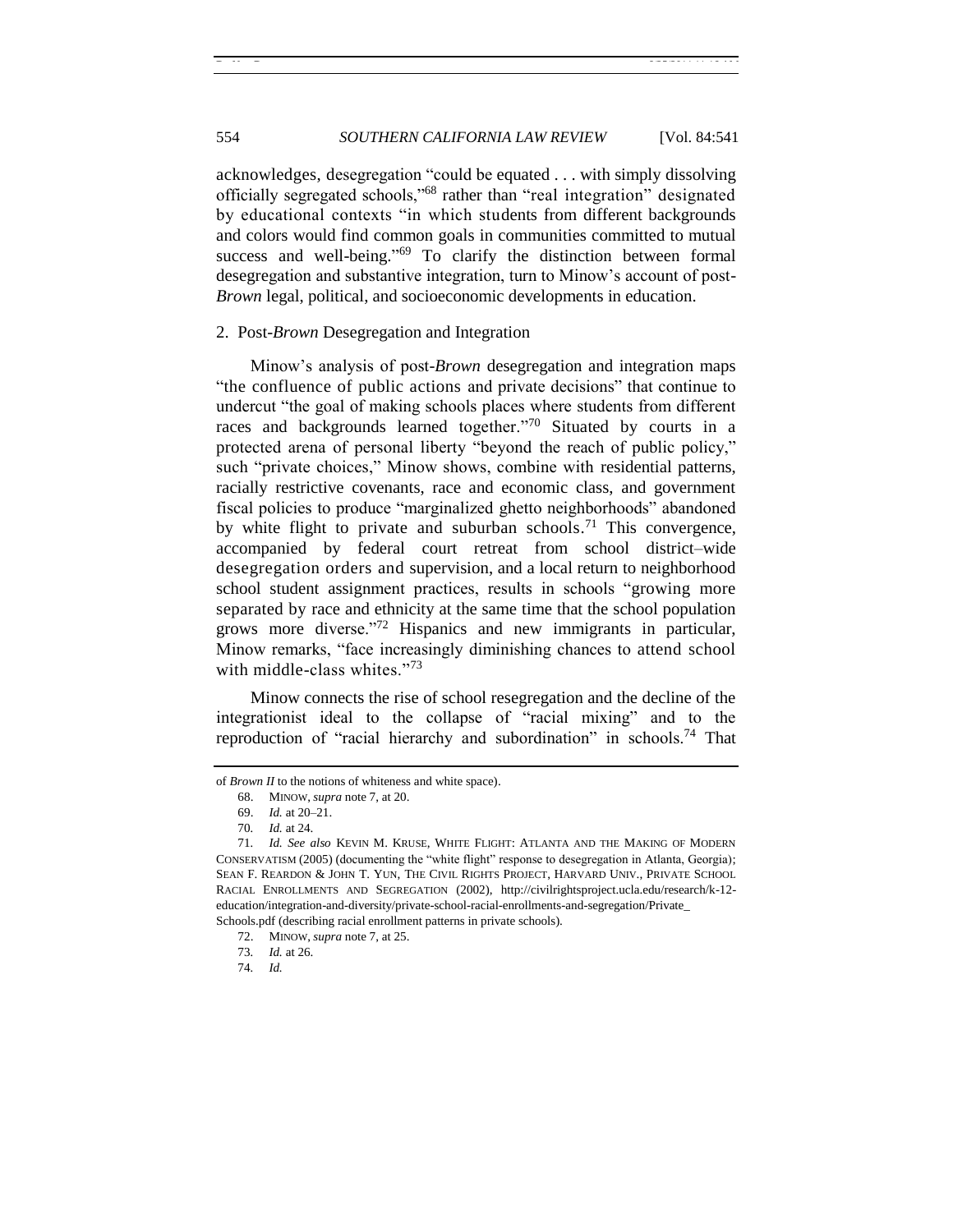acknowledges, desegregation "could be equated . . . with simply dissolving officially segregated schools,"[68] rather than "real integration" designated by educational contexts "in which students from different backgrounds and colors would find common goals in communities committed to mutual success and well-being."[69] To clarify the distinction between formal desegregation and substantive integration, turn to Minow's account of post-*Brown* legal, political, and socioeconomic developments in education.

### 2. Post-*Brown* Desegregation and Integration

Minow's analysis of post-*Brown* desegregation and integration maps "the confluence of public actions and private decisions" that continue to undercut "the goal of making schools places where students from different races and backgrounds learned together."[70] Situated by courts in a protected arena of personal liberty "beyond the reach of public policy," such "private choices," Minow shows, combine with residential patterns, racially restrictive covenants, race and economic class, and government fiscal policies to produce "marginalized ghetto neighborhoods" abandoned by white flight to private and suburban schools.[71] This convergence, accompanied by federal court retreat from school district–wide desegregation orders and supervision, and a local return to neighborhood school student assignment practices, results in schools "growing more separated by race and ethnicity at the same time that the school population grows more diverse."[72] Hispanics and new immigrants in particular, Minow remarks, "face increasingly diminishing chances to attend school with middle-class whites."[73]

Minow connects the rise of school resegregation and the decline of the integrationist ideal to the collapse of "racial mixing" and to the reproduction of "racial hierarchy and subordination" in schools.[74] That

---

of *Brown II* to the notions of whiteness and white space).

68. MINOW, *supra* note 7, at 20.

69. *Id.* at 20–21.

70. *Id.* at 24.

71. *Id. See also* KEVIN M. KRUSE, WHITE FLIGHT: ATLANTA AND THE MAKING OF MODERN CONSERVATISM (2005) (documenting the "white flight" response to desegregation in Atlanta, Georgia); SEAN F. REARDON & JOHN T. YUN, THE CIVIL RIGHTS PROJECT, HARVARD UNIV., PRIVATE SCHOOL RACIAL ENROLLMENTS AND SEGREGATION (2002), http://civilrightsproject.ucla.edu/research/k-12-education/integration-and-diversity/private-school-racial-enrollments-and-segregation/Private_Schools.pdf (describing racial enrollment patterns in private schools).

72. MINOW, *supra* note 7, at 25.

73. *Id.* at 26.

74. *Id.*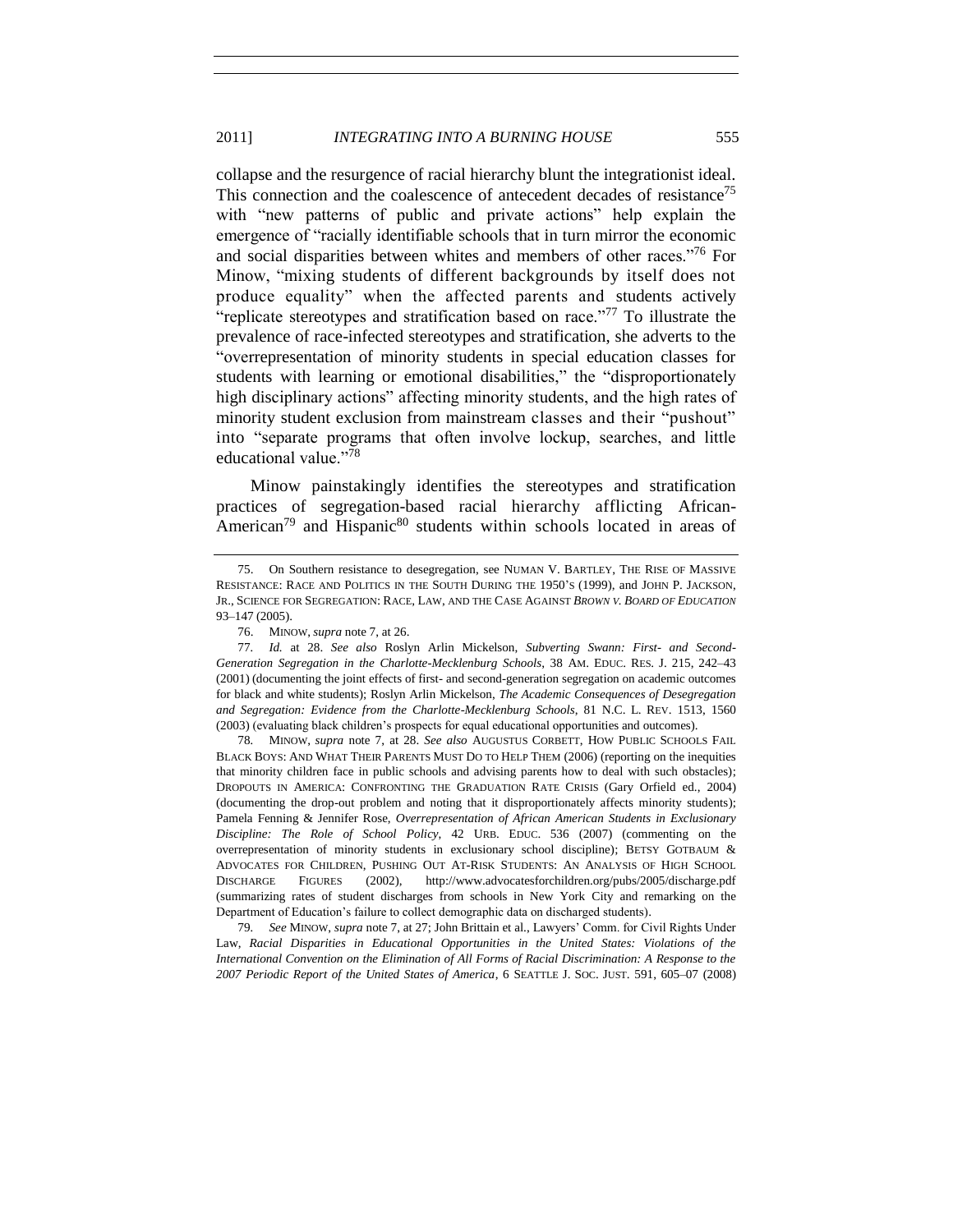collapse and the resurgence of racial hierarchy blunt the integrationist ideal. This connection and the coalescence of antecedent decades of resistance[75] with "new patterns of public and private actions" help explain the emergence of "racially identifiable schools that in turn mirror the economic and social disparities between whites and members of other races."[76] For Minow, "mixing students of different backgrounds by itself does not produce equality" when the affected parents and students actively "replicate stereotypes and stratification based on race."[77] To illustrate the prevalence of race-infected stereotypes and stratification, she adverts to the "overrepresentation of minority students in special education classes for students with learning or emotional disabilities," the "disproportionately high disciplinary actions" affecting minority students, and the high rates of minority student exclusion from mainstream classes and their "pushout" into "separate programs that often involve lockup, searches, and little educational value."[78]

Minow painstakingly identifies the stereotypes and stratification practices of segregation-based racial hierarchy afflicting African-American[79] and Hispanic[80] students within schools located in areas of

---

75. On Southern resistance to desegregation, see NUMAN V. BARTLEY, THE RISE OF MASSIVE RESISTANCE: RACE AND POLITICS IN THE SOUTH DURING THE 1950'S (1999), and JOHN P. JACKSON, JR., SCIENCE FOR SEGREGATION: RACE, LAW, AND THE CASE AGAINST *BROWN V. BOARD OF EDUCATION* 93–147 (2005).

76. MINOW, *supra* note 7, at 26.

77. *Id.* at 28. *See also* Roslyn Arlin Mickelson, *Subverting Swann: First- and Second-Generation Segregation in the Charlotte-Mecklenburg Schools*, 38 AM. EDUC. RES. J. 215, 242–43 (2001) (documenting the joint effects of first- and second-generation segregation on academic outcomes for black and white students); Roslyn Arlin Mickelson, *The Academic Consequences of Desegregation and Segregation: Evidence from the Charlotte-Mecklenburg Schools*, 81 N.C. L. REV. 1513, 1560 (2003) (evaluating black children's prospects for equal educational opportunities and outcomes).

78. MINOW, *supra* note 7, at 28. *See also* AUGUSTUS CORBETT, HOW PUBLIC SCHOOLS FAIL BLACK BOYS: AND WHAT THEIR PARENTS MUST DO TO HELP THEM (2006) (reporting on the inequities that minority children face in public schools and advising parents how to deal with such obstacles); DROPOUTS IN AMERICA: CONFRONTING THE GRADUATION RATE CRISIS (Gary Orfield ed., 2004) (documenting the drop-out problem and noting that it disproportionately affects minority students); Pamela Fenning & Jennifer Rose, *Overrepresentation of African American Students in Exclusionary Discipline: The Role of School Policy*, 42 URB. EDUC. 536 (2007) (commenting on the overrepresentation of minority students in exclusionary school discipline); BETSY GOTBAUM & ADVOCATES FOR CHILDREN, PUSHING OUT AT-RISK STUDENTS: AN ANALYSIS OF HIGH SCHOOL DISCHARGE FIGURES (2002), http://www.advocatesforchildren.org/pubs/2005/discharge.pdf (summarizing rates of student discharges from schools in New York City and remarking on the Department of Education's failure to collect demographic data on discharged students).

79. *See* MINOW, *supra* note 7, at 27; John Brittain et al., Lawyers' Comm. for Civil Rights Under Law, *Racial Disparities in Educational Opportunities in the United States: Violations of the International Convention on the Elimination of All Forms of Racial Discrimination: A Response to the 2007 Periodic Report of the United States of America*, 6 SEATTLE J. SOC. JUST. 591, 605–07 (2008)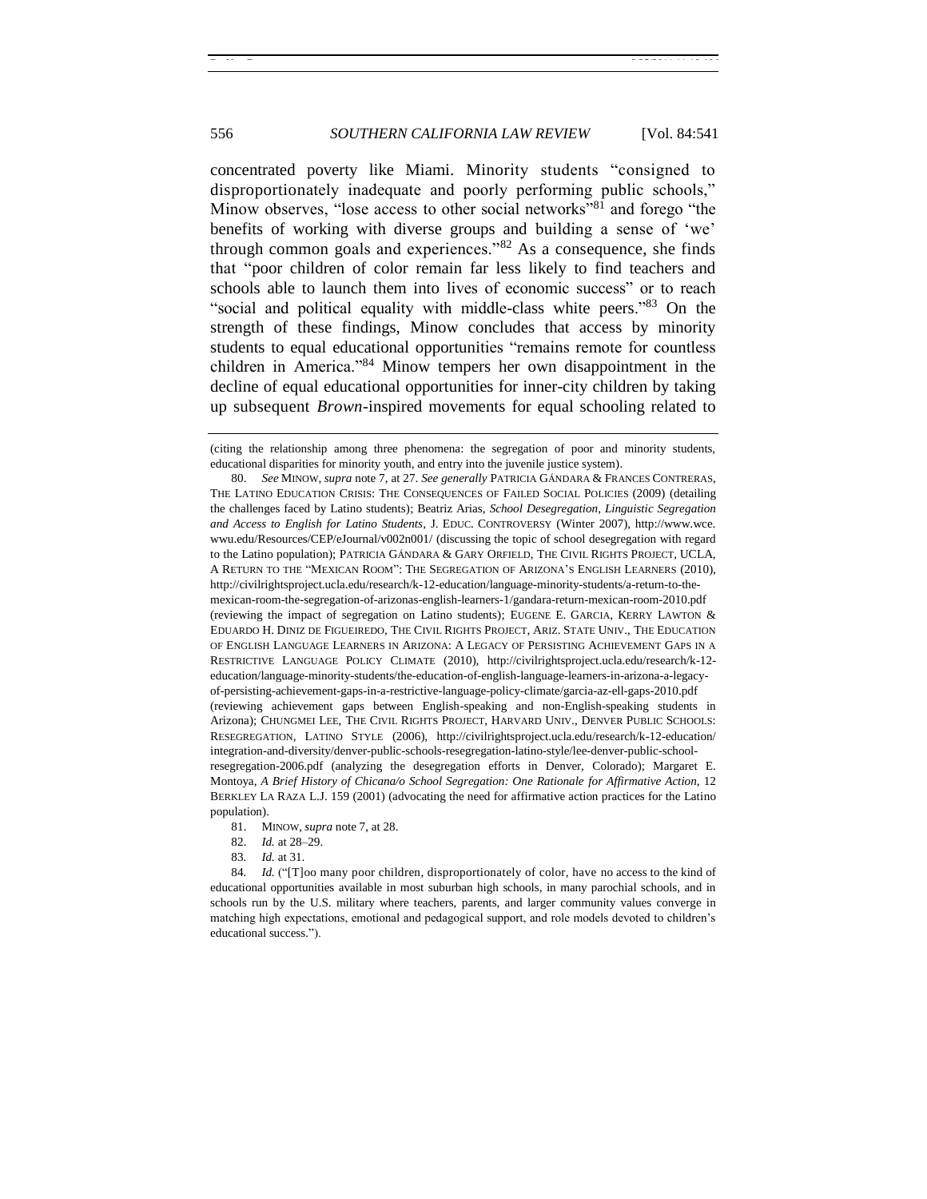concentrated poverty like Miami. Minority students "consigned to disproportionately inadequate and poorly performing public schools," Minow observes, "lose access to other social networks"[81] and forego "the benefits of working with diverse groups and building a sense of 'we' through common goals and experiences."[82] As a consequence, she finds that "poor children of color remain far less likely to find teachers and schools able to launch them into lives of economic success" or to reach "social and political equality with middle-class white peers."[83] On the strength of these findings, Minow concludes that access by minority students to equal educational opportunities "remains remote for countless children in America."[84] Minow tempers her own disappointment in the decline of equal educational opportunities for inner-city children by taking up subsequent *Brown*-inspired movements for equal schooling related to

---

(citing the relationship among three phenomena: the segregation of poor and minority students, educational disparities for minority youth, and entry into the juvenile justice system).

80. *See* MINOW, *supra* note 7, at 27. *See generally* PATRICIA GÁNDARA & FRANCES CONTRERAS, THE LATINO EDUCATION CRISIS: THE CONSEQUENCES OF FAILED SOCIAL POLICIES (2009) (detailing the challenges faced by Latino students); Beatriz Arias, *School Desegregation, Linguistic Segregation and Access to English for Latino Students*, J. EDUC. CONTROVERSY (Winter 2007), http://www.wce.wwu.edu/Resources/CEP/eJournal/v002n001/ (discussing the topic of school desegregation with regard to the Latino population); PATRICIA GÁNDARA & GARY ORFIELD, THE CIVIL RIGHTS PROJECT, UCLA, A RETURN TO THE "MEXICAN ROOM": THE SEGREGATION OF ARIZONA'S ENGLISH LEARNERS (2010), http://civilrightsproject.ucla.edu/research/k-12-education/language-minority-students/a-return-to-the-mexican-room-the-segregation-of-arizonas-english-learners-1/gandara-return-mexican-room-2010.pdf (reviewing the impact of segregation on Latino students); EUGENE E. GARCIA, KERRY LAWTON & EDUARDO H. DINIZ DE FIGUEIREDO, THE CIVIL RIGHTS PROJECT, ARIZ. STATE UNIV., THE EDUCATION OF ENGLISH LANGUAGE LEARNERS IN ARIZONA: A LEGACY OF PERSISTING ACHIEVEMENT GAPS IN A RESTRICTIVE LANGUAGE POLICY CLIMATE (2010), http://civilrightsproject.ucla.edu/research/k-12-education/language-minority-students/the-education-of-english-language-learners-in-arizona-a-legacy-of-persisting-achievement-gaps-in-a-restrictive-language-policy-climate/garcia-az-ell-gaps-2010.pdf (reviewing achievement gaps between English-speaking and non-English-speaking students in Arizona); CHUNGMEI LEE, THE CIVIL RIGHTS PROJECT, HARVARD UNIV., DENVER PUBLIC SCHOOLS: RESEGREGATION, LATINO STYLE (2006), http://civilrightsproject.ucla.edu/research/k-12-education/integration-and-diversity/denver-public-schools-resegregation-latino-style/lee-denver-public-school-resegregation-2006.pdf (analyzing the desegregation efforts in Denver, Colorado); Margaret E. Montoya, *A Brief History of Chicana/o School Segregation: One Rationale for Affirmative Action*, 12 BERKLEY LA RAZA L.J. 159 (2001) (advocating the need for affirmative action practices for the Latino population).

81. MINOW, *supra* note 7, at 28.

82. *Id.* at 28–29.

83. *Id.* at 31.

84. *Id.* ("[T]oo many poor children, disproportionately of color, have no access to the kind of educational opportunities available in most suburban high schools, in many parochial schools, and in schools run by the U.S. military where teachers, parents, and larger community values converge in matching high expectations, emotional and pedagogical support, and role models devoted to children's educational success.").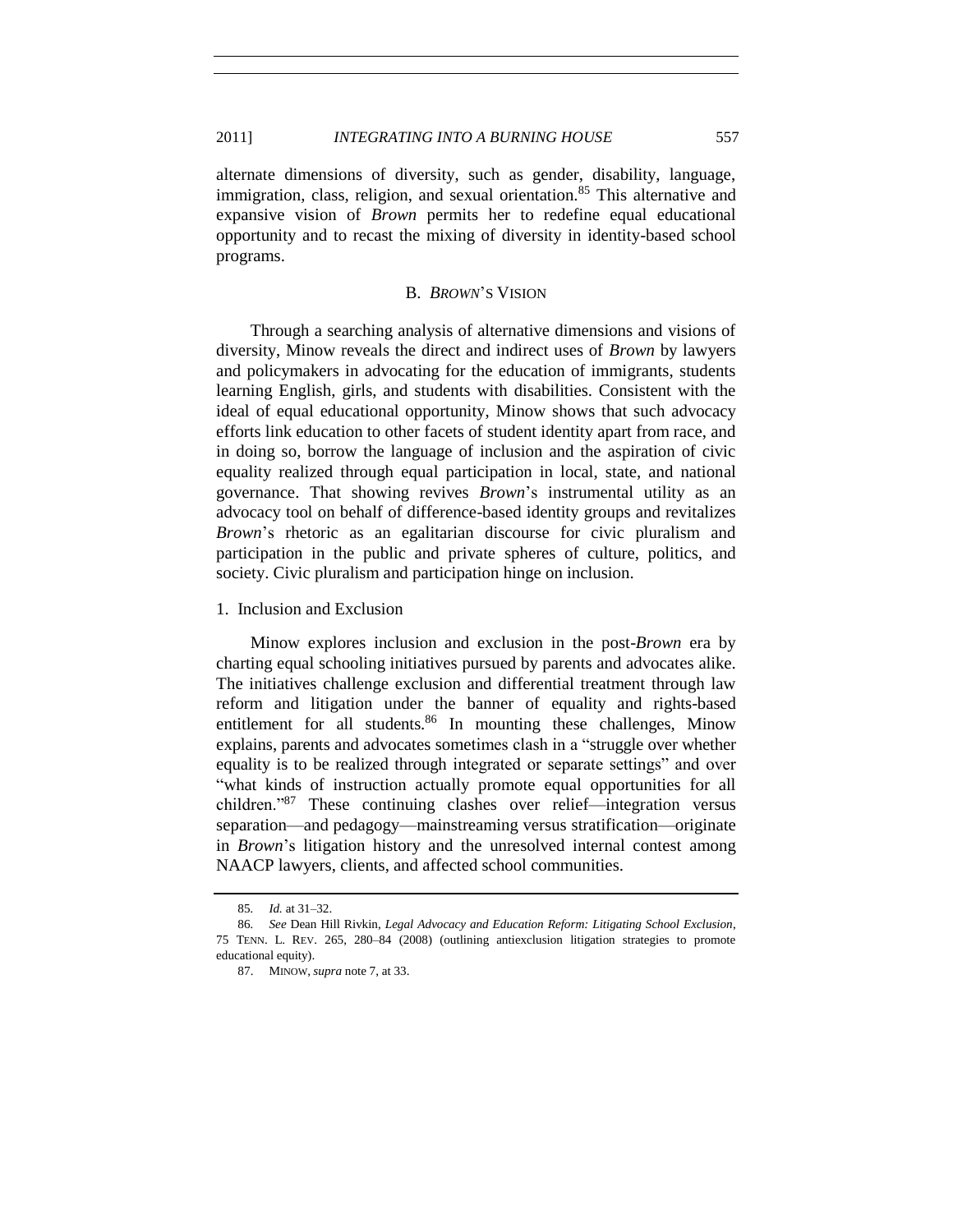alternate dimensions of diversity, such as gender, disability, language, immigration, class, religion, and sexual orientation.[85] This alternative and expansive vision of *Brown* permits her to redefine equal educational opportunity and to recast the mixing of diversity in identity-based school programs.

## B. *BROWN*'S VISION

Through a searching analysis of alternative dimensions and visions of diversity, Minow reveals the direct and indirect uses of *Brown* by lawyers and policymakers in advocating for the education of immigrants, students learning English, girls, and students with disabilities. Consistent with the ideal of equal educational opportunity, Minow shows that such advocacy efforts link education to other facets of student identity apart from race, and in doing so, borrow the language of inclusion and the aspiration of civic equality realized through equal participation in local, state, and national governance. That showing revives *Brown*'s instrumental utility as an advocacy tool on behalf of difference-based identity groups and revitalizes *Brown*'s rhetoric as an egalitarian discourse for civic pluralism and participation in the public and private spheres of culture, politics, and society. Civic pluralism and participation hinge on inclusion.

### 1. Inclusion and Exclusion

Minow explores inclusion and exclusion in the post-*Brown* era by charting equal schooling initiatives pursued by parents and advocates alike. The initiatives challenge exclusion and differential treatment through law reform and litigation under the banner of equality and rights-based entitlement for all students.[86] In mounting these challenges, Minow explains, parents and advocates sometimes clash in a "struggle over whether equality is to be realized through integrated or separate settings" and over "what kinds of instruction actually promote equal opportunities for all children."[87] These continuing clashes over relief—integration versus separation—and pedagogy—mainstreaming versus stratification—originate in *Brown*'s litigation history and the unresolved internal contest among NAACP lawyers, clients, and affected school communities.

---

85. *Id.* at 31–32.

86. *See* Dean Hill Rivkin, *Legal Advocacy and Education Reform: Litigating School Exclusion*, 75 TENN. L. REV. 265, 280–84 (2008) (outlining antiexclusion litigation strategies to promote educational equity).

87. MINOW, *supra* note 7, at 33.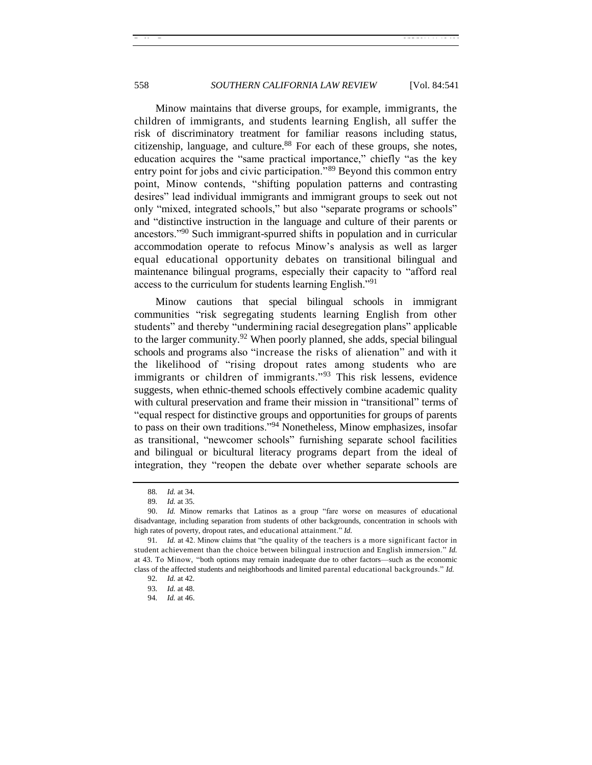Minow maintains that diverse groups, for example, immigrants, the children of immigrants, and students learning English, all suffer the risk of discriminatory treatment for familiar reasons including status, citizenship, language, and culture.[88] For each of these groups, she notes, education acquires the "same practical importance," chiefly "as the key entry point for jobs and civic participation."[89] Beyond this common entry point, Minow contends, "shifting population patterns and contrasting desires" lead individual immigrants and immigrant groups to seek out not only "mixed, integrated schools," but also "separate programs or schools" and "distinctive instruction in the language and culture of their parents or ancestors."[90] Such immigrant-spurred shifts in population and in curricular accommodation operate to refocus Minow's analysis as well as larger equal educational opportunity debates on transitional bilingual and maintenance bilingual programs, especially their capacity to "afford real access to the curriculum for students learning English."[91]

Minow cautions that special bilingual schools in immigrant communities "risk segregating students learning English from other students" and thereby "undermining racial desegregation plans" applicable to the larger community.[92] When poorly planned, she adds, special bilingual schools and programs also "increase the risks of alienation" and with it the likelihood of "rising dropout rates among students who are immigrants or children of immigrants."[93] This risk lessens, evidence suggests, when ethnic-themed schools effectively combine academic quality with cultural preservation and frame their mission in "transitional" terms of "equal respect for distinctive groups and opportunities for groups of parents to pass on their own traditions."[94] Nonetheless, Minow emphasizes, insofar as transitional, "newcomer schools" furnishing separate school facilities and bilingual or bicultural literacy programs depart from the ideal of integration, they "reopen the debate over whether separate schools are

---

88. *Id.* at 34.

89. *Id.* at 35.

90. *Id.* Minow remarks that Latinos as a group "fare worse on measures of educational disadvantage, including separation from students of other backgrounds, concentration in schools with high rates of poverty, dropout rates, and educational attainment." *Id.*

91. *Id.* at 42. Minow claims that "the quality of the teachers is a more significant factor in student achievement than the choice between bilingual instruction and English immersion." *Id.* at 43. To Minow, "both options may remain inadequate due to other factors—such as the economic class of the affected students and neighborhoods and limited parental educational backgrounds." *Id.*

92. *Id.* at 42.

93. *Id.* at 48.

94. *Id.* at 46.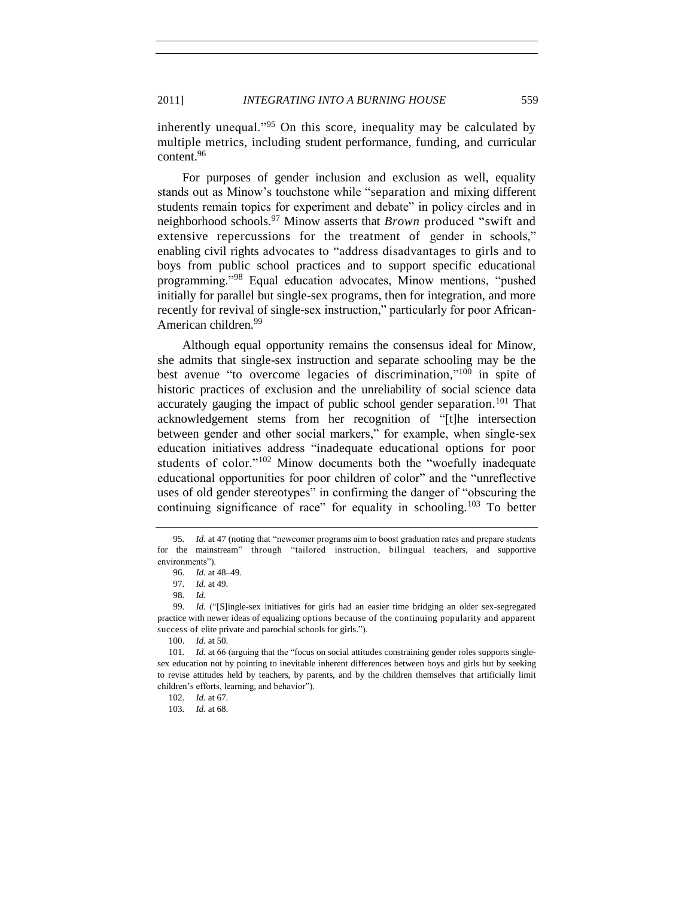inherently unequal."[95] On this score, inequality may be calculated by multiple metrics, including student performance, funding, and curricular content.[96]

For purposes of gender inclusion and exclusion as well, equality stands out as Minow's touchstone while "separation and mixing different students remain topics for experiment and debate" in policy circles and in neighborhood schools.[97] Minow asserts that *Brown* produced "swift and extensive repercussions for the treatment of gender in schools," enabling civil rights advocates to "address disadvantages to girls and to boys from public school practices and to support specific educational programming."[98] Equal education advocates, Minow mentions, "pushed initially for parallel but single-sex programs, then for integration, and more recently for revival of single-sex instruction," particularly for poor African-American children.[99]

Although equal opportunity remains the consensus ideal for Minow, she admits that single-sex instruction and separate schooling may be the best avenue "to overcome legacies of discrimination,"[100] in spite of historic practices of exclusion and the unreliability of social science data accurately gauging the impact of public school gender separation.[101] That acknowledgement stems from her recognition of "[t]he intersection between gender and other social markers," for example, when single-sex education initiatives address "inadequate educational options for poor students of color."[102] Minow documents both the "woefully inadequate educational opportunities for poor children of color" and the "unreflective uses of old gender stereotypes" in confirming the danger of "obscuring the continuing significance of race" for equality in schooling.[103] To better

---

95. *Id.* at 47 (noting that "newcomer programs aim to boost graduation rates and prepare students for the mainstream" through "tailored instruction, bilingual teachers, and supportive environments").

96. *Id.* at 48–49.

97. *Id.* at 49.

98. *Id.*

99. *Id.* ("[S]ingle-sex initiatives for girls had an easier time bridging an older sex-segregated practice with newer ideas of equalizing options because of the continuing popularity and apparent success of elite private and parochial schools for girls.").

100. *Id.* at 50.

101. *Id.* at 66 (arguing that the "focus on social attitudes constraining gender roles supports single-sex education not by pointing to inevitable inherent differences between boys and girls but by seeking to revise attitudes held by teachers, by parents, and by the children themselves that artificially limit children's efforts, learning, and behavior").

102. *Id.* at 67.

103. *Id.* at 68.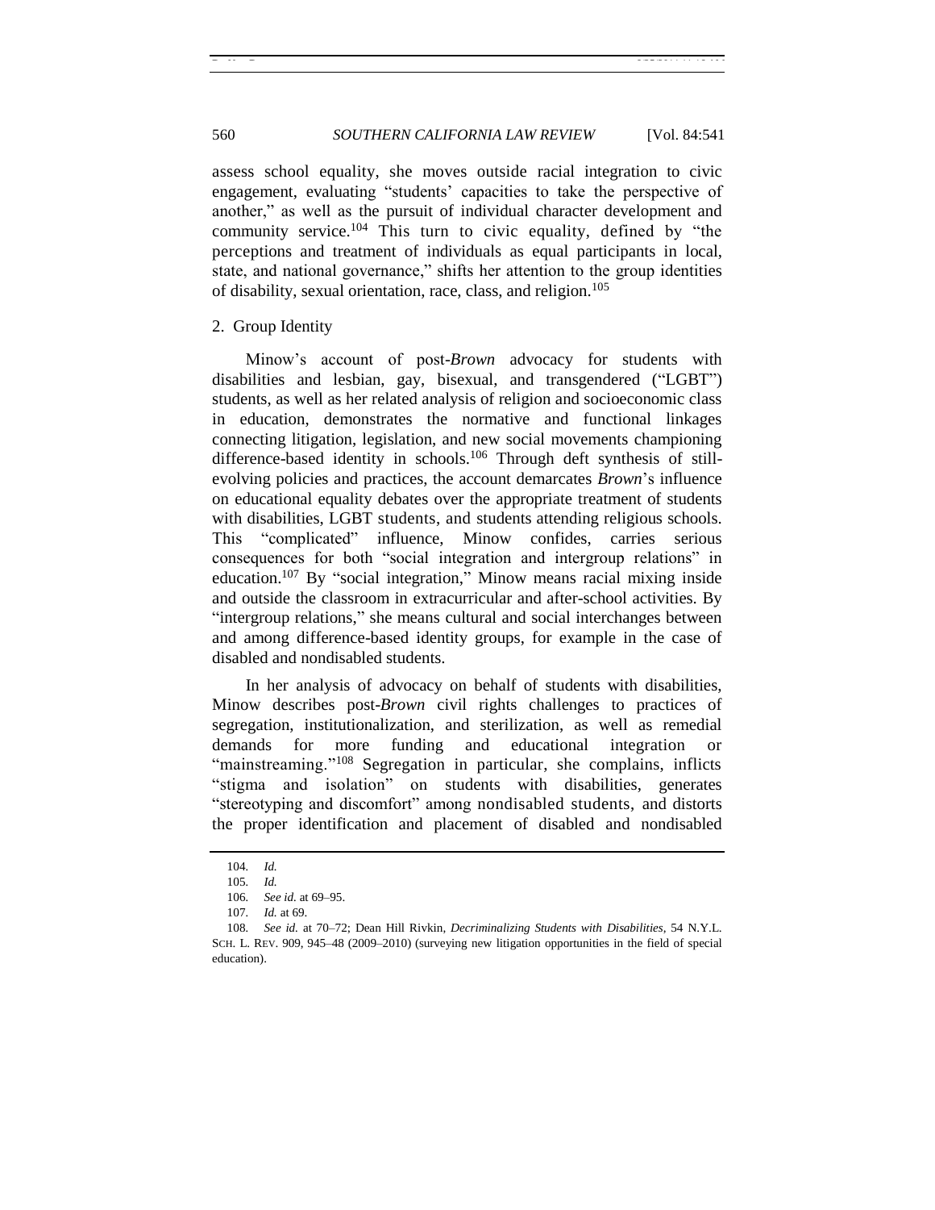assess school equality, she moves outside racial integration to civic engagement, evaluating "students' capacities to take the perspective of another," as well as the pursuit of individual character development and community service.[104] This turn to civic equality, defined by "the perceptions and treatment of individuals as equal participants in local, state, and national governance," shifts her attention to the group identities of disability, sexual orientation, race, class, and religion.[105]

### 2. Group Identity

Minow's account of post-*Brown* advocacy for students with disabilities and lesbian, gay, bisexual, and transgendered ("LGBT") students, as well as her related analysis of religion and socioeconomic class in education, demonstrates the normative and functional linkages connecting litigation, legislation, and new social movements championing difference-based identity in schools.[106] Through deft synthesis of still-evolving policies and practices, the account demarcates *Brown*'s influence on educational equality debates over the appropriate treatment of students with disabilities, LGBT students, and students attending religious schools. This "complicated" influence, Minow confides, carries serious consequences for both "social integration and intergroup relations" in education.[107] By "social integration," Minow means racial mixing inside and outside the classroom in extracurricular and after-school activities. By "intergroup relations," she means cultural and social interchanges between and among difference-based identity groups, for example in the case of disabled and nondisabled students.

In her analysis of advocacy on behalf of students with disabilities, Minow describes post-*Brown* civil rights challenges to practices of segregation, institutionalization, and sterilization, as well as remedial demands for more funding and educational integration or "mainstreaming."[108] Segregation in particular, she complains, inflicts "stigma and isolation" on students with disabilities, generates "stereotyping and discomfort" among nondisabled students, and distorts the proper identification and placement of disabled and nondisabled

---

104. *Id.*

105. *Id.*

106. *See id.* at 69–95.

107. *Id.* at 69.

108. *See id.* at 70–72; Dean Hill Rivkin, *Decriminalizing Students with Disabilities*, 54 N.Y.L. SCH. L. REV. 909, 945–48 (2009–2010) (surveying new litigation opportunities in the field of special education).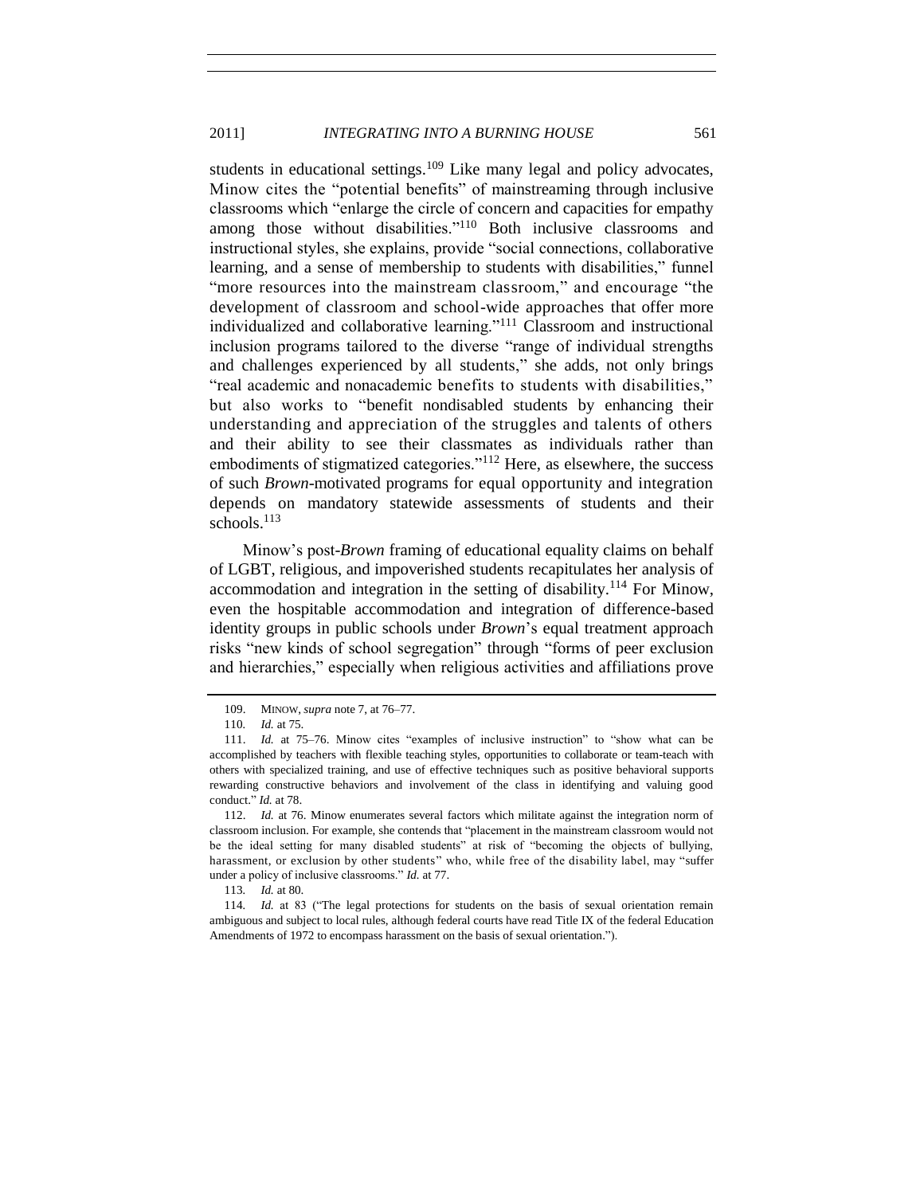students in educational settings.[109] Like many legal and policy advocates, Minow cites the "potential benefits" of mainstreaming through inclusive classrooms which "enlarge the circle of concern and capacities for empathy among those without disabilities."[110] Both inclusive classrooms and instructional styles, she explains, provide "social connections, collaborative learning, and a sense of membership to students with disabilities," funnel "more resources into the mainstream classroom," and encourage "the development of classroom and school-wide approaches that offer more individualized and collaborative learning."[111] Classroom and instructional inclusion programs tailored to the diverse "range of individual strengths and challenges experienced by all students," she adds, not only brings "real academic and nonacademic benefits to students with disabilities," but also works to "benefit nondisabled students by enhancing their understanding and appreciation of the struggles and talents of others and their ability to see their classmates as individuals rather than embodiments of stigmatized categories."[112] Here, as elsewhere, the success of such *Brown*-motivated programs for equal opportunity and integration depends on mandatory statewide assessments of students and their schools.[113]

Minow's post-*Brown* framing of educational equality claims on behalf of LGBT, religious, and impoverished students recapitulates her analysis of accommodation and integration in the setting of disability.[114] For Minow, even the hospitable accommodation and integration of difference-based identity groups in public schools under *Brown*'s equal treatment approach risks "new kinds of school segregation" through "forms of peer exclusion and hierarchies," especially when religious activities and affiliations prove

---

109. MINOW, *supra* note 7, at 76–77.

110. *Id.* at 75.

111. *Id.* at 75–76. Minow cites "examples of inclusive instruction" to "show what can be accomplished by teachers with flexible teaching styles, opportunities to collaborate or team-teach with others with specialized training, and use of effective techniques such as positive behavioral supports rewarding constructive behaviors and involvement of the class in identifying and valuing good conduct." *Id.* at 78.

112. *Id.* at 76. Minow enumerates several factors which militate against the integration norm of classroom inclusion. For example, she contends that "placement in the mainstream classroom would not be the ideal setting for many disabled students" at risk of "becoming the objects of bullying, harassment, or exclusion by other students" who, while free of the disability label, may "suffer under a policy of inclusive classrooms." *Id.* at 77.

113. *Id.* at 80.

114. *Id.* at 83 ("The legal protections for students on the basis of sexual orientation remain ambiguous and subject to local rules, although federal courts have read Title IX of the federal Education Amendments of 1972 to encompass harassment on the basis of sexual orientation.").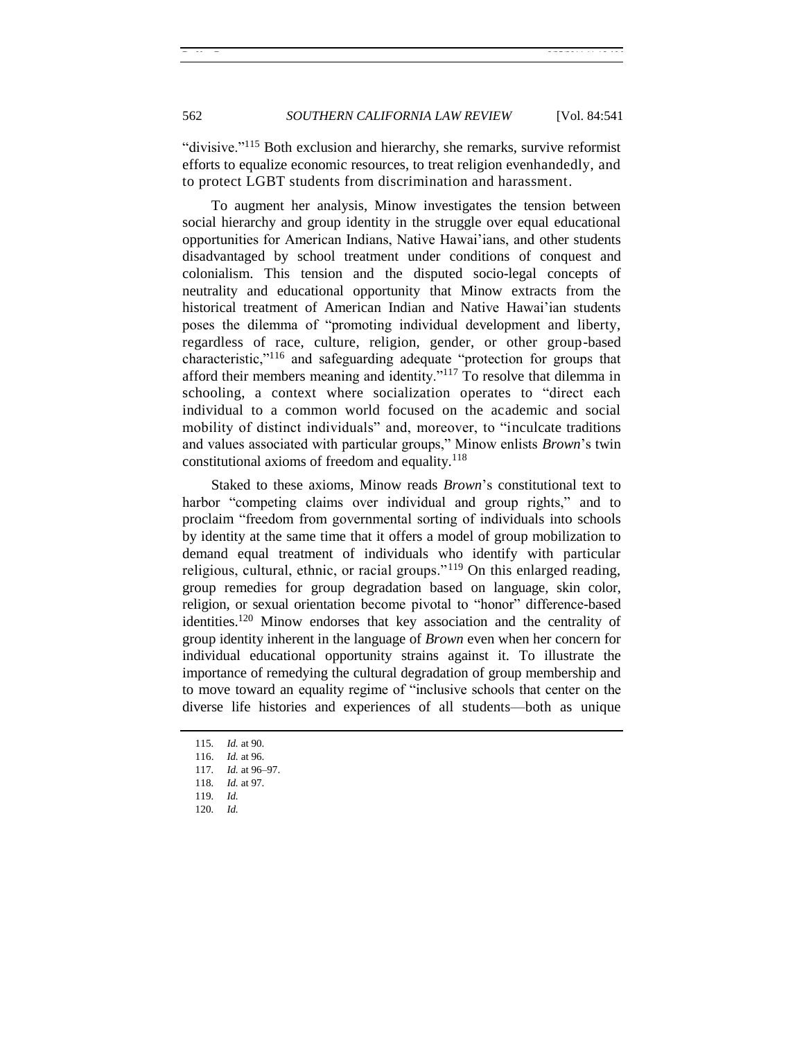"divisive."[115] Both exclusion and hierarchy, she remarks, survive reformist efforts to equalize economic resources, to treat religion evenhandedly, and to protect LGBT students from discrimination and harassment.

To augment her analysis, Minow investigates the tension between social hierarchy and group identity in the struggle over equal educational opportunities for American Indians, Native Hawai'ians, and other students disadvantaged by school treatment under conditions of conquest and colonialism. This tension and the disputed socio-legal concepts of neutrality and educational opportunity that Minow extracts from the historical treatment of American Indian and Native Hawai'ian students poses the dilemma of "promoting individual development and liberty, regardless of race, culture, religion, gender, or other group-based characteristic,"[116] and safeguarding adequate "protection for groups that afford their members meaning and identity."[117] To resolve that dilemma in schooling, a context where socialization operates to "direct each individual to a common world focused on the academic and social mobility of distinct individuals" and, moreover, to "inculcate traditions and values associated with particular groups," Minow enlists *Brown*'s twin constitutional axioms of freedom and equality.[118]

Staked to these axioms, Minow reads *Brown*'s constitutional text to harbor "competing claims over individual and group rights," and to proclaim "freedom from governmental sorting of individuals into schools by identity at the same time that it offers a model of group mobilization to demand equal treatment of individuals who identify with particular religious, cultural, ethnic, or racial groups."[119] On this enlarged reading, group remedies for group degradation based on language, skin color, religion, or sexual orientation become pivotal to "honor" difference-based identities.[120] Minow endorses that key association and the centrality of group identity inherent in the language of *Brown* even when her concern for individual educational opportunity strains against it. To illustrate the importance of remedying the cultural degradation of group membership and to move toward an equality regime of "inclusive schools that center on the diverse life histories and experiences of all students—both as unique

115. *Id.* at 90.
116. *Id.* at 96.
117. *Id.* at 96–97.
118. *Id.* at 97.
119. *Id.*
120. *Id.*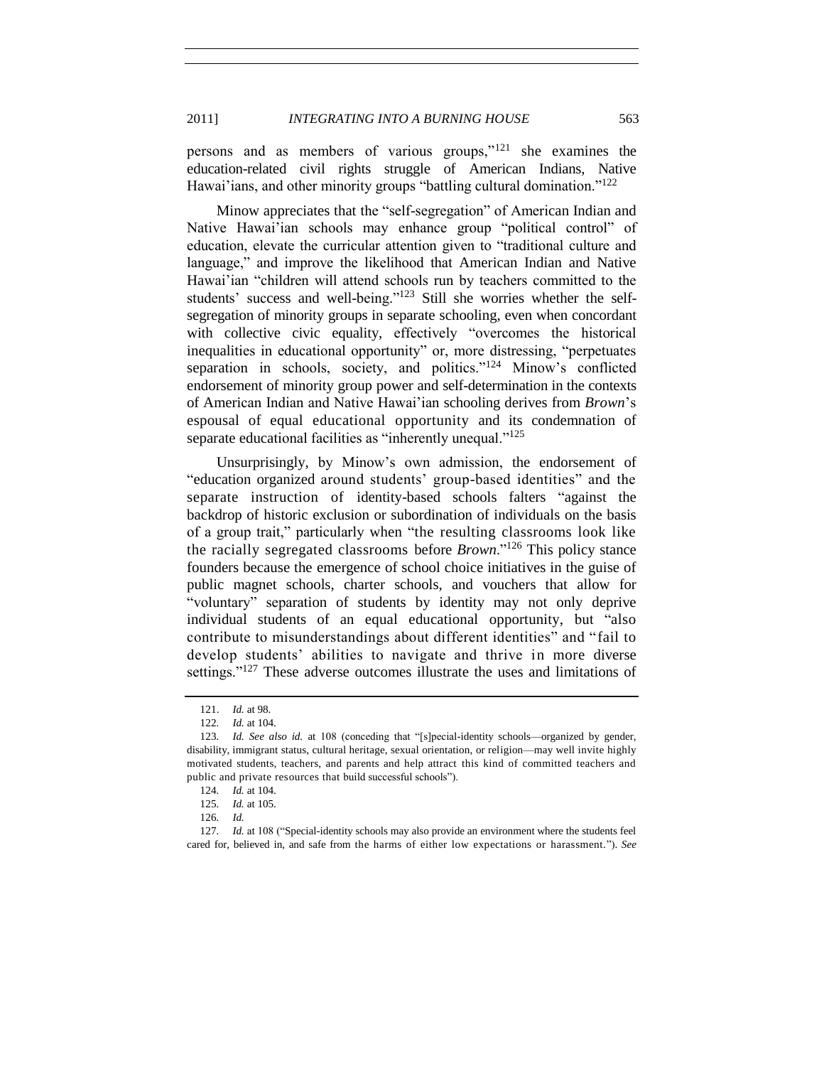persons and as members of various groups,"[121] she examines the education-related civil rights struggle of American Indians, Native Hawai'ians, and other minority groups "battling cultural domination."[122]

Minow appreciates that the "self-segregation" of American Indian and Native Hawai'ian schools may enhance group "political control" of education, elevate the curricular attention given to "traditional culture and language," and improve the likelihood that American Indian and Native Hawai'ian "children will attend schools run by teachers committed to the students' success and well-being."[123] Still she worries whether the self-segregation of minority groups in separate schooling, even when concordant with collective civic equality, effectively "overcomes the historical inequalities in educational opportunity" or, more distressing, "perpetuates separation in schools, society, and politics."[124] Minow's conflicted endorsement of minority group power and self-determination in the contexts of American Indian and Native Hawai'ian schooling derives from *Brown*'s espousal of equal educational opportunity and its condemnation of separate educational facilities as "inherently unequal."[125]

Unsurprisingly, by Minow's own admission, the endorsement of "education organized around students' group-based identities" and the separate instruction of identity-based schools falters "against the backdrop of historic exclusion or subordination of individuals on the basis of a group trait," particularly when "the resulting classrooms look like the racially segregated classrooms before *Brown*."[126] This policy stance founders because the emergence of school choice initiatives in the guise of public magnet schools, charter schools, and vouchers that allow for "voluntary" separation of students by identity may not only deprive individual students of an equal educational opportunity, but "also contribute to misunderstandings about different identities" and "fail to develop students' abilities to navigate and thrive in more diverse settings."[127] These adverse outcomes illustrate the uses and limitations of

---

121. *Id.* at 98.

122. *Id.* at 104.

123. *Id. See also id.* at 108 (conceding that "[s]pecial-identity schools—organized by gender, disability, immigrant status, cultural heritage, sexual orientation, or religion—may well invite highly motivated students, teachers, and parents and help attract this kind of committed teachers and public and private resources that build successful schools").

124. *Id.* at 104.

125. *Id.* at 105.

126. *Id.*

127. *Id.* at 108 ("Special-identity schools may also provide an environment where the students feel cared for, believed in, and safe from the harms of either low expectations or harassment."). *See*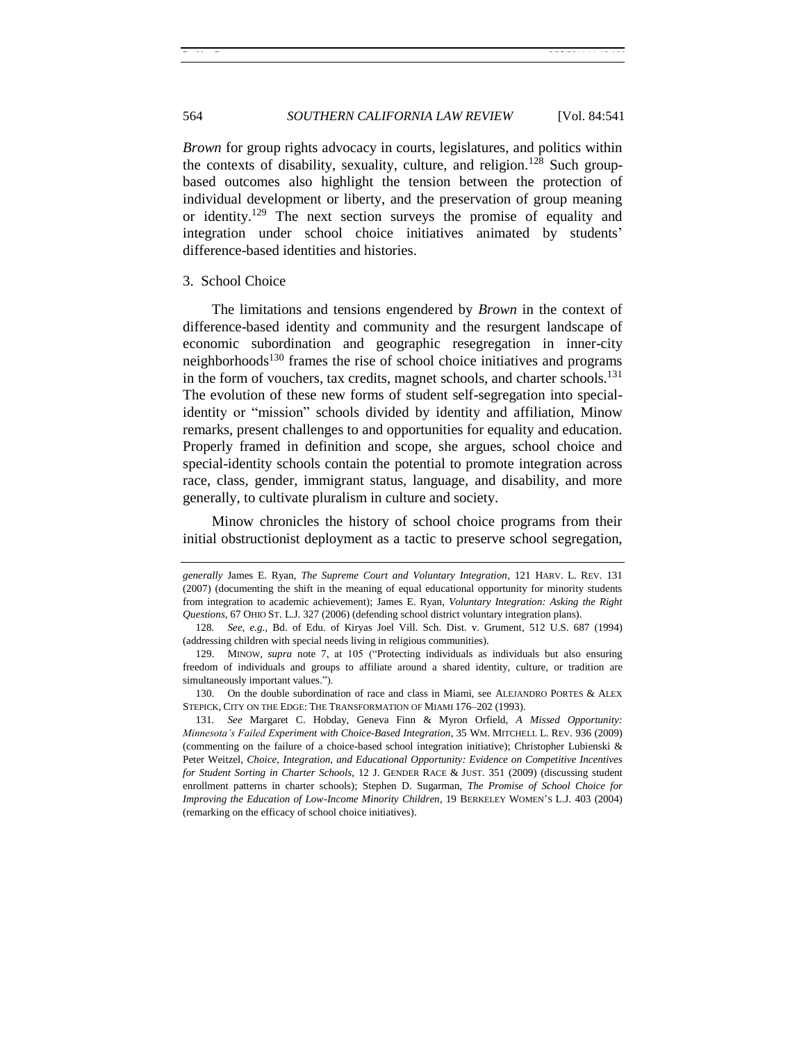*Brown* for group rights advocacy in courts, legislatures, and politics within the contexts of disability, sexuality, culture, and religion.[128] Such group-based outcomes also highlight the tension between the protection of individual development or liberty, and the preservation of group meaning or identity.[129] The next section surveys the promise of equality and integration under school choice initiatives animated by students' difference-based identities and histories.

### 3. School Choice

The limitations and tensions engendered by *Brown* in the context of difference-based identity and community and the resurgent landscape of economic subordination and geographic resegregation in inner-city neighborhoods[130] frames the rise of school choice initiatives and programs in the form of vouchers, tax credits, magnet schools, and charter schools.[131] The evolution of these new forms of student self-segregation into special-identity or "mission" schools divided by identity and affiliation, Minow remarks, present challenges to and opportunities for equality and education. Properly framed in definition and scope, she argues, school choice and special-identity schools contain the potential to promote integration across race, class, gender, immigrant status, language, and disability, and more generally, to cultivate pluralism in culture and society.

Minow chronicles the history of school choice programs from their initial obstructionist deployment as a tactic to preserve school segregation,

---

*generally* James E. Ryan, *The Supreme Court and Voluntary Integration*, 121 HARV. L. REV. 131 (2007) (documenting the shift in the meaning of equal educational opportunity for minority students from integration to academic achievement); James E. Ryan, *Voluntary Integration: Asking the Right Questions*, 67 OHIO ST. L.J. 327 (2006) (defending school district voluntary integration plans).

128. *See, e.g.*, Bd. of Edu. of Kiryas Joel Vill. Sch. Dist. v. Grument, 512 U.S. 687 (1994) (addressing children with special needs living in religious communities).

129. MINOW, *supra* note 7, at 105 ("Protecting individuals as individuals but also ensuring freedom of individuals and groups to affiliate around a shared identity, culture, or tradition are simultaneously important values.").

130. On the double subordination of race and class in Miami, see ALEJANDRO PORTES & ALEX STEPICK, CITY ON THE EDGE: THE TRANSFORMATION OF MIAMI 176–202 (1993).

131. *See* Margaret C. Hobday, Geneva Finn & Myron Orfield, *A Missed Opportunity: Minnesota's Failed Experiment with Choice-Based Integration*, 35 WM. MITCHELL L. REV. 936 (2009) (commenting on the failure of a choice-based school integration initiative); Christopher Lubienski & Peter Weitzel, *Choice, Integration, and Educational Opportunity: Evidence on Competitive Incentives for Student Sorting in Charter Schools*, 12 J. GENDER RACE & JUST. 351 (2009) (discussing student enrollment patterns in charter schools); Stephen D. Sugarman, *The Promise of School Choice for Improving the Education of Low-Income Minority Children*, 19 BERKELEY WOMEN'S L.J. 403 (2004) (remarking on the efficacy of school choice initiatives).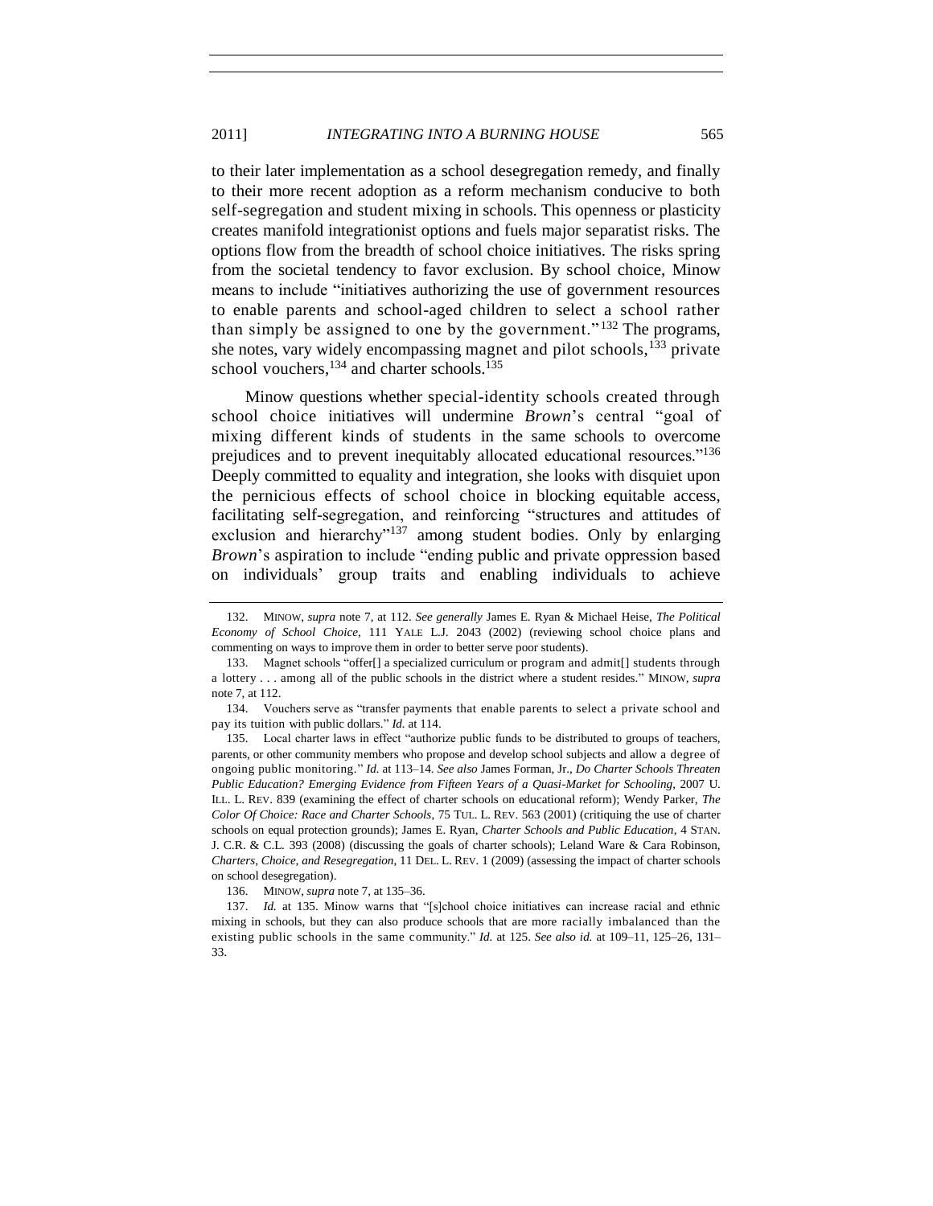to their later implementation as a school desegregation remedy, and finally to their more recent adoption as a reform mechanism conducive to both self-segregation and student mixing in schools. This openness or plasticity creates manifold integrationist options and fuels major separatist risks. The options flow from the breadth of school choice initiatives. The risks spring from the societal tendency to favor exclusion. By school choice, Minow means to include "initiatives authorizing the use of government resources to enable parents and school-aged children to select a school rather than simply be assigned to one by the government."[132] The programs, she notes, vary widely encompassing magnet and pilot schools,[133] private school vouchers,[134] and charter schools.[135]

Minow questions whether special-identity schools created through school choice initiatives will undermine *Brown*'s central "goal of mixing different kinds of students in the same schools to overcome prejudices and to prevent inequitably allocated educational resources."[136] Deeply committed to equality and integration, she looks with disquiet upon the pernicious effects of school choice in blocking equitable access, facilitating self-segregation, and reinforcing "structures and attitudes of exclusion and hierarchy"[137] among student bodies. Only by enlarging *Brown*'s aspiration to include "ending public and private oppression based on individuals' group traits and enabling individuals to achieve

---

132. MINOW, *supra* note 7, at 112. *See generally* James E. Ryan & Michael Heise, *The Political Economy of School Choice*, 111 YALE L.J. 2043 (2002) (reviewing school choice plans and commenting on ways to improve them in order to better serve poor students).

133. Magnet schools "offer[] a specialized curriculum or program and admit[] students through a lottery . . . among all of the public schools in the district where a student resides." MINOW, *supra* note 7, at 112.

134. Vouchers serve as "transfer payments that enable parents to select a private school and pay its tuition with public dollars." *Id.* at 114.

135. Local charter laws in effect "authorize public funds to be distributed to groups of teachers, parents, or other community members who propose and develop school subjects and allow a degree of ongoing public monitoring." *Id.* at 113–14. *See also* James Forman, Jr., *Do Charter Schools Threaten Public Education? Emerging Evidence from Fifteen Years of a Quasi-Market for Schooling*, 2007 U. ILL. L. REV. 839 (examining the effect of charter schools on educational reform); Wendy Parker, *The Color Of Choice: Race and Charter Schools*, 75 TUL. L. REV. 563 (2001) (critiquing the use of charter schools on equal protection grounds); James E. Ryan, *Charter Schools and Public Education*, 4 STAN. J. C.R. & C.L. 393 (2008) (discussing the goals of charter schools); Leland Ware & Cara Robinson, *Charters, Choice, and Resegregation*, 11 DEL. L. REV. 1 (2009) (assessing the impact of charter schools on school desegregation).

136. MINOW, *supra* note 7, at 135–36.

137. *Id.* at 135. Minow warns that "[s]chool choice initiatives can increase racial and ethnic mixing in schools, but they can also produce schools that are more racially imbalanced than the existing public schools in the same community." *Id.* at 125. *See also id.* at 109–11, 125–26, 131–33.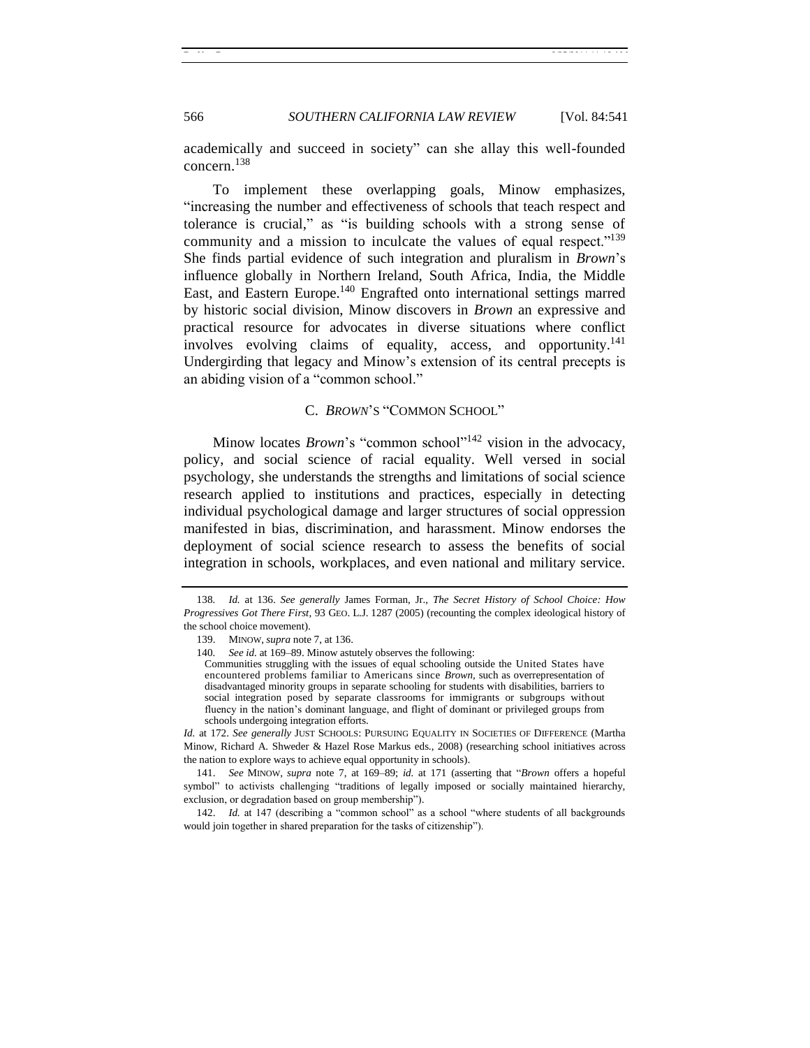academically and succeed in society" can she allay this well-founded concern.[138]

To implement these overlapping goals, Minow emphasizes, "increasing the number and effectiveness of schools that teach respect and tolerance is crucial," as "is building schools with a strong sense of community and a mission to inculcate the values of equal respect."[139] She finds partial evidence of such integration and pluralism in *Brown*'s influence globally in Northern Ireland, South Africa, India, the Middle East, and Eastern Europe.[140] Engrafted onto international settings marred by historic social division, Minow discovers in *Brown* an expressive and practical resource for advocates in diverse situations where conflict involves evolving claims of equality, access, and opportunity.[141] Undergirding that legacy and Minow's extension of its central precepts is an abiding vision of a "common school."

### C. *BROWN*'S "COMMON SCHOOL"

Minow locates *Brown*'s "common school"[142] vision in the advocacy, policy, and social science of racial equality. Well versed in social psychology, she understands the strengths and limitations of social science research applied to institutions and practices, especially in detecting individual psychological damage and larger structures of social oppression manifested in bias, discrimination, and harassment. Minow endorses the deployment of social science research to assess the benefits of social integration in schools, workplaces, and even national and military service.

---

138. *Id.* at 136. *See generally* James Forman, Jr., *The Secret History of School Choice: How Progressives Got There First*, 93 GEO. L.J. 1287 (2005) (recounting the complex ideological history of the school choice movement).

139. MINOW, *supra* note 7, at 136.

140. *See id.* at 169–89. Minow astutely observes the following:

> Communities struggling with the issues of equal schooling outside the United States have encountered problems familiar to Americans since *Brown*, such as overrepresentation of disadvantaged minority groups in separate schooling for students with disabilities, barriers to social integration posed by separate classrooms for immigrants or subgroups without fluency in the nation's dominant language, and flight of dominant or privileged groups from schools undergoing integration efforts.

*Id.* at 172. *See generally* JUST SCHOOLS: PURSUING EQUALITY IN SOCIETIES OF DIFFERENCE (Martha Minow, Richard A. Shweder & Hazel Rose Markus eds., 2008) (researching school initiatives across the nation to explore ways to achieve equal opportunity in schools).

141. *See* MINOW, *supra* note 7, at 169–89; *id.* at 171 (asserting that "*Brown* offers a hopeful symbol" to activists challenging "traditions of legally imposed or socially maintained hierarchy, exclusion, or degradation based on group membership").

142. *Id.* at 147 (describing a "common school" as a school "where students of all backgrounds would join together in shared preparation for the tasks of citizenship").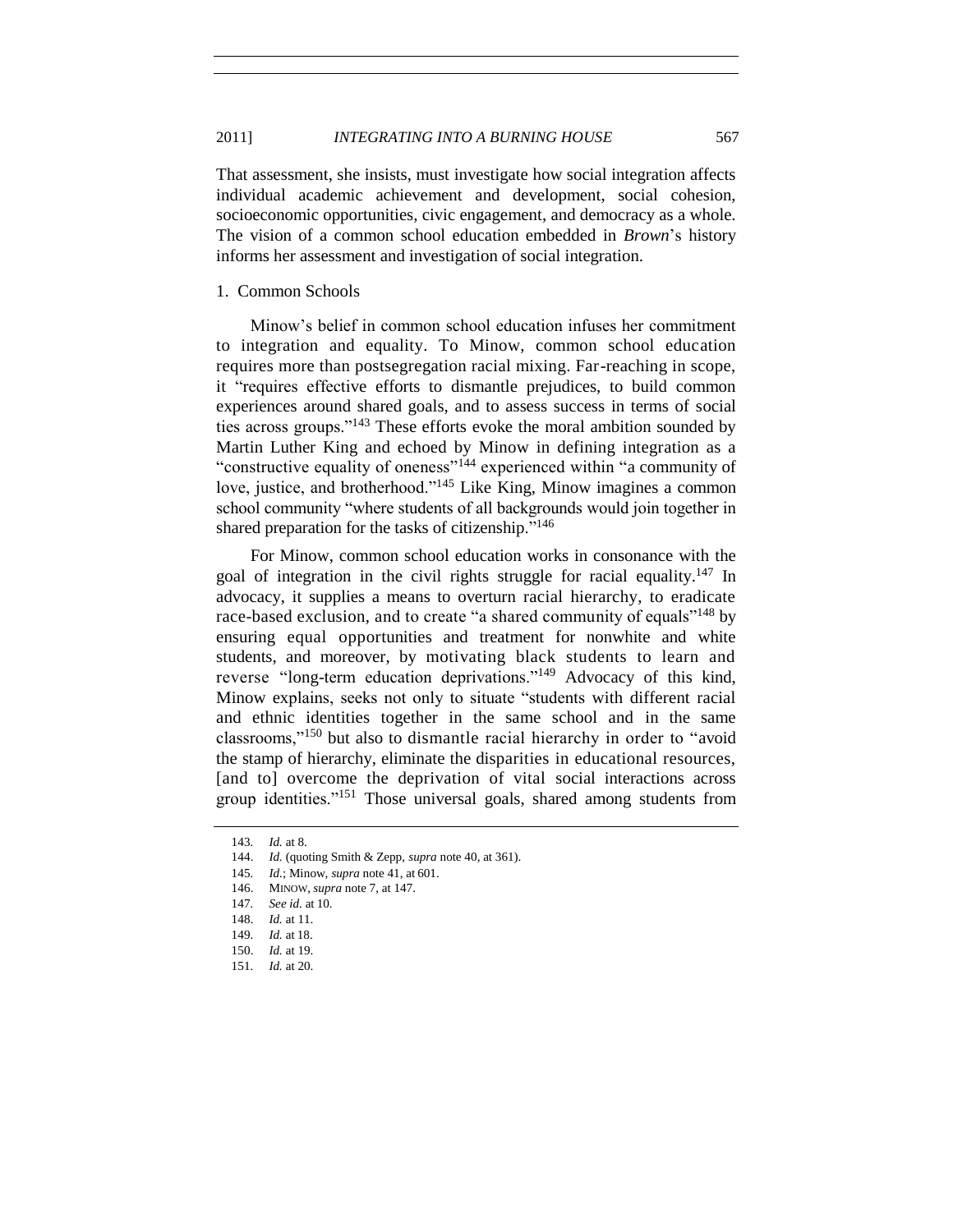That assessment, she insists, must investigate how social integration affects individual academic achievement and development, social cohesion, socioeconomic opportunities, civic engagement, and democracy as a whole. The vision of a common school education embedded in *Brown*'s history informs her assessment and investigation of social integration.

1. Common Schools

Minow's belief in common school education infuses her commitment to integration and equality. To Minow, common school education requires more than postsegregation racial mixing. Far-reaching in scope, it "requires effective efforts to dismantle prejudices, to build common experiences around shared goals, and to assess success in terms of social ties across groups."[143] These efforts evoke the moral ambition sounded by Martin Luther King and echoed by Minow in defining integration as a "constructive equality of oneness"[144] experienced within "a community of love, justice, and brotherhood."[145] Like King, Minow imagines a common school community "where students of all backgrounds would join together in shared preparation for the tasks of citizenship."[146]

For Minow, common school education works in consonance with the goal of integration in the civil rights struggle for racial equality.[147] In advocacy, it supplies a means to overturn racial hierarchy, to eradicate race-based exclusion, and to create "a shared community of equals"[148] by ensuring equal opportunities and treatment for nonwhite and white students, and moreover, by motivating black students to learn and reverse "long-term education deprivations."[149] Advocacy of this kind, Minow explains, seeks not only to situate "students with different racial and ethnic identities together in the same school and in the same classrooms,"[150] but also to dismantle racial hierarchy in order to "avoid the stamp of hierarchy, eliminate the disparities in educational resources, [and to] overcome the deprivation of vital social interactions across group identities."[151] Those universal goals, shared among students from

143. *Id.* at 8.

144. *Id.* (quoting Smith & Zepp, *supra* note 40, at 361).

145. *Id.*; Minow, *supra* note 41, at 601.

146. MINOW, *supra* note 7, at 147.

147. *See id.* at 10.

148. *Id.* at 11.

149. *Id.* at 18.

150. *Id.* at 19.

151. *Id.* at 20.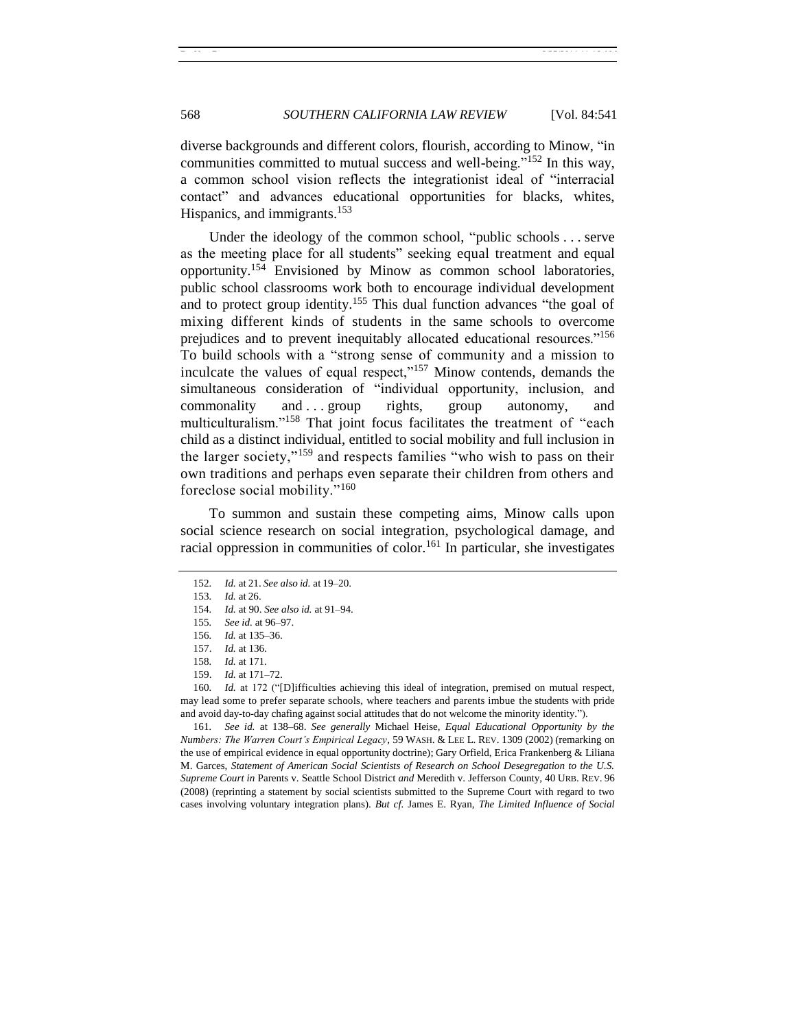diverse backgrounds and different colors, flourish, according to Minow, "in communities committed to mutual success and well-being."[152] In this way, a common school vision reflects the integrationist ideal of "interracial contact" and advances educational opportunities for blacks, whites, Hispanics, and immigrants.[153]

Under the ideology of the common school, "public schools . . . serve as the meeting place for all students" seeking equal treatment and equal opportunity.[154] Envisioned by Minow as common school laboratories, public school classrooms work both to encourage individual development and to protect group identity.[155] This dual function advances "the goal of mixing different kinds of students in the same schools to overcome prejudices and to prevent inequitably allocated educational resources."[156] To build schools with a "strong sense of community and a mission to inculcate the values of equal respect,"[157] Minow contends, demands the simultaneous consideration of "individual opportunity, inclusion, and commonality and . . . group rights, group autonomy, and multiculturalism."[158] That joint focus facilitates the treatment of "each child as a distinct individual, entitled to social mobility and full inclusion in the larger society,"[159] and respects families "who wish to pass on their own traditions and perhaps even separate their children from others and foreclose social mobility."[160]

To summon and sustain these competing aims, Minow calls upon social science research on social integration, psychological damage, and racial oppression in communities of color.[161] In particular, she investigates

---

152. *Id.* at 21. *See also id.* at 19–20.

153. *Id.* at 26.

154. *Id.* at 90. *See also id.* at 91–94.

155. *See id.* at 96–97.

156. *Id.* at 135–36.

157. *Id.* at 136.

158. *Id.* at 171.

159. *Id.* at 171–72.

160. *Id.* at 172 ("[D]ifficulties achieving this ideal of integration, premised on mutual respect, may lead some to prefer separate schools, where teachers and parents imbue the students with pride and avoid day-to-day chafing against social attitudes that do not welcome the minority identity.").

161. *See id.* at 138–68. *See generally* Michael Heise, *Equal Educational Opportunity by the Numbers: The Warren Court's Empirical Legacy*, 59 WASH. & LEE L. REV. 1309 (2002) (remarking on the use of empirical evidence in equal opportunity doctrine); Gary Orfield, Erica Frankenberg & Liliana M. Garces, *Statement of American Social Scientists of Research on School Desegregation to the U.S. Supreme Court in* Parents v. Seattle School District *and* Meredith v. Jefferson County, 40 URB. REV. 96 (2008) (reprinting a statement by social scientists submitted to the Supreme Court with regard to two cases involving voluntary integration plans). *But cf.* James E. Ryan, *The Limited Influence of Social*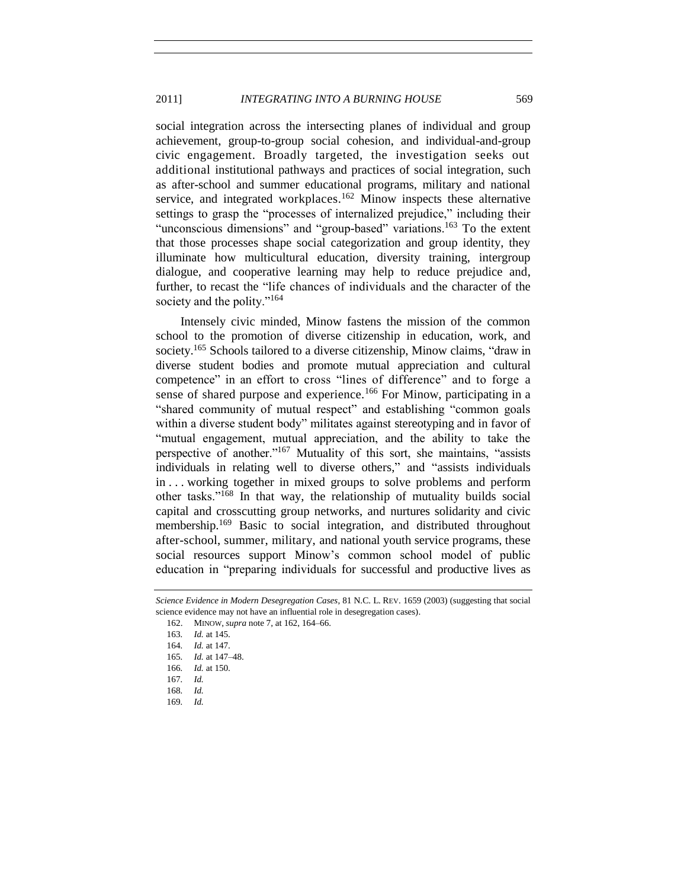social integration across the intersecting planes of individual and group achievement, group-to-group social cohesion, and individual-and-group civic engagement. Broadly targeted, the investigation seeks out additional institutional pathways and practices of social integration, such as after-school and summer educational programs, military and national service, and integrated workplaces.[162] Minow inspects these alternative settings to grasp the "processes of internalized prejudice," including their "unconscious dimensions" and "group-based" variations.[163] To the extent that those processes shape social categorization and group identity, they illuminate how multicultural education, diversity training, intergroup dialogue, and cooperative learning may help to reduce prejudice and, further, to recast the "life chances of individuals and the character of the society and the polity."[164]

Intensely civic minded, Minow fastens the mission of the common school to the promotion of diverse citizenship in education, work, and society.[165] Schools tailored to a diverse citizenship, Minow claims, "draw in diverse student bodies and promote mutual appreciation and cultural competence" in an effort to cross "lines of difference" and to forge a sense of shared purpose and experience.[166] For Minow, participating in a "shared community of mutual respect" and establishing "common goals within a diverse student body" militates against stereotyping and in favor of "mutual engagement, mutual appreciation, and the ability to take the perspective of another."[167] Mutuality of this sort, she maintains, "assists individuals in relating well to diverse others," and "assists individuals in . . . working together in mixed groups to solve problems and perform other tasks."[168] In that way, the relationship of mutuality builds social capital and crosscutting group networks, and nurtures solidarity and civic membership.[169] Basic to social integration, and distributed throughout after-school, summer, military, and national youth service programs, these social resources support Minow's common school model of public education in "preparing individuals for successful and productive lives as

---

*Science Evidence in Modern Desegregation Cases*, 81 N.C. L. REV. 1659 (2003) (suggesting that social science evidence may not have an influential role in desegregation cases).

162. MINOW, *supra* note 7, at 162, 164–66.

163. *Id.* at 145.

164. *Id.* at 147.

165. *Id.* at 147–48.

166. *Id.* at 150.

167. *Id.*

168. *Id.*

169. *Id.*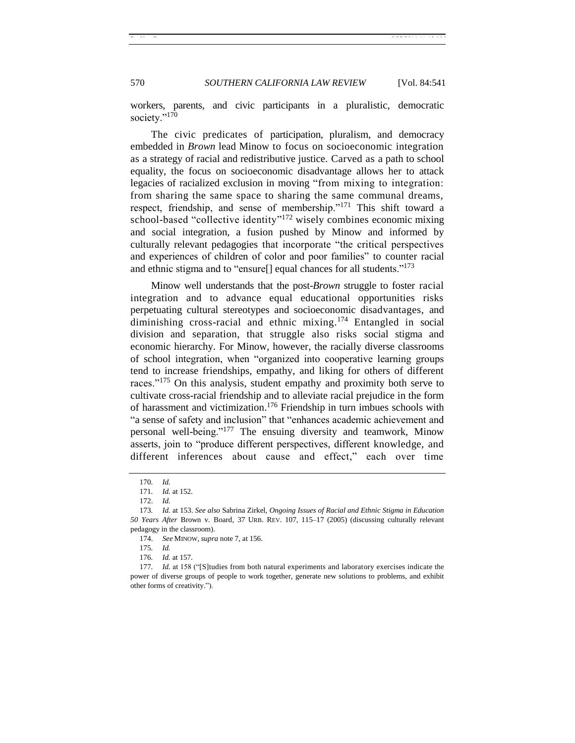workers, parents, and civic participants in a pluralistic, democratic society."[170]

The civic predicates of participation, pluralism, and democracy embedded in *Brown* lead Minow to focus on socioeconomic integration as a strategy of racial and redistributive justice. Carved as a path to school equality, the focus on socioeconomic disadvantage allows her to attack legacies of racialized exclusion in moving "from mixing to integration: from sharing the same space to sharing the same communal dreams, respect, friendship, and sense of membership."[171] This shift toward a school-based "collective identity"[172] wisely combines economic mixing and social integration, a fusion pushed by Minow and informed by culturally relevant pedagogies that incorporate "the critical perspectives and experiences of children of color and poor families" to counter racial and ethnic stigma and to "ensure[] equal chances for all students."[173]

Minow well understands that the post-*Brown* struggle to foster racial integration and to advance equal educational opportunities risks perpetuating cultural stereotypes and socioeconomic disadvantages, and diminishing cross-racial and ethnic mixing.[174] Entangled in social division and separation, that struggle also risks social stigma and economic hierarchy. For Minow, however, the racially diverse classrooms of school integration, when "organized into cooperative learning groups tend to increase friendships, empathy, and liking for others of different races."[175] On this analysis, student empathy and proximity both serve to cultivate cross-racial friendship and to alleviate racial prejudice in the form of harassment and victimization.[176] Friendship in turn imbues schools with "a sense of safety and inclusion" that "enhances academic achievement and personal well-being."[177] The ensuing diversity and teamwork, Minow asserts, join to "produce different perspectives, different knowledge, and different inferences about cause and effect," each over time

---

170. *Id.*

171. *Id.* at 152.

172. *Id.*

173. *Id.* at 153. *See also* Sabrina Zirkel, *Ongoing Issues of Racial and Ethnic Stigma in Education 50 Years After* Brown v. Board, 37 URB. REV. 107, 115–17 (2005) (discussing culturally relevant pedagogy in the classroom).

174. *See* MINOW, *supra* note 7, at 156.

175. *Id.*

176. *Id.* at 157.

177. *Id.* at 158 ("[S]tudies from both natural experiments and laboratory exercises indicate the power of diverse groups of people to work together, generate new solutions to problems, and exhibit other forms of creativity.").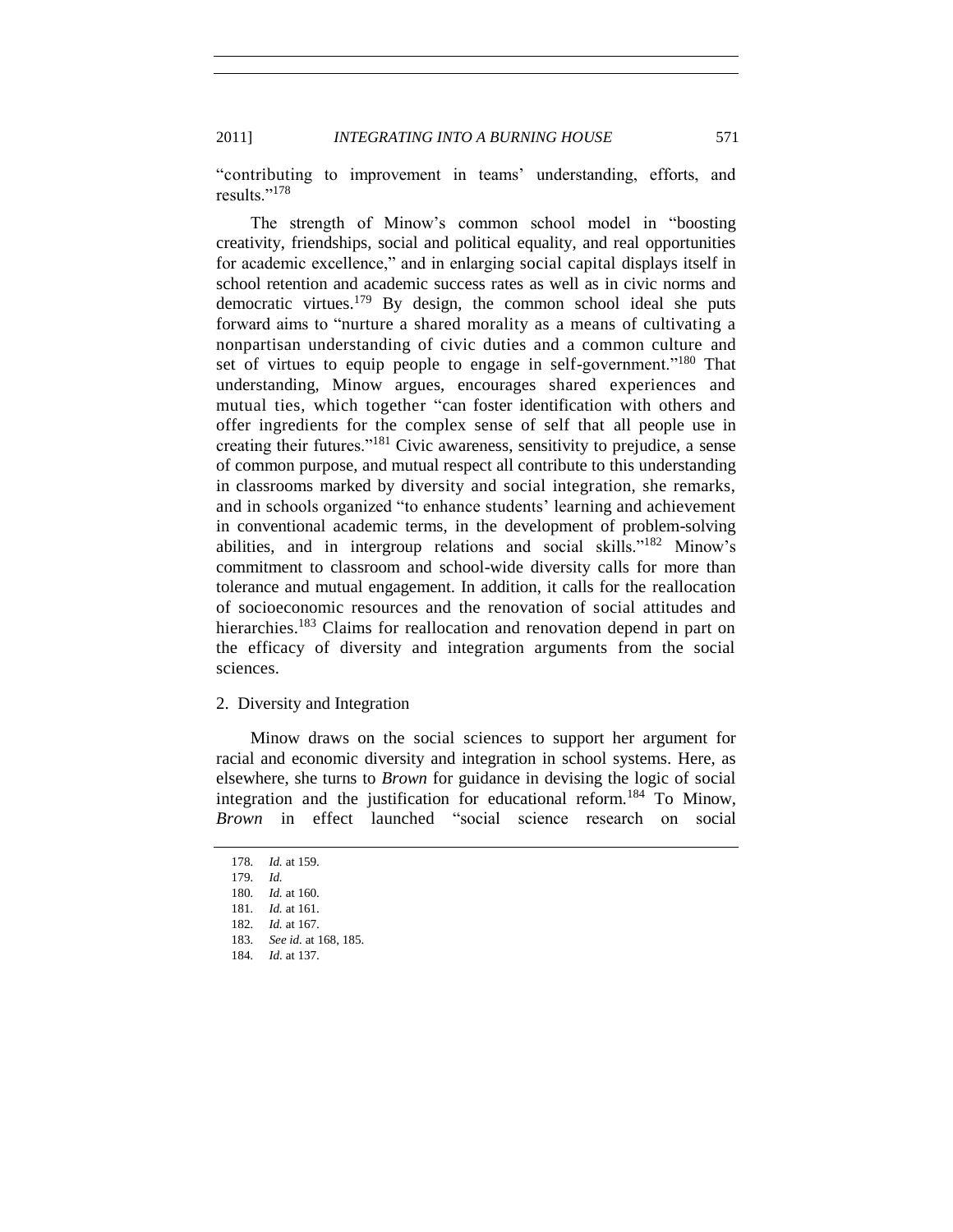"contributing to improvement in teams' understanding, efforts, and results."[178]

The strength of Minow's common school model in "boosting creativity, friendships, social and political equality, and real opportunities for academic excellence," and in enlarging social capital displays itself in school retention and academic success rates as well as in civic norms and democratic virtues.[179] By design, the common school ideal she puts forward aims to "nurture a shared morality as a means of cultivating a nonpartisan understanding of civic duties and a common culture and set of virtues to equip people to engage in self-government."[180] That understanding, Minow argues, encourages shared experiences and mutual ties, which together "can foster identification with others and offer ingredients for the complex sense of self that all people use in creating their futures."[181] Civic awareness, sensitivity to prejudice, a sense of common purpose, and mutual respect all contribute to this understanding in classrooms marked by diversity and social integration, she remarks, and in schools organized "to enhance students' learning and achievement in conventional academic terms, in the development of problem-solving abilities, and in intergroup relations and social skills."[182] Minow's commitment to classroom and school-wide diversity calls for more than tolerance and mutual engagement. In addition, it calls for the reallocation of socioeconomic resources and the renovation of social attitudes and hierarchies.[183] Claims for reallocation and renovation depend in part on the efficacy of diversity and integration arguments from the social sciences.

### 2. Diversity and Integration

Minow draws on the social sciences to support her argument for racial and economic diversity and integration in school systems. Here, as elsewhere, she turns to *Brown* for guidance in devising the logic of social integration and the justification for educational reform.[184] To Minow, *Brown* in effect launched "social science research on social

---

178. *Id.* at 159.
179. *Id.*
180. *Id.* at 160.
181. *Id.* at 161.
182. *Id.* at 167.
183. *See id.* at 168, 185.
184. *Id.* at 137.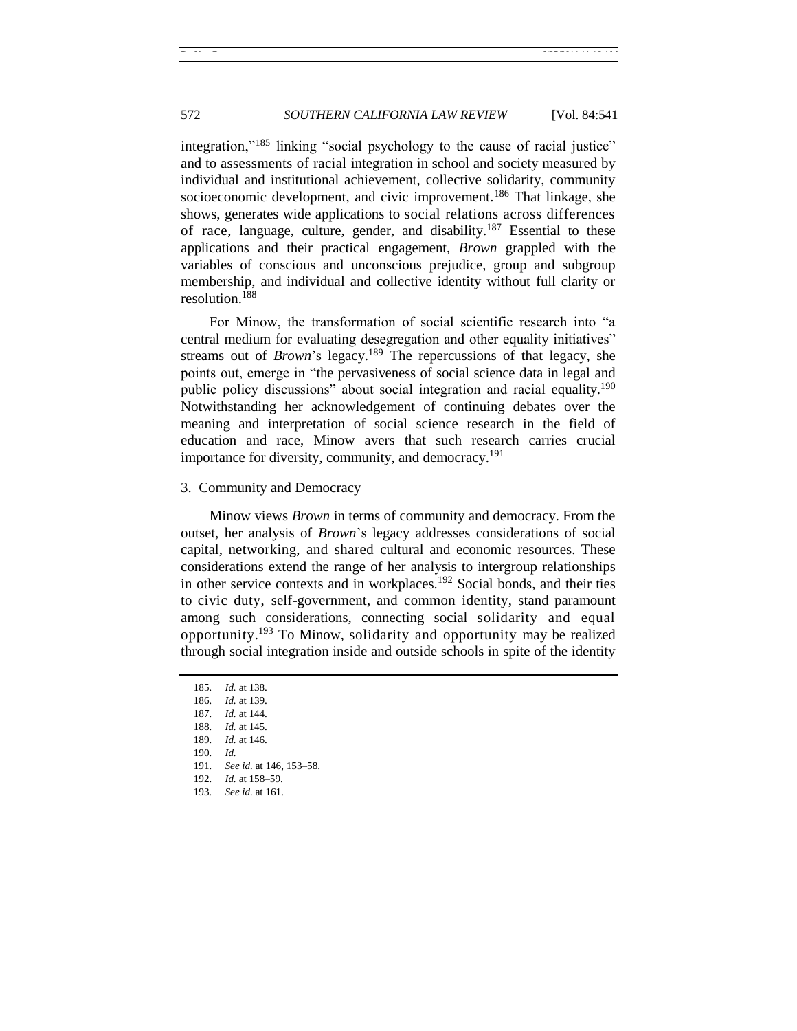integration,"[185] linking "social psychology to the cause of racial justice" and to assessments of racial integration in school and society measured by individual and institutional achievement, collective solidarity, community socioeconomic development, and civic improvement.[186] That linkage, she shows, generates wide applications to social relations across differences of race, language, culture, gender, and disability.[187] Essential to these applications and their practical engagement, *Brown* grappled with the variables of conscious and unconscious prejudice, group and subgroup membership, and individual and collective identity without full clarity or resolution.[188]

For Minow, the transformation of social scientific research into "a central medium for evaluating desegregation and other equality initiatives" streams out of *Brown*'s legacy.[189] The repercussions of that legacy, she points out, emerge in "the pervasiveness of social science data in legal and public policy discussions" about social integration and racial equality.[190] Notwithstanding her acknowledgement of continuing debates over the meaning and interpretation of social science research in the field of education and race, Minow avers that such research carries crucial importance for diversity, community, and democracy.[191]

### 3. Community and Democracy

Minow views *Brown* in terms of community and democracy. From the outset, her analysis of *Brown*'s legacy addresses considerations of social capital, networking, and shared cultural and economic resources. These considerations extend the range of her analysis to intergroup relationships in other service contexts and in workplaces.[192] Social bonds, and their ties to civic duty, self-government, and common identity, stand paramount among such considerations, connecting social solidarity and equal opportunity.[193] To Minow, solidarity and opportunity may be realized through social integration inside and outside schools in spite of the identity

---

185. *Id.* at 138.
186. *Id.* at 139.
187. *Id.* at 144.
188. *Id.* at 145.
189. *Id.* at 146.
190. *Id.*
191. *See id.* at 146, 153–58.
192. *Id.* at 158–59.
193. *See id.* at 161.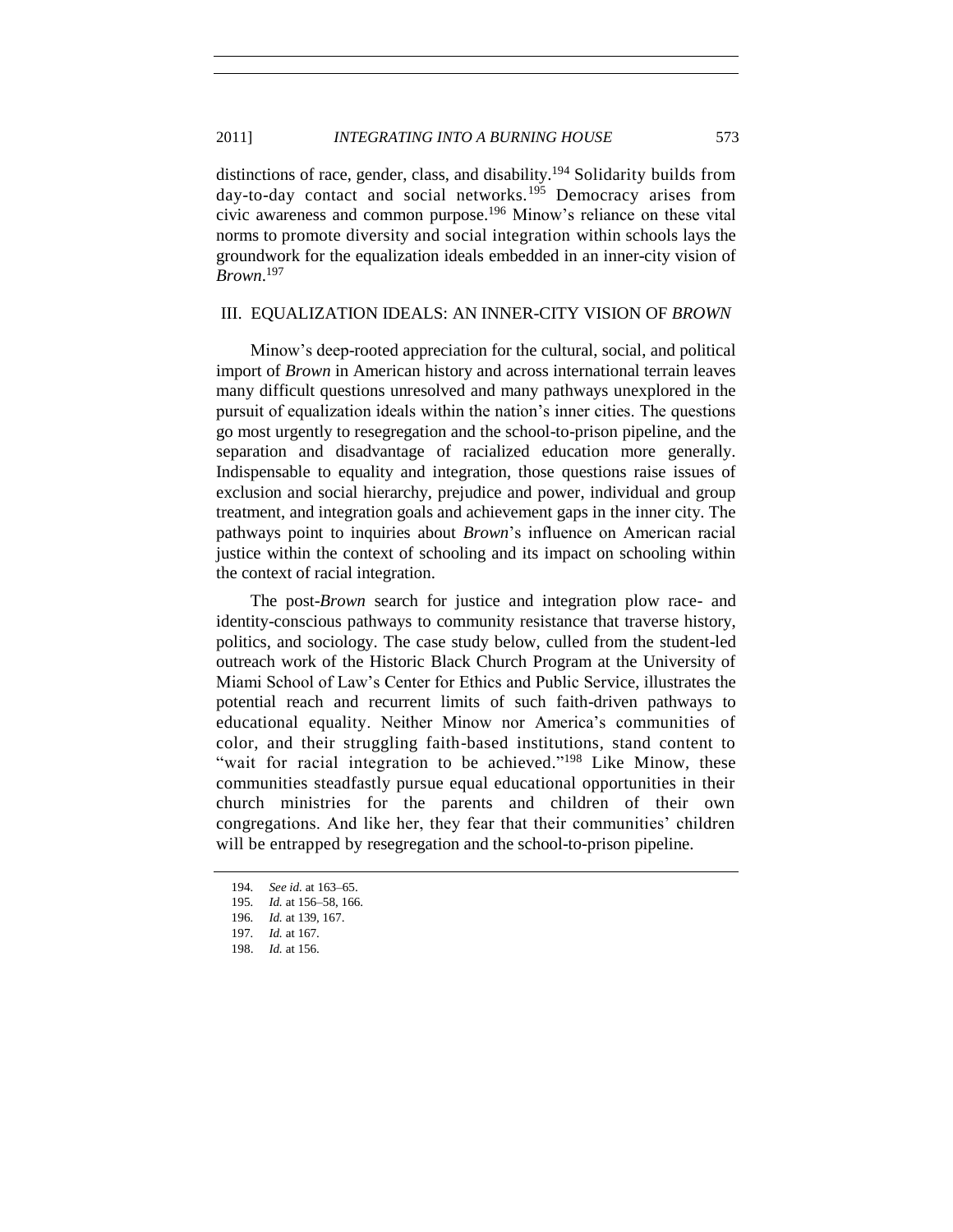distinctions of race, gender, class, and disability.[194] Solidarity builds from day-to-day contact and social networks.[195] Democracy arises from civic awareness and common purpose.[196] Minow's reliance on these vital norms to promote diversity and social integration within schools lays the groundwork for the equalization ideals embedded in an inner-city vision of *Brown*.[197]

## III. EQUALIZATION IDEALS: AN INNER-CITY VISION OF *BROWN*

Minow's deep-rooted appreciation for the cultural, social, and political import of *Brown* in American history and across international terrain leaves many difficult questions unresolved and many pathways unexplored in the pursuit of equalization ideals within the nation's inner cities. The questions go most urgently to resegregation and the school-to-prison pipeline, and the separation and disadvantage of racialized education more generally. Indispensable to equality and integration, those questions raise issues of exclusion and social hierarchy, prejudice and power, individual and group treatment, and integration goals and achievement gaps in the inner city. The pathways point to inquiries about *Brown*'s influence on American racial justice within the context of schooling and its impact on schooling within the context of racial integration.

The post-*Brown* search for justice and integration plow race- and identity-conscious pathways to community resistance that traverse history, politics, and sociology. The case study below, culled from the student-led outreach work of the Historic Black Church Program at the University of Miami School of Law's Center for Ethics and Public Service, illustrates the potential reach and recurrent limits of such faith-driven pathways to educational equality. Neither Minow nor America's communities of color, and their struggling faith-based institutions, stand content to "wait for racial integration to be achieved."[198] Like Minow, these communities steadfastly pursue equal educational opportunities in their church ministries for the parents and children of their own congregations. And like her, they fear that their communities' children will be entrapped by resegregation and the school-to-prison pipeline.

---

194. *See id.* at 163–65.

195. *Id.* at 156–58, 166.

196. *Id.* at 139, 167.

197. *Id.* at 167.

198. *Id.* at 156.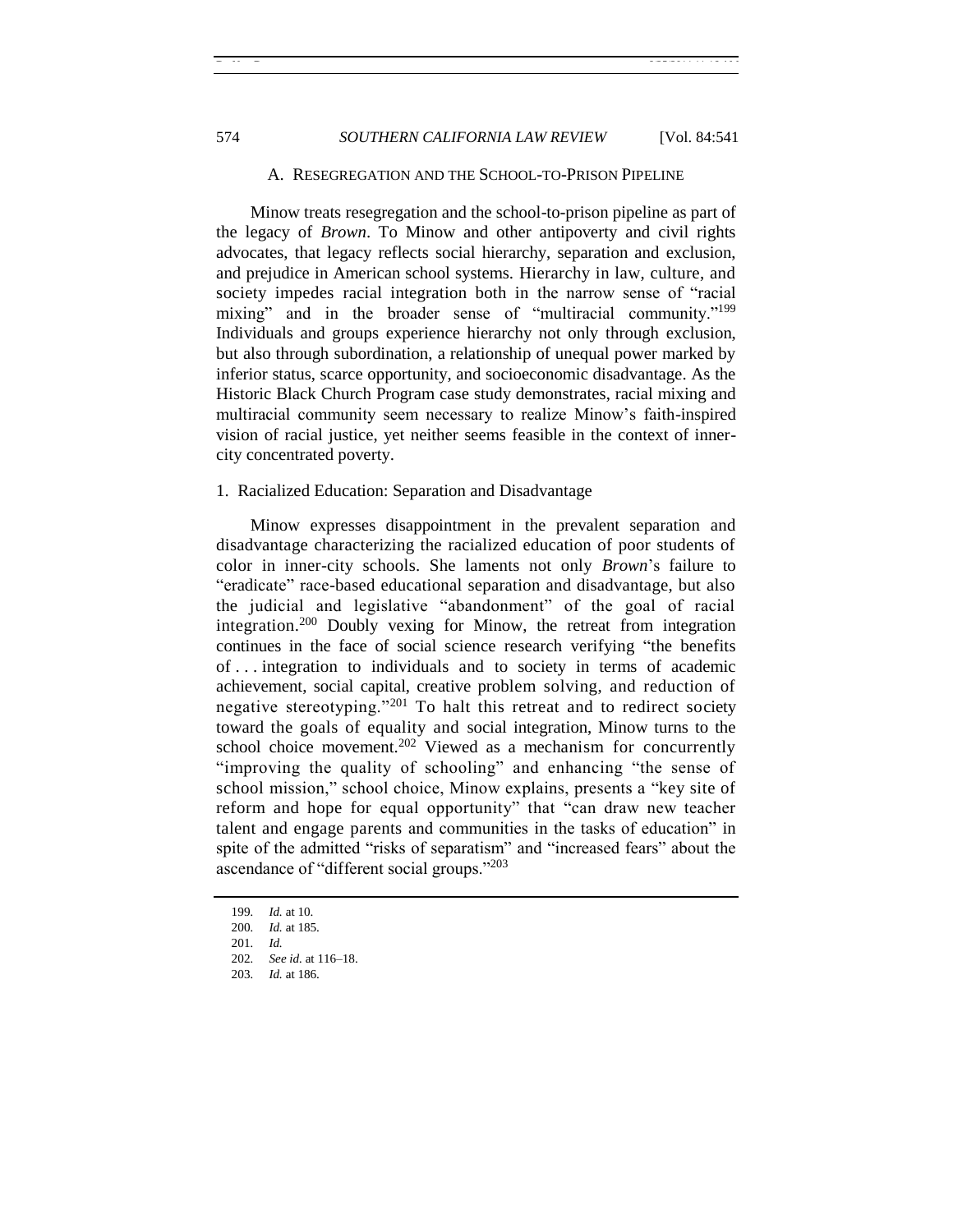## A. RESEGREGATION AND THE SCHOOL-TO-PRISON PIPELINE

Minow treats resegregation and the school-to-prison pipeline as part of the legacy of *Brown*. To Minow and other antipoverty and civil rights advocates, that legacy reflects social hierarchy, separation and exclusion, and prejudice in American school systems. Hierarchy in law, culture, and society impedes racial integration both in the narrow sense of "racial mixing" and in the broader sense of "multiracial community."[199] Individuals and groups experience hierarchy not only through exclusion, but also through subordination, a relationship of unequal power marked by inferior status, scarce opportunity, and socioeconomic disadvantage. As the Historic Black Church Program case study demonstrates, racial mixing and multiracial community seem necessary to realize Minow's faith-inspired vision of racial justice, yet neither seems feasible in the context of inner-city concentrated poverty.

### 1. Racialized Education: Separation and Disadvantage

Minow expresses disappointment in the prevalent separation and disadvantage characterizing the racialized education of poor students of color in inner-city schools. She laments not only *Brown*'s failure to "eradicate" race-based educational separation and disadvantage, but also the judicial and legislative "abandonment" of the goal of racial integration.[200] Doubly vexing for Minow, the retreat from integration continues in the face of social science research verifying "the benefits of . . . integration to individuals and to society in terms of academic achievement, social capital, creative problem solving, and reduction of negative stereotyping."[201] To halt this retreat and to redirect society toward the goals of equality and social integration, Minow turns to the school choice movement.[202] Viewed as a mechanism for concurrently "improving the quality of schooling" and enhancing "the sense of school mission," school choice, Minow explains, presents a "key site of reform and hope for equal opportunity" that "can draw new teacher talent and engage parents and communities in the tasks of education" in spite of the admitted "risks of separatism" and "increased fears" about the ascendance of "different social groups."[203]

199. *Id.* at 10.

200. *Id.* at 185.

201. *Id.*

202. *See id.* at 116–18.

203. *Id.* at 186.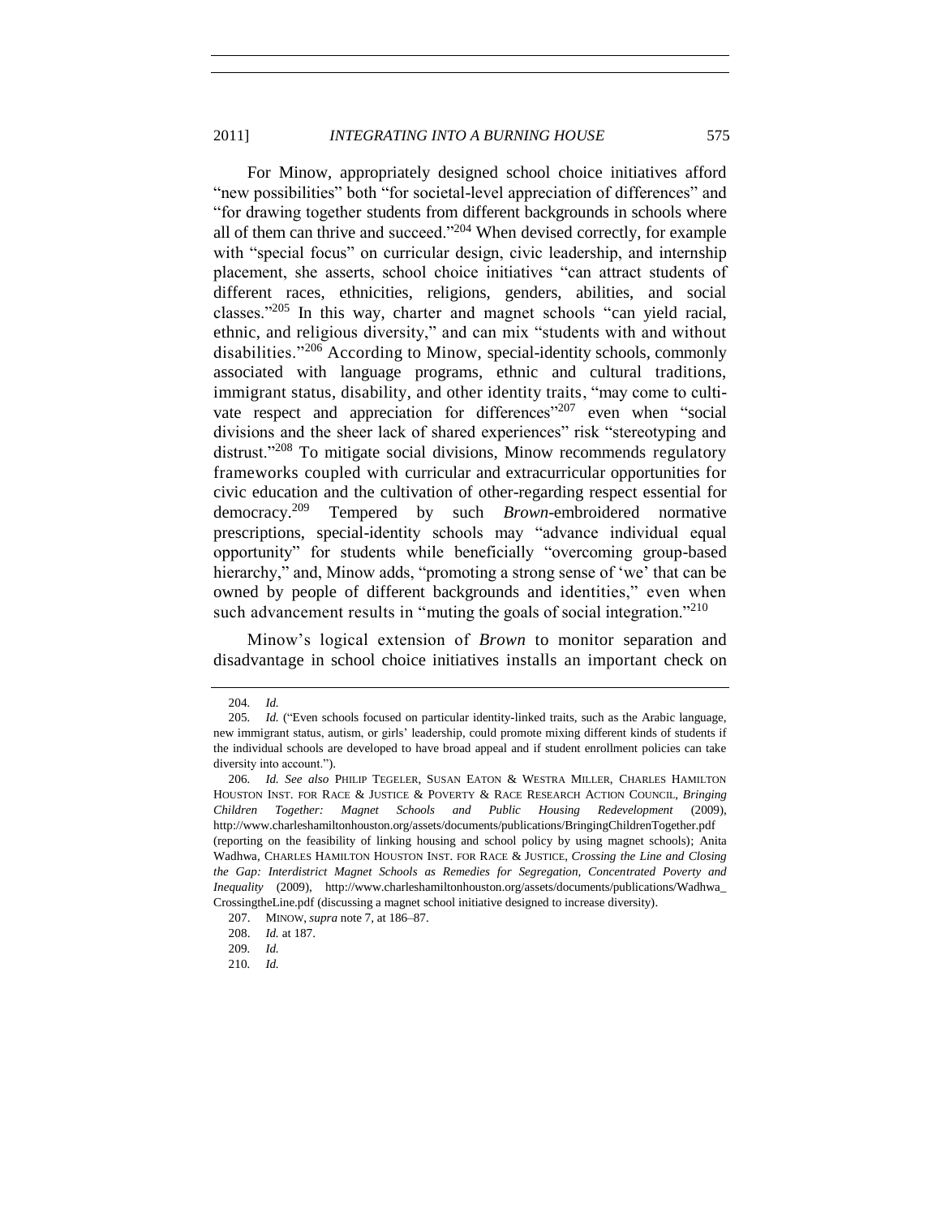For Minow, appropriately designed school choice initiatives afford "new possibilities" both "for societal-level appreciation of differences" and "for drawing together students from different backgrounds in schools where all of them can thrive and succeed."[204] When devised correctly, for example with "special focus" on curricular design, civic leadership, and internship placement, she asserts, school choice initiatives "can attract students of different races, ethnicities, religions, genders, abilities, and social classes."[205] In this way, charter and magnet schools "can yield racial, ethnic, and religious diversity," and can mix "students with and without disabilities."[206] According to Minow, special-identity schools, commonly associated with language programs, ethnic and cultural traditions, immigrant status, disability, and other identity traits, "may come to cultivate respect and appreciation for differences"[207] even when "social divisions and the sheer lack of shared experiences" risk "stereotyping and distrust."[208] To mitigate social divisions, Minow recommends regulatory frameworks coupled with curricular and extracurricular opportunities for civic education and the cultivation of other-regarding respect essential for democracy.[209] Tempered by such *Brown*-embroidered normative prescriptions, special-identity schools may "advance individual equal opportunity" for students while beneficially "overcoming group-based hierarchy," and, Minow adds, "promoting a strong sense of 'we' that can be owned by people of different backgrounds and identities," even when such advancement results in "muting the goals of social integration."[210]

Minow's logical extension of *Brown* to monitor separation and disadvantage in school choice initiatives installs an important check on

---

204. *Id.*

205. *Id.* ("Even schools focused on particular identity-linked traits, such as the Arabic language, new immigrant status, autism, or girls' leadership, could promote mixing different kinds of students if the individual schools are developed to have broad appeal and if student enrollment policies can take diversity into account.").

206. *Id. See also* PHILIP TEGELER, SUSAN EATON & WESTRA MILLER, CHARLES HAMILTON HOUSTON INST. FOR RACE & JUSTICE & POVERTY & RACE RESEARCH ACTION COUNCIL, *Bringing Children Together: Magnet Schools and Public Housing Redevelopment* (2009), http://www.charleshamiltonhouston.org/assets/documents/publications/BringingChildrenTogether.pdf (reporting on the feasibility of linking housing and school policy by using magnet schools); Anita Wadhwa, CHARLES HAMILTON HOUSTON INST. FOR RACE & JUSTICE, *Crossing the Line and Closing the Gap: Interdistrict Magnet Schools as Remedies for Segregation, Concentrated Poverty and Inequality* (2009), http://www.charleshamiltonhouston.org/assets/documents/publications/Wadhwa_CrossingtheLine.pdf (discussing a magnet school initiative designed to increase diversity).

207. MINOW, *supra* note 7, at 186–87.

208. *Id.* at 187.

209. *Id.*

210. *Id.*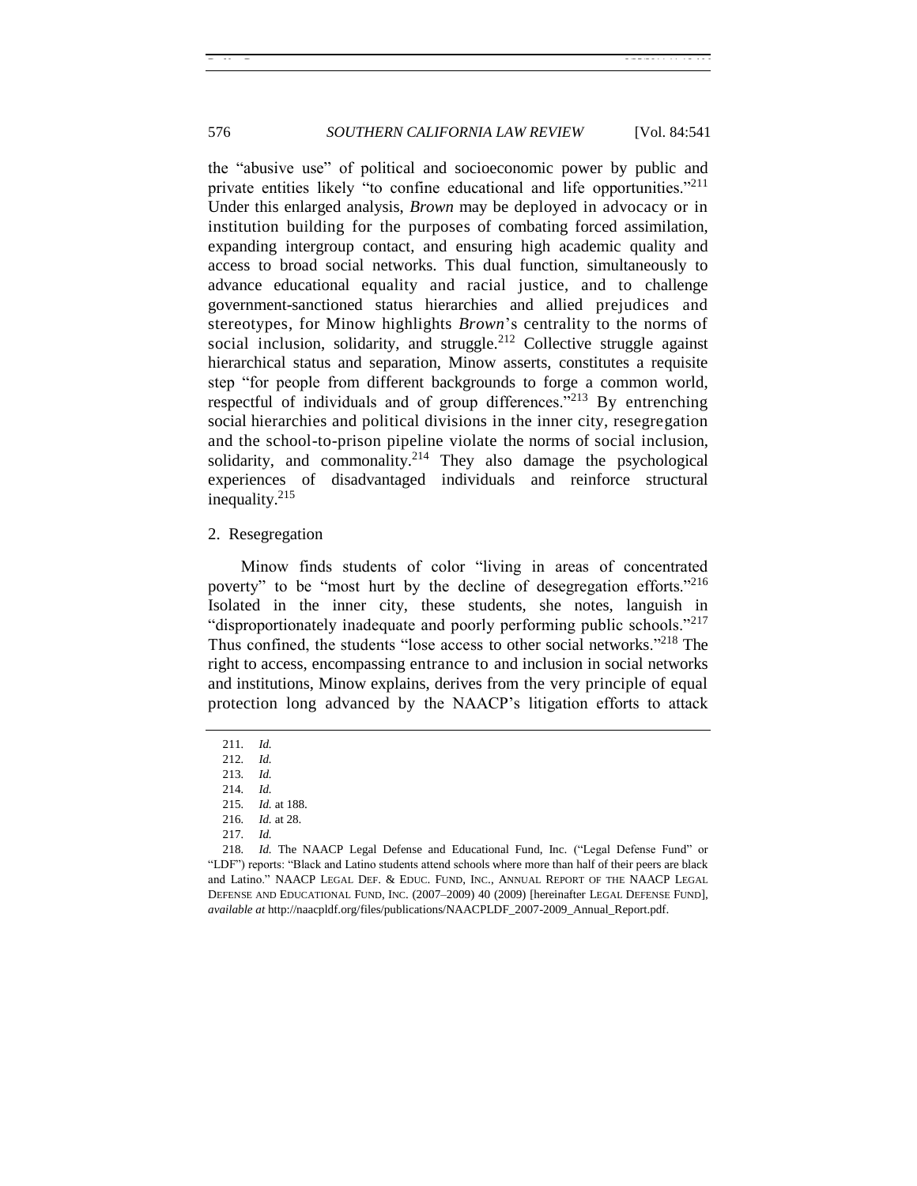the "abusive use" of political and socioeconomic power by public and private entities likely "to confine educational and life opportunities."[211] Under this enlarged analysis, *Brown* may be deployed in advocacy or in institution building for the purposes of combating forced assimilation, expanding intergroup contact, and ensuring high academic quality and access to broad social networks. This dual function, simultaneously to advance educational equality and racial justice, and to challenge government-sanctioned status hierarchies and allied prejudices and stereotypes, for Minow highlights *Brown*'s centrality to the norms of social inclusion, solidarity, and struggle.[212] Collective struggle against hierarchical status and separation, Minow asserts, constitutes a requisite step "for people from different backgrounds to forge a common world, respectful of individuals and of group differences."[213] By entrenching social hierarchies and political divisions in the inner city, resegregation and the school-to-prison pipeline violate the norms of social inclusion, solidarity, and commonality.[214] They also damage the psychological experiences of disadvantaged individuals and reinforce structural inequality.[215]

### 2. Resegregation

Minow finds students of color "living in areas of concentrated poverty" to be "most hurt by the decline of desegregation efforts."[216] Isolated in the inner city, these students, she notes, languish in "disproportionately inadequate and poorly performing public schools."[217] Thus confined, the students "lose access to other social networks."[218] The right to access, encompassing entrance to and inclusion in social networks and institutions, Minow explains, derives from the very principle of equal protection long advanced by the NAACP's litigation efforts to attack

---

211. *Id.*

212. *Id.*

213. *Id.*

214. *Id.*

215. *Id.* at 188.

216. *Id.* at 28.

217. *Id.*

218. *Id.* The NAACP Legal Defense and Educational Fund, Inc. ("Legal Defense Fund" or "LDF") reports: "Black and Latino students attend schools where more than half of their peers are black and Latino." NAACP LEGAL DEF. & EDUC. FUND, INC., ANNUAL REPORT OF THE NAACP LEGAL DEFENSE AND EDUCATIONAL FUND, INC. (2007–2009) 40 (2009) [hereinafter LEGAL DEFENSE FUND], *available at* http://naacpldf.org/files/publications/NAACPLDF_2007-2009_Annual_Report.pdf.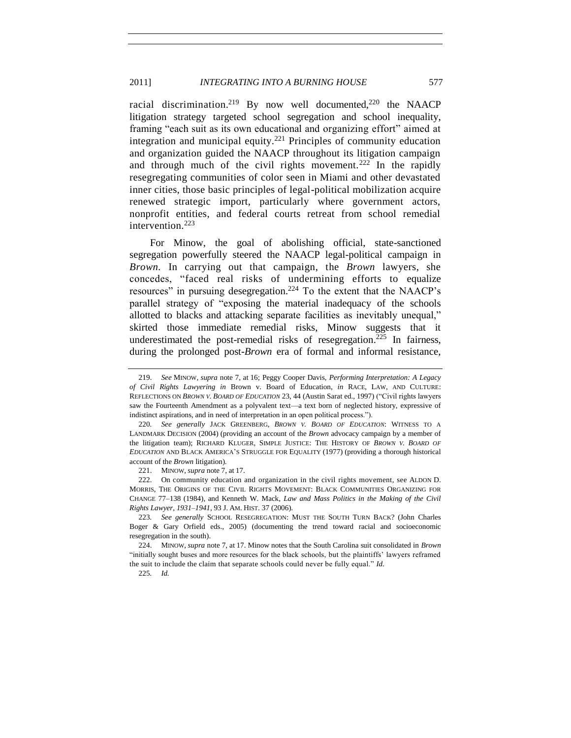racial discrimination.[219] By now well documented,[220] the NAACP litigation strategy targeted school segregation and school inequality, framing "each suit as its own educational and organizing effort" aimed at integration and municipal equity.[221] Principles of community education and organization guided the NAACP throughout its litigation campaign and through much of the civil rights movement.[222] In the rapidly resegregating communities of color seen in Miami and other devastated inner cities, those basic principles of legal-political mobilization acquire renewed strategic import, particularly where government actors, nonprofit entities, and federal courts retreat from school remedial intervention.[223]

For Minow, the goal of abolishing official, state-sanctioned segregation powerfully steered the NAACP legal-political campaign in *Brown*. In carrying out that campaign, the *Brown* lawyers, she concedes, "faced real risks of undermining efforts to equalize resources" in pursuing desegregation.[224] To the extent that the NAACP's parallel strategy of "exposing the material inadequacy of the schools allotted to blacks and attacking separate facilities as inevitably unequal," skirted those immediate remedial risks, Minow suggests that it underestimated the post-remedial risks of resegregation.[225] In fairness, during the prolonged post-*Brown* era of formal and informal resistance,

---

219. *See* MINOW, *supra* note 7, at 16; Peggy Cooper Davis, *Performing Interpretation: A Legacy of Civil Rights Lawyering in* Brown v. Board of Education, *in* RACE, LAW, AND CULTURE: REFLECTIONS ON *BROWN V. BOARD OF EDUCATION* 23, 44 (Austin Sarat ed., 1997) ("Civil rights lawyers saw the Fourteenth Amendment as a polyvalent text—a text born of neglected history, expressive of indistinct aspirations, and in need of interpretation in an open political process.").

220. *See generally* JACK GREENBERG, *BROWN V. BOARD OF EDUCATION*: WITNESS TO A LANDMARK DECISION (2004) (providing an account of the *Brown* advocacy campaign by a member of the litigation team); RICHARD KLUGER, SIMPLE JUSTICE: THE HISTORY OF *BROWN V. BOARD OF EDUCATION* AND BLACK AMERICA'S STRUGGLE FOR EQUALITY (1977) (providing a thorough historical account of the *Brown* litigation).

221. MINOW, *supra* note 7, at 17.

222. On community education and organization in the civil rights movement, see ALDON D. MORRIS, THE ORIGINS OF THE CIVIL RIGHTS MOVEMENT: BLACK COMMUNITIES ORGANIZING FOR CHANGE 77–138 (1984), and Kenneth W. Mack, *Law and Mass Politics in the Making of the Civil Rights Lawyer, 1931–1941*, 93 J. AM. HIST. 37 (2006).

223. *See generally* SCHOOL RESEGREGATION: MUST THE SOUTH TURN BACK? (John Charles Boger & Gary Orfield eds., 2005) (documenting the trend toward racial and socioeconomic resegregation in the south).

224. MINOW, *supra* note 7, at 17. Minow notes that the South Carolina suit consolidated in *Brown* "initially sought buses and more resources for the black schools, but the plaintiffs' lawyers reframed the suit to include the claim that separate schools could never be fully equal." *Id.*

225. *Id.*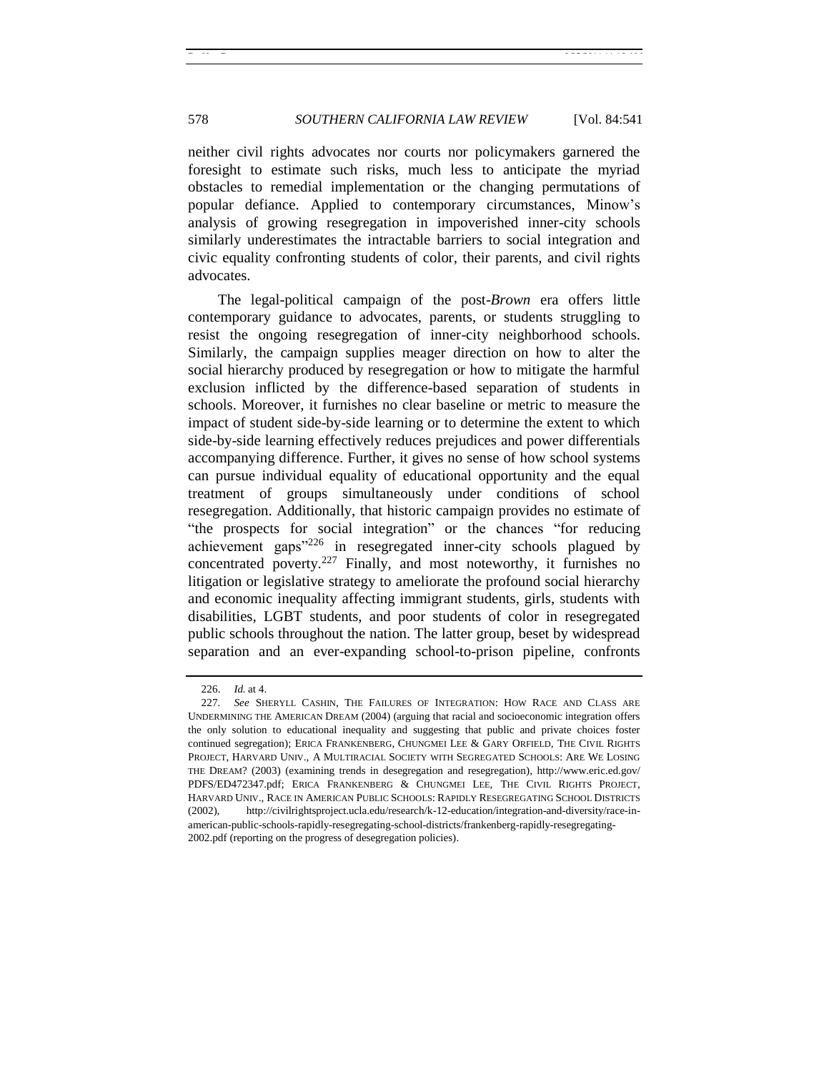neither civil rights advocates nor courts nor policymakers garnered the foresight to estimate such risks, much less to anticipate the myriad obstacles to remedial implementation or the changing permutations of popular defiance. Applied to contemporary circumstances, Minow's analysis of growing resegregation in impoverished inner-city schools similarly underestimates the intractable barriers to social integration and civic equality confronting students of color, their parents, and civil rights advocates.

The legal-political campaign of the post-*Brown* era offers little contemporary guidance to advocates, parents, or students struggling to resist the ongoing resegregation of inner-city neighborhood schools. Similarly, the campaign supplies meager direction on how to alter the social hierarchy produced by resegregation or how to mitigate the harmful exclusion inflicted by the difference-based separation of students in schools. Moreover, it furnishes no clear baseline or metric to measure the impact of student side-by-side learning or to determine the extent to which side-by-side learning effectively reduces prejudices and power differentials accompanying difference. Further, it gives no sense of how school systems can pursue individual equality of educational opportunity and the equal treatment of groups simultaneously under conditions of school resegregation. Additionally, that historic campaign provides no estimate of "the prospects for social integration" or the chances "for reducing achievement gaps"[226] in resegregated inner-city schools plagued by concentrated poverty.[227] Finally, and most noteworthy, it furnishes no litigation or legislative strategy to ameliorate the profound social hierarchy and economic inequality affecting immigrant students, girls, students with disabilities, LGBT students, and poor students of color in resegregated public schools throughout the nation. The latter group, beset by widespread separation and an ever-expanding school-to-prison pipeline, confronts

---

226. *Id.* at 4.

227. *See* SHERYLL CASHIN, THE FAILURES OF INTEGRATION: HOW RACE AND CLASS ARE UNDERMINING THE AMERICAN DREAM (2004) (arguing that racial and socioeconomic integration offers the only solution to educational inequality and suggesting that public and private choices foster continued segregation); ERICA FRANKENBERG, CHUNGMEI LEE & GARY ORFIELD, THE CIVIL RIGHTS PROJECT, HARVARD UNIV., A MULTIRACIAL SOCIETY WITH SEGREGATED SCHOOLS: ARE WE LOSING THE DREAM? (2003) (examining trends in desegregation and resegregation), http://www.eric.ed.gov/PDFS/ED472347.pdf; ERICA FRANKENBERG & CHUNGMEI LEE, THE CIVIL RIGHTS PROJECT, HARVARD UNIV., RACE IN AMERICAN PUBLIC SCHOOLS: RAPIDLY RESEGREGATING SCHOOL DISTRICTS (2002), http://civilrightsproject.ucla.edu/research/k-12-education/integration-and-diversity/race-in-american-public-schools-rapidly-resegregating-school-districts/frankenberg-rapidly-resegregating-2002.pdf (reporting on the progress of desegregation policies).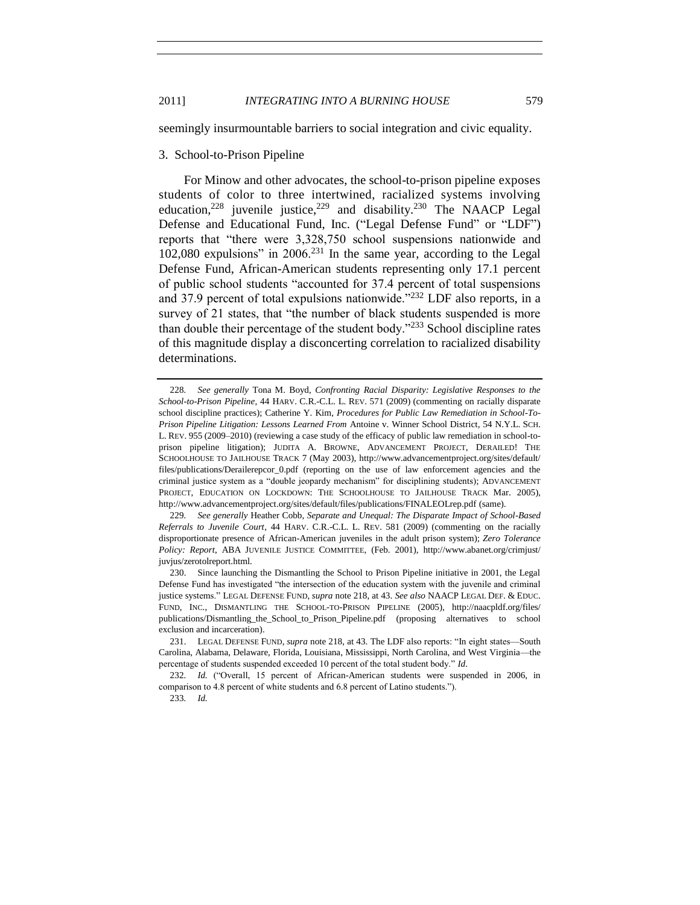seemingly insurmountable barriers to social integration and civic equality.

### 3. School-to-Prison Pipeline

For Minow and other advocates, the school-to-prison pipeline exposes students of color to three intertwined, racialized systems involving education,[228] juvenile justice,[229] and disability.[230] The NAACP Legal Defense and Educational Fund, Inc. ("Legal Defense Fund" or "LDF") reports that "there were 3,328,750 school suspensions nationwide and 102,080 expulsions" in 2006.[231] In the same year, according to the Legal Defense Fund, African-American students representing only 17.1 percent of public school students "accounted for 37.4 percent of total suspensions and 37.9 percent of total expulsions nationwide."[232] LDF also reports, in a survey of 21 states, that "the number of black students suspended is more than double their percentage of the student body."[233] School discipline rates of this magnitude display a disconcerting correlation to racialized disability determinations.

---

228. *See generally* Tona M. Boyd, *Confronting Racial Disparity: Legislative Responses to the School-to-Prison Pipeline*, 44 HARV. C.R.-C.L. L. REV. 571 (2009) (commenting on racially disparate school discipline practices); Catherine Y. Kim, *Procedures for Public Law Remediation in School-To-Prison Pipeline Litigation: Lessons Learned From* Antoine v. Winner School District, 54 N.Y.L. SCH. L. REV. 955 (2009–2010) (reviewing a case study of the efficacy of public law remediation in school-to-prison pipeline litigation); JUDITA A. BROWNE, ADVANCEMENT PROJECT, DERAILED! THE SCHOOLHOUSE TO JAILHOUSE TRACK 7 (May 2003), http://www.advancementproject.org/sites/default/files/publications/Derailerepcor_0.pdf (reporting on the use of law enforcement agencies and the criminal justice system as a "double jeopardy mechanism" for disciplining students); ADVANCEMENT PROJECT, EDUCATION ON LOCKDOWN: THE SCHOOLHOUSE TO JAILHOUSE TRACK Mar. 2005), http://www.advancementproject.org/sites/default/files/publications/FINALEOLrep.pdf (same).

229. *See generally* Heather Cobb, *Separate and Unequal: The Disparate Impact of School-Based Referrals to Juvenile Court*, 44 HARV. C.R.-C.L. L. REV. 581 (2009) (commenting on the racially disproportionate presence of African-American juveniles in the adult prison system); *Zero Tolerance Policy: Report*, ABA JUVENILE JUSTICE COMMITTEE, (Feb. 2001), http://www.abanet.org/crimjust/juvjus/zerotolreport.html.

230. Since launching the Dismantling the School to Prison Pipeline initiative in 2001, the Legal Defense Fund has investigated "the intersection of the education system with the juvenile and criminal justice systems." LEGAL DEFENSE FUND, *supra* note 218, at 43. *See also* NAACP LEGAL DEF. & EDUC. FUND, INC., DISMANTLING THE SCHOOL-TO-PRISON PIPELINE (2005), http://naacpldf.org/files/publications/Dismantling_the_School_to_Prison_Pipeline.pdf (proposing alternatives to school exclusion and incarceration).

231. LEGAL DEFENSE FUND, *supra* note 218, at 43. The LDF also reports: "In eight states—South Carolina, Alabama, Delaware, Florida, Louisiana, Mississippi, North Carolina, and West Virginia—the percentage of students suspended exceeded 10 percent of the total student body." *Id*.

232. *Id.* ("Overall, 15 percent of African-American students were suspended in 2006, in comparison to 4.8 percent of white students and 6.8 percent of Latino students.").

233. *Id.*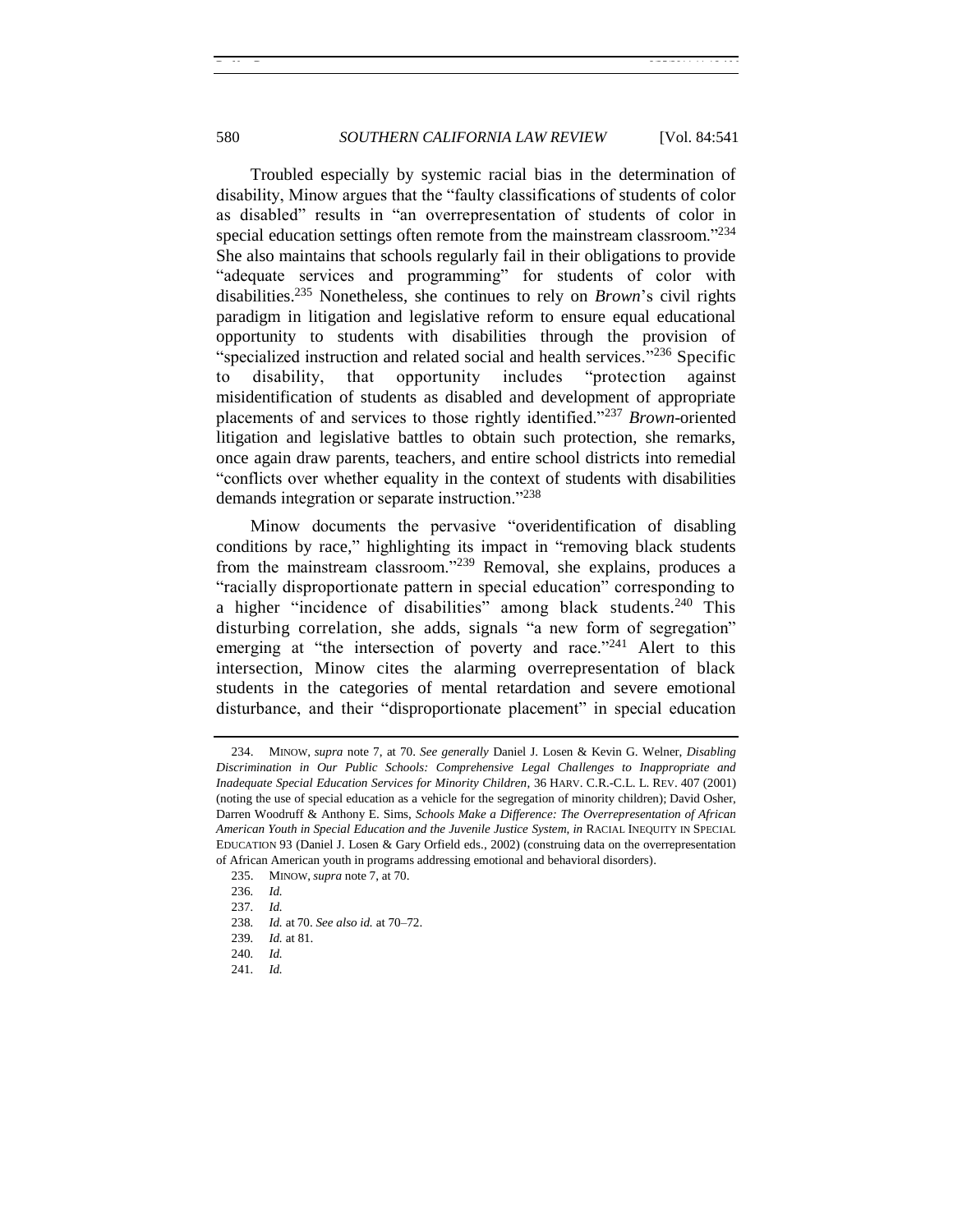Troubled especially by systemic racial bias in the determination of disability, Minow argues that the "faulty classifications of students of color as disabled" results in "an overrepresentation of students of color in special education settings often remote from the mainstream classroom."[234] She also maintains that schools regularly fail in their obligations to provide "adequate services and programming" for students of color with disabilities.[235] Nonetheless, she continues to rely on *Brown*'s civil rights paradigm in litigation and legislative reform to ensure equal educational opportunity to students with disabilities through the provision of "specialized instruction and related social and health services."[236] Specific to disability, that opportunity includes "protection against misidentification of students as disabled and development of appropriate placements of and services to those rightly identified."[237] *Brown*-oriented litigation and legislative battles to obtain such protection, she remarks, once again draw parents, teachers, and entire school districts into remedial "conflicts over whether equality in the context of students with disabilities demands integration or separate instruction."[238]

Minow documents the pervasive "overidentification of disabling conditions by race," highlighting its impact in "removing black students from the mainstream classroom."[239] Removal, she explains, produces a "racially disproportionate pattern in special education" corresponding to a higher "incidence of disabilities" among black students.[240] This disturbing correlation, she adds, signals "a new form of segregation" emerging at "the intersection of poverty and race."[241] Alert to this intersection, Minow cites the alarming overrepresentation of black students in the categories of mental retardation and severe emotional disturbance, and their "disproportionate placement" in special education

---

234. MINOW, *supra* note 7, at 70. *See generally* Daniel J. Losen & Kevin G. Welner, *Disabling Discrimination in Our Public Schools: Comprehensive Legal Challenges to Inappropriate and Inadequate Special Education Services for Minority Children*, 36 HARV. C.R.-C.L. L. REV. 407 (2001) (noting the use of special education as a vehicle for the segregation of minority children); David Osher, Darren Woodruff & Anthony E. Sims, *Schools Make a Difference: The Overrepresentation of African American Youth in Special Education and the Juvenile Justice System*, *in* RACIAL INEQUITY IN SPECIAL EDUCATION 93 (Daniel J. Losen & Gary Orfield eds., 2002) (construing data on the overrepresentation of African American youth in programs addressing emotional and behavioral disorders).

235. MINOW, *supra* note 7, at 70.

236. *Id.*

237. *Id.*

238. *Id.* at 70. *See also id.* at 70–72.

239. *Id.* at 81.

240. *Id.*

241. *Id.*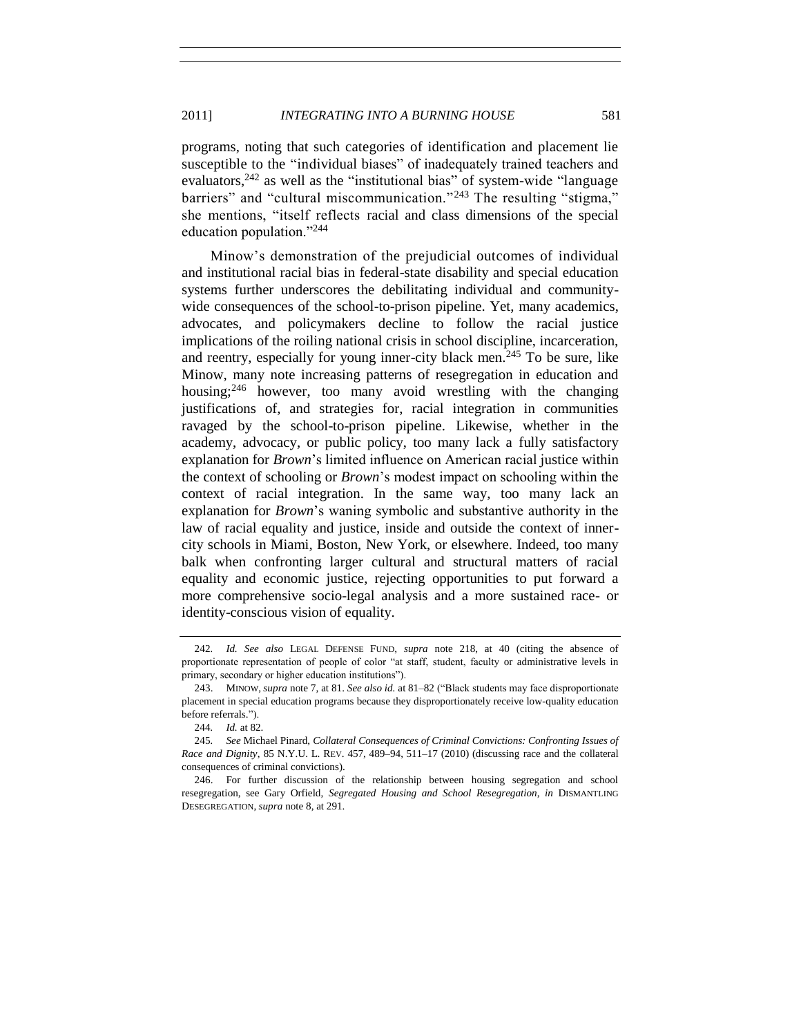programs, noting that such categories of identification and placement lie susceptible to the "individual biases" of inadequately trained teachers and evaluators,[242] as well as the "institutional bias" of system-wide "language barriers" and "cultural miscommunication."[243] The resulting "stigma," she mentions, "itself reflects racial and class dimensions of the special education population."[244]

Minow's demonstration of the prejudicial outcomes of individual and institutional racial bias in federal-state disability and special education systems further underscores the debilitating individual and community-wide consequences of the school-to-prison pipeline. Yet, many academics, advocates, and policymakers decline to follow the racial justice implications of the roiling national crisis in school discipline, incarceration, and reentry, especially for young inner-city black men.[245] To be sure, like Minow, many note increasing patterns of resegregation in education and housing;[246] however, too many avoid wrestling with the changing justifications of, and strategies for, racial integration in communities ravaged by the school-to-prison pipeline. Likewise, whether in the academy, advocacy, or public policy, too many lack a fully satisfactory explanation for *Brown*'s limited influence on American racial justice within the context of schooling or *Brown*'s modest impact on schooling within the context of racial integration. In the same way, too many lack an explanation for *Brown*'s waning symbolic and substantive authority in the law of racial equality and justice, inside and outside the context of inner-city schools in Miami, Boston, New York, or elsewhere. Indeed, too many balk when confronting larger cultural and structural matters of racial equality and economic justice, rejecting opportunities to put forward a more comprehensive socio-legal analysis and a more sustained race- or identity-conscious vision of equality.

---

242. *Id. See also* LEGAL DEFENSE FUND, *supra* note 218, at 40 (citing the absence of proportionate representation of people of color "at staff, student, faculty or administrative levels in primary, secondary or higher education institutions").

243. MINOW, *supra* note 7, at 81. *See also id.* at 81–82 ("Black students may face disproportionate placement in special education programs because they disproportionately receive low-quality education before referrals.").

244. *Id.* at 82.

245. *See* Michael Pinard, *Collateral Consequences of Criminal Convictions: Confronting Issues of Race and Dignity*, 85 N.Y.U. L. REV. 457, 489–94, 511–17 (2010) (discussing race and the collateral consequences of criminal convictions).

246. For further discussion of the relationship between housing segregation and school resegregation, see Gary Orfield, *Segregated Housing and School Resegregation*, *in* DISMANTLING DESEGREGATION, *supra* note 8, at 291.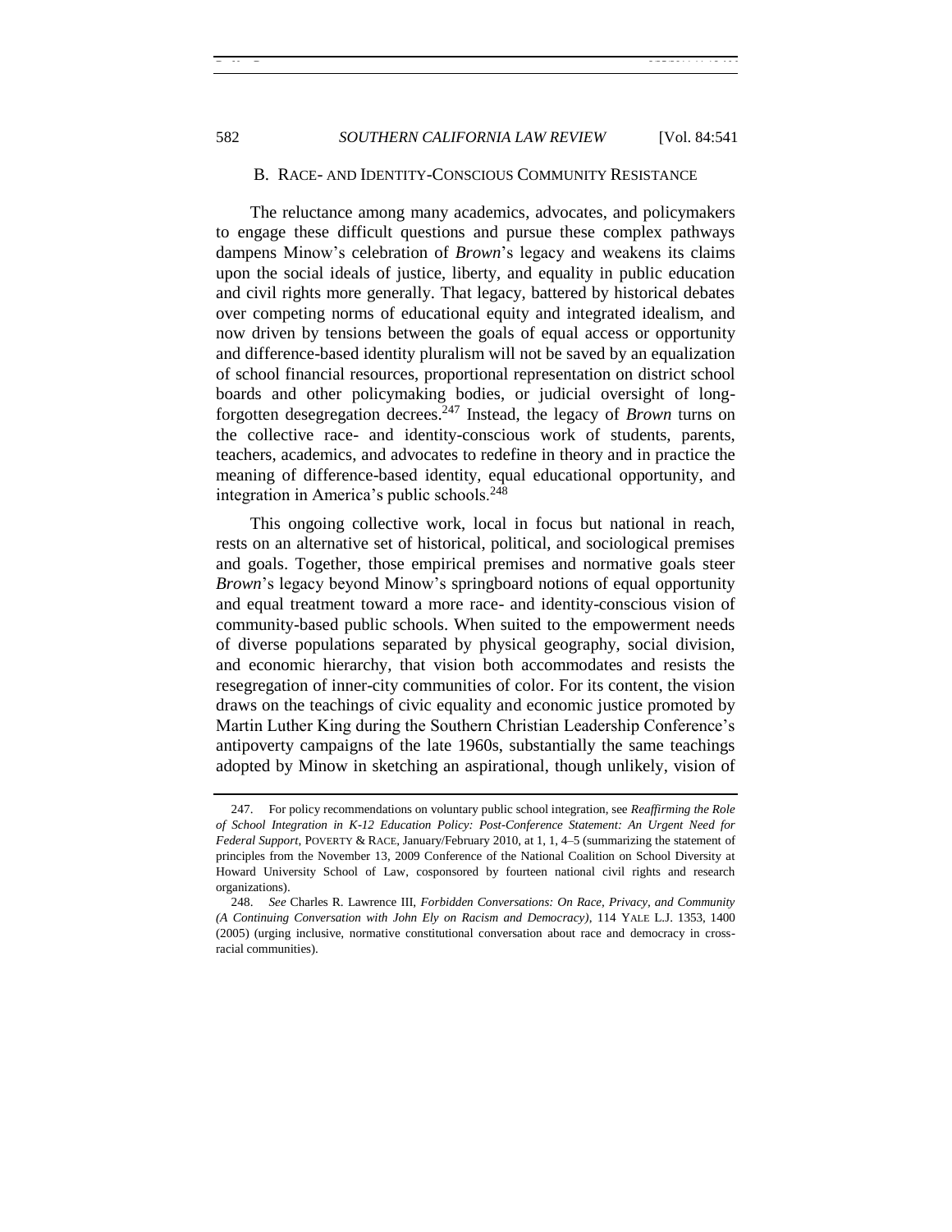### B. RACE- AND IDENTITY-CONSCIOUS COMMUNITY RESISTANCE

The reluctance among many academics, advocates, and policymakers to engage these difficult questions and pursue these complex pathways dampens Minow's celebration of *Brown*'s legacy and weakens its claims upon the social ideals of justice, liberty, and equality in public education and civil rights more generally. That legacy, battered by historical debates over competing norms of educational equity and integrated idealism, and now driven by tensions between the goals of equal access or opportunity and difference-based identity pluralism will not be saved by an equalization of school financial resources, proportional representation on district school boards and other policymaking bodies, or judicial oversight of long-forgotten desegregation decrees.[247] Instead, the legacy of *Brown* turns on the collective race- and identity-conscious work of students, parents, teachers, academics, and advocates to redefine in theory and in practice the meaning of difference-based identity, equal educational opportunity, and integration in America's public schools.[248]

This ongoing collective work, local in focus but national in reach, rests on an alternative set of historical, political, and sociological premises and goals. Together, those empirical premises and normative goals steer *Brown*'s legacy beyond Minow's springboard notions of equal opportunity and equal treatment toward a more race- and identity-conscious vision of community-based public schools. When suited to the empowerment needs of diverse populations separated by physical geography, social division, and economic hierarchy, that vision both accommodates and resists the resegregation of inner-city communities of color. For its content, the vision draws on the teachings of civic equality and economic justice promoted by Martin Luther King during the Southern Christian Leadership Conference's antipoverty campaigns of the late 1960s, substantially the same teachings adopted by Minow in sketching an aspirational, though unlikely, vision of

---

247. For policy recommendations on voluntary public school integration, see *Reaffirming the Role of School Integration in K-12 Education Policy: Post-Conference Statement: An Urgent Need for Federal Support*, POVERTY & RACE, January/February 2010, at 1, 1, 4–5 (summarizing the statement of principles from the November 13, 2009 Conference of the National Coalition on School Diversity at Howard University School of Law, cosponsored by fourteen national civil rights and research organizations).

248. *See* Charles R. Lawrence III, *Forbidden Conversations: On Race, Privacy, and Community (A Continuing Conversation with John Ely on Racism and Democracy)*, 114 YALE L.J. 1353, 1400 (2005) (urging inclusive, normative constitutional conversation about race and democracy in cross-racial communities).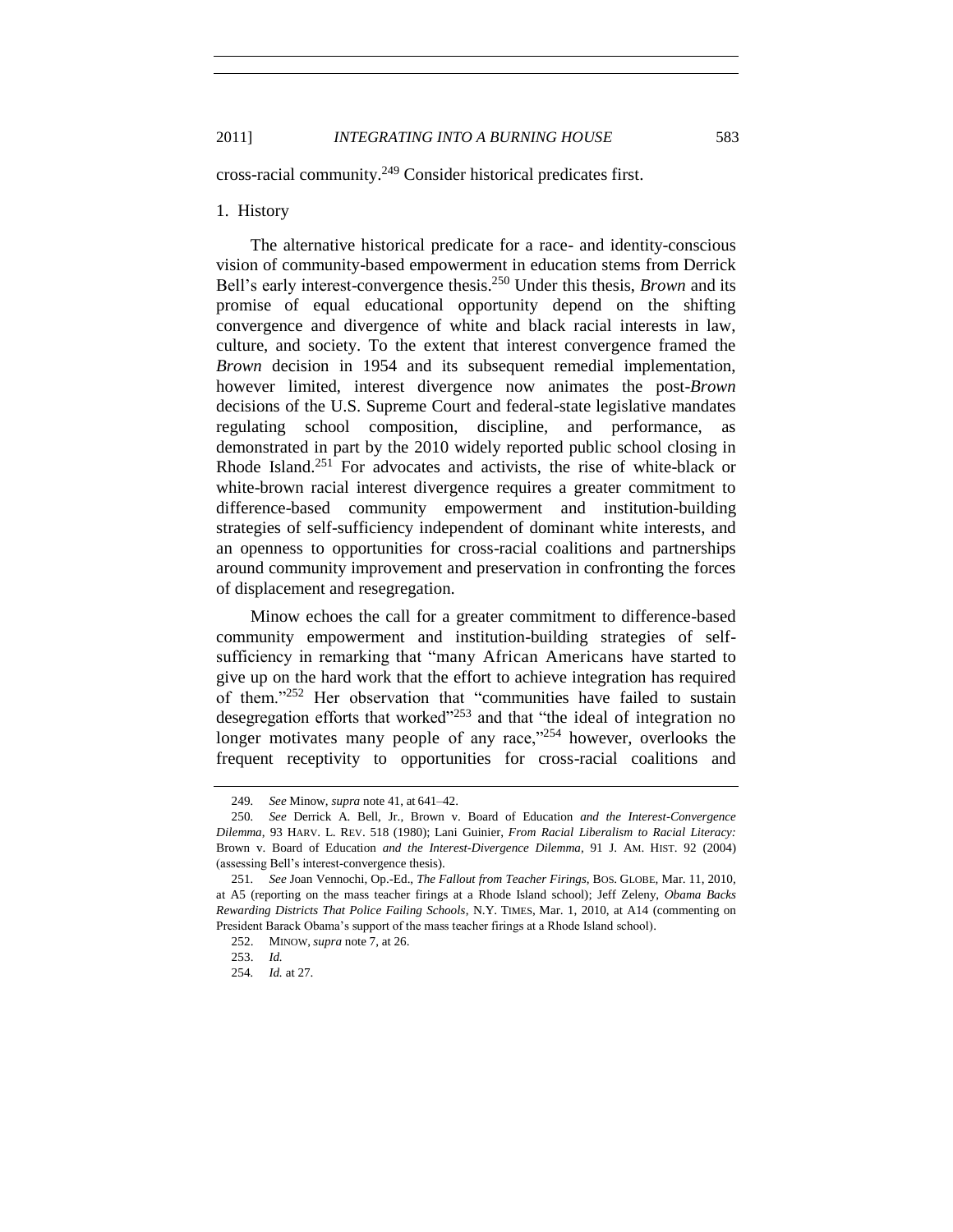cross-racial community.[249] Consider historical predicates first.

1. History

The alternative historical predicate for a race- and identity-conscious vision of community-based empowerment in education stems from Derrick Bell's early interest-convergence thesis.[250] Under this thesis, *Brown* and its promise of equal educational opportunity depend on the shifting convergence and divergence of white and black racial interests in law, culture, and society. To the extent that interest convergence framed the *Brown* decision in 1954 and its subsequent remedial implementation, however limited, interest divergence now animates the post-*Brown* decisions of the U.S. Supreme Court and federal-state legislative mandates regulating school composition, discipline, and performance, as demonstrated in part by the 2010 widely reported public school closing in Rhode Island.[251] For advocates and activists, the rise of white-black or white-brown racial interest divergence requires a greater commitment to difference-based community empowerment and institution-building strategies of self-sufficiency independent of dominant white interests, and an openness to opportunities for cross-racial coalitions and partnerships around community improvement and preservation in confronting the forces of displacement and resegregation.

Minow echoes the call for a greater commitment to difference-based community empowerment and institution-building strategies of self-sufficiency in remarking that "many African Americans have started to give up on the hard work that the effort to achieve integration has required of them."[252] Her observation that "communities have failed to sustain desegregation efforts that worked"[253] and that "the ideal of integration no longer motivates many people of any race,"[254] however, overlooks the frequent receptivity to opportunities for cross-racial coalitions and

---

249. *See* Minow, *supra* note 41, at 641–42.

250. *See* Derrick A. Bell, Jr., Brown v. Board of Education *and the Interest-Convergence Dilemma*, 93 HARV. L. REV. 518 (1980); Lani Guinier, *From Racial Liberalism to Racial Literacy:* Brown v. Board of Education *and the Interest-Divergence Dilemma*, 91 J. AM. HIST. 92 (2004) (assessing Bell's interest-convergence thesis).

251. *See* Joan Vennochi, Op.-Ed., *The Fallout from Teacher Firings*, BOS. GLOBE, Mar. 11, 2010, at A5 (reporting on the mass teacher firings at a Rhode Island school); Jeff Zeleny, *Obama Backs Rewarding Districts That Police Failing Schools*, N.Y. TIMES, Mar. 1, 2010, at A14 (commenting on President Barack Obama's support of the mass teacher firings at a Rhode Island school).

252. MINOW, *supra* note 7, at 26.

253. *Id.*

254. *Id.* at 27.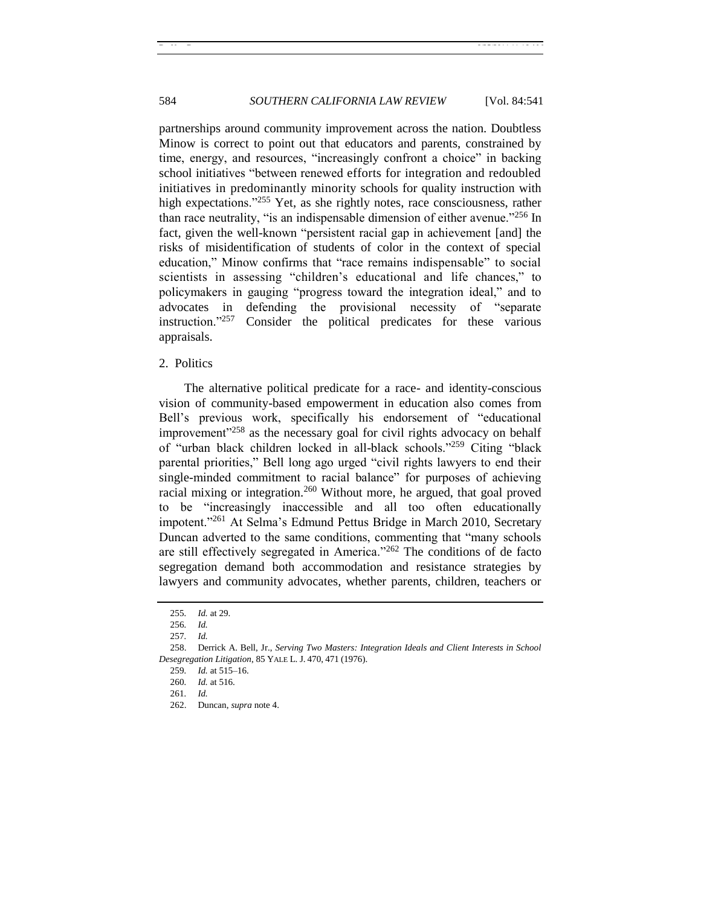partnerships around community improvement across the nation. Doubtless Minow is correct to point out that educators and parents, constrained by time, energy, and resources, "increasingly confront a choice" in backing school initiatives "between renewed efforts for integration and redoubled initiatives in predominantly minority schools for quality instruction with high expectations."[255] Yet, as she rightly notes, race consciousness, rather than race neutrality, "is an indispensable dimension of either avenue."[256] In fact, given the well-known "persistent racial gap in achievement [and] the risks of misidentification of students of color in the context of special education," Minow confirms that "race remains indispensable" to social scientists in assessing "children's educational and life chances," to policymakers in gauging "progress toward the integration ideal," and to advocates in defending the provisional necessity of "separate instruction."[257] Consider the political predicates for these various appraisals.

2. Politics

The alternative political predicate for a race- and identity-conscious vision of community-based empowerment in education also comes from Bell's previous work, specifically his endorsement of "educational improvement"[258] as the necessary goal for civil rights advocacy on behalf of "urban black children locked in all-black schools."[259] Citing "black parental priorities," Bell long ago urged "civil rights lawyers to end their single-minded commitment to racial balance" for purposes of achieving racial mixing or integration.[260] Without more, he argued, that goal proved to be "increasingly inaccessible and all too often educationally impotent."[261] At Selma's Edmund Pettus Bridge in March 2010, Secretary Duncan adverted to the same conditions, commenting that "many schools are still effectively segregated in America."[262] The conditions of de facto segregation demand both accommodation and resistance strategies by lawyers and community advocates, whether parents, children, teachers or

---

255. *Id.* at 29.

256. *Id.*

257. *Id.*

258. Derrick A. Bell, Jr., *Serving Two Masters: Integration Ideals and Client Interests in School Desegregation Litigation*, 85 YALE L. J. 470, 471 (1976).

259. *Id.* at 515–16.

260. *Id.* at 516.

261. *Id.*

262. Duncan, *supra* note 4.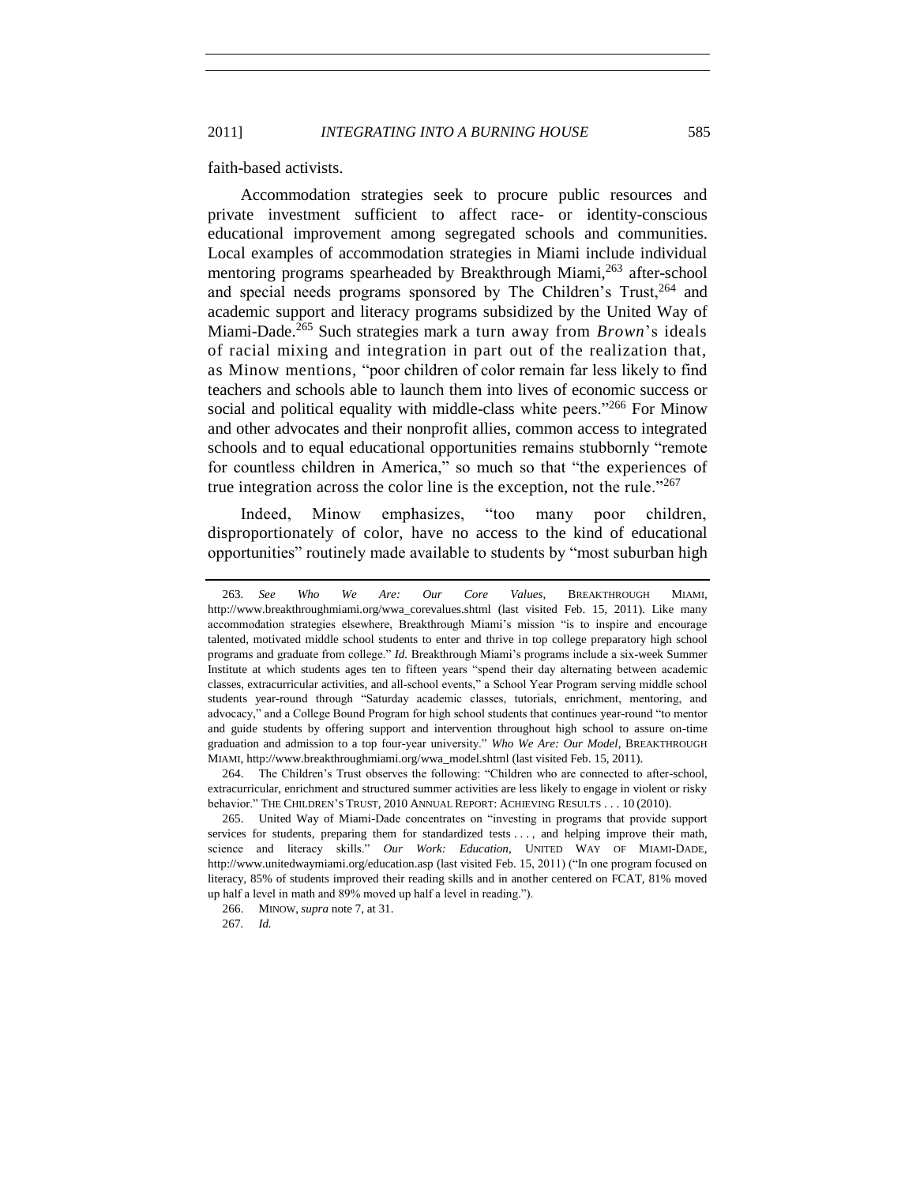faith-based activists.

Accommodation strategies seek to procure public resources and private investment sufficient to affect race- or identity-conscious educational improvement among segregated schools and communities. Local examples of accommodation strategies in Miami include individual mentoring programs spearheaded by Breakthrough Miami,[263] after-school and special needs programs sponsored by The Children's Trust,[264] and academic support and literacy programs subsidized by the United Way of Miami-Dade.[265] Such strategies mark a turn away from *Brown*'s ideals of racial mixing and integration in part out of the realization that, as Minow mentions, "poor children of color remain far less likely to find teachers and schools able to launch them into lives of economic success or social and political equality with middle-class white peers."[266] For Minow and other advocates and their nonprofit allies, common access to integrated schools and to equal educational opportunities remains stubbornly "remote for countless children in America," so much so that "the experiences of true integration across the color line is the exception, not the rule."[267]

Indeed, Minow emphasizes, "too many poor children, disproportionately of color, have no access to the kind of educational opportunities" routinely made available to students by "most suburban high

---

263. *See Who We Are: Our Core Values*, BREAKTHROUGH MIAMI, http://www.breakthroughmiami.org/wwa_corevalues.shtml (last visited Feb. 15, 2011). Like many accommodation strategies elsewhere, Breakthrough Miami's mission "is to inspire and encourage talented, motivated middle school students to enter and thrive in top college preparatory high school programs and graduate from college." *Id.* Breakthrough Miami's programs include a six-week Summer Institute at which students ages ten to fifteen years "spend their day alternating between academic classes, extracurricular activities, and all-school events," a School Year Program serving middle school students year-round through "Saturday academic classes, tutorials, enrichment, mentoring, and advocacy," and a College Bound Program for high school students that continues year-round "to mentor and guide students by offering support and intervention throughout high school to assure on-time graduation and admission to a top four-year university." *Who We Are: Our Model*, BREAKTHROUGH MIAMI, http://www.breakthroughmiami.org/wwa_model.shtml (last visited Feb. 15, 2011).

264. The Children's Trust observes the following: "Children who are connected to after-school, extracurricular, enrichment and structured summer activities are less likely to engage in violent or risky behavior." THE CHILDREN'S TRUST, 2010 ANNUAL REPORT: ACHIEVING RESULTS . . . 10 (2010).

265. United Way of Miami-Dade concentrates on "investing in programs that provide support services for students, preparing them for standardized tests . . . , and helping improve their math, science and literacy skills." *Our Work: Education*, UNITED WAY OF MIAMI-DADE, http://www.unitedwaymiami.org/education.asp (last visited Feb. 15, 2011) ("In one program focused on literacy, 85% of students improved their reading skills and in another centered on FCAT, 81% moved up half a level in math and 89% moved up half a level in reading.").

266. MINOW, *supra* note 7, at 31.

267. *Id.*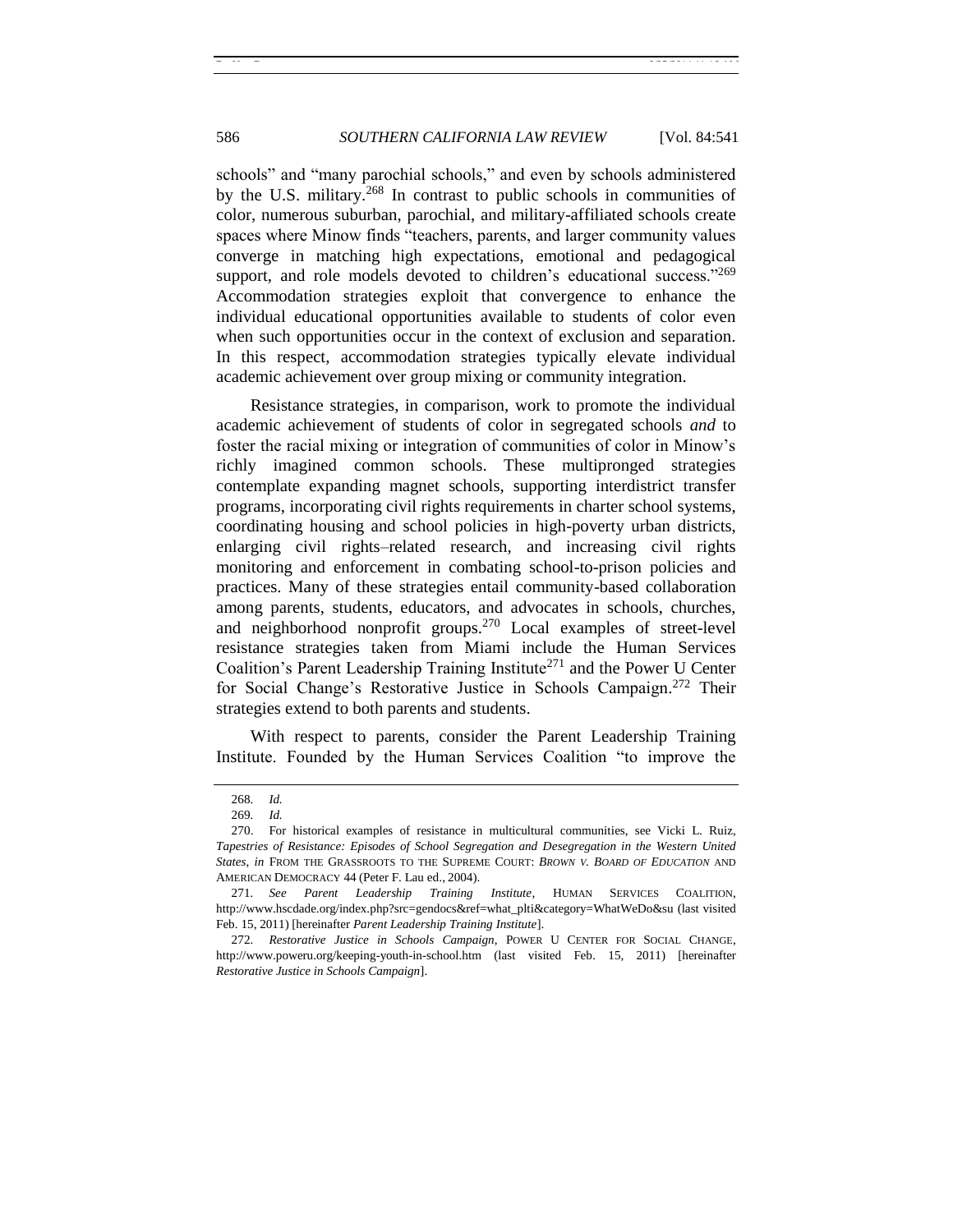schools" and "many parochial schools," and even by schools administered by the U.S. military.[268] In contrast to public schools in communities of color, numerous suburban, parochial, and military-affiliated schools create spaces where Minow finds "teachers, parents, and larger community values converge in matching high expectations, emotional and pedagogical support, and role models devoted to children's educational success."[269] Accommodation strategies exploit that convergence to enhance the individual educational opportunities available to students of color even when such opportunities occur in the context of exclusion and separation. In this respect, accommodation strategies typically elevate individual academic achievement over group mixing or community integration.

Resistance strategies, in comparison, work to promote the individual academic achievement of students of color in segregated schools *and* to foster the racial mixing or integration of communities of color in Minow's richly imagined common schools. These multipronged strategies contemplate expanding magnet schools, supporting interdistrict transfer programs, incorporating civil rights requirements in charter school systems, coordinating housing and school policies in high-poverty urban districts, enlarging civil rights–related research, and increasing civil rights monitoring and enforcement in combating school-to-prison policies and practices. Many of these strategies entail community-based collaboration among parents, students, educators, and advocates in schools, churches, and neighborhood nonprofit groups.[270] Local examples of street-level resistance strategies taken from Miami include the Human Services Coalition's Parent Leadership Training Institute[271] and the Power U Center for Social Change's Restorative Justice in Schools Campaign.[272] Their strategies extend to both parents and students.

With respect to parents, consider the Parent Leadership Training Institute. Founded by the Human Services Coalition "to improve the

---

268. *Id.*

269. *Id.*

270. For historical examples of resistance in multicultural communities, see Vicki L. Ruiz, *Tapestries of Resistance: Episodes of School Segregation and Desegregation in the Western United States*, *in* FROM THE GRASSROOTS TO THE SUPREME COURT: *BROWN V. BOARD OF EDUCATION* AND AMERICAN DEMOCRACY 44 (Peter F. Lau ed., 2004).

271. *See Parent Leadership Training Institute*, HUMAN SERVICES COALITION, http://www.hscdade.org/index.php?src=gendocs&ref=what_plti&category=WhatWeDo&su (last visited Feb. 15, 2011) [hereinafter *Parent Leadership Training Institute*].

272. *Restorative Justice in Schools Campaign*, POWER U CENTER FOR SOCIAL CHANGE, http://www.poweru.org/keeping-youth-in-school.htm (last visited Feb. 15, 2011) [hereinafter *Restorative Justice in Schools Campaign*].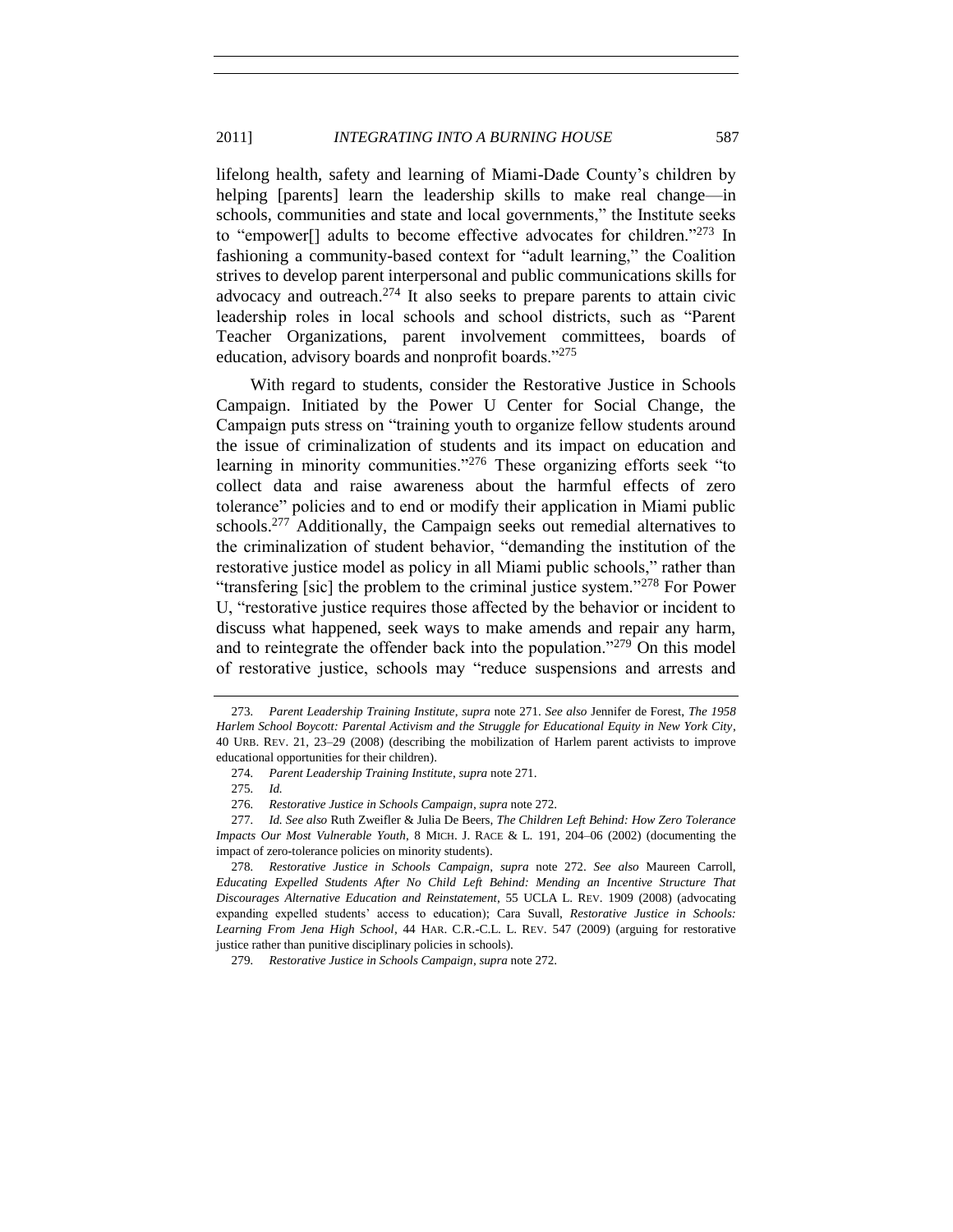lifelong health, safety and learning of Miami-Dade County's children by helping [parents] learn the leadership skills to make real change—in schools, communities and state and local governments," the Institute seeks to "empower[] adults to become effective advocates for children."[273] In fashioning a community-based context for "adult learning," the Coalition strives to develop parent interpersonal and public communications skills for advocacy and outreach.[274] It also seeks to prepare parents to attain civic leadership roles in local schools and school districts, such as "Parent Teacher Organizations, parent involvement committees, boards of education, advisory boards and nonprofit boards."[275]

With regard to students, consider the Restorative Justice in Schools Campaign. Initiated by the Power U Center for Social Change, the Campaign puts stress on "training youth to organize fellow students around the issue of criminalization of students and its impact on education and learning in minority communities."[276] These organizing efforts seek "to collect data and raise awareness about the harmful effects of zero tolerance" policies and to end or modify their application in Miami public schools.[277] Additionally, the Campaign seeks out remedial alternatives to the criminalization of student behavior, "demanding the institution of the restorative justice model as policy in all Miami public schools," rather than "transfering [sic] the problem to the criminal justice system."[278] For Power U, "restorative justice requires those affected by the behavior or incident to discuss what happened, seek ways to make amends and repair any harm, and to reintegrate the offender back into the population."[279] On this model of restorative justice, schools may "reduce suspensions and arrests and

---

273. *Parent Leadership Training Institute*, *supra* note 271. *See also* Jennifer de Forest, *The 1958 Harlem School Boycott: Parental Activism and the Struggle for Educational Equity in New York City*, 40 URB. REV. 21, 23–29 (2008) (describing the mobilization of Harlem parent activists to improve educational opportunities for their children).

274. *Parent Leadership Training Institute*, *supra* note 271.

275. *Id.*

276. *Restorative Justice in Schools Campaign*, *supra* note 272.

277. *Id. See also* Ruth Zweifler & Julia De Beers, *The Children Left Behind: How Zero Tolerance Impacts Our Most Vulnerable Youth*, 8 MICH. J. RACE & L. 191, 204–06 (2002) (documenting the impact of zero-tolerance policies on minority students).

278. *Restorative Justice in Schools Campaign*, *supra* note 272. *See also* Maureen Carroll, *Educating Expelled Students After No Child Left Behind: Mending an Incentive Structure That Discourages Alternative Education and Reinstatement*, 55 UCLA L. REV. 1909 (2008) (advocating expanding expelled students' access to education); Cara Suvall, *Restorative Justice in Schools: Learning From Jena High School*, 44 HAR. C.R.-C.L. L. REV. 547 (2009) (arguing for restorative justice rather than punitive disciplinary policies in schools).

279. *Restorative Justice in Schools Campaign*, *supra* note 272.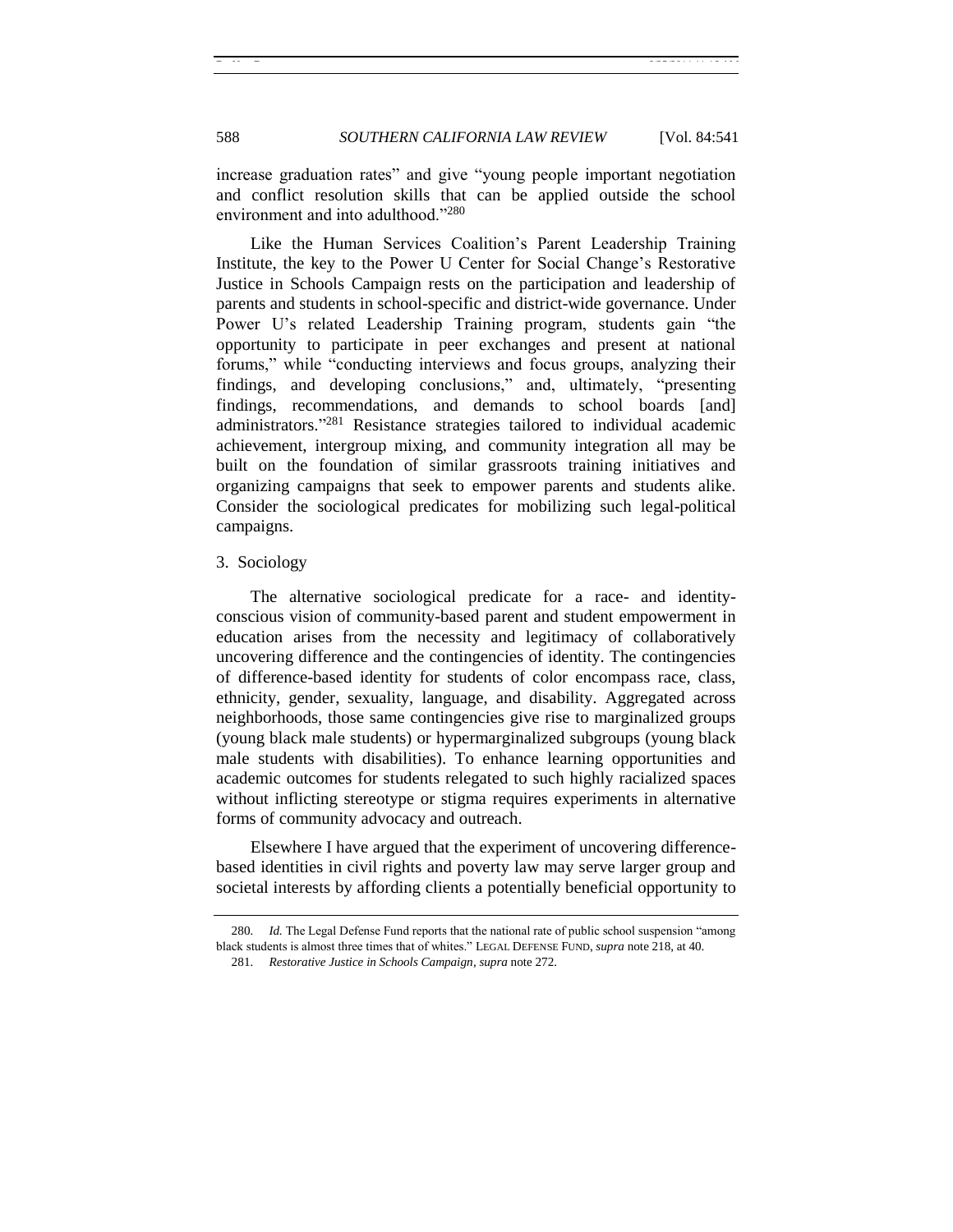increase graduation rates" and give "young people important negotiation and conflict resolution skills that can be applied outside the school environment and into adulthood."[280]

Like the Human Services Coalition's Parent Leadership Training Institute, the key to the Power U Center for Social Change's Restorative Justice in Schools Campaign rests on the participation and leadership of parents and students in school-specific and district-wide governance. Under Power U's related Leadership Training program, students gain "the opportunity to participate in peer exchanges and present at national forums," while "conducting interviews and focus groups, analyzing their findings, and developing conclusions," and, ultimately, "presenting findings, recommendations, and demands to school boards [and] administrators."[281] Resistance strategies tailored to individual academic achievement, intergroup mixing, and community integration all may be built on the foundation of similar grassroots training initiatives and organizing campaigns that seek to empower parents and students alike. Consider the sociological predicates for mobilizing such legal-political campaigns.

### 3. Sociology

The alternative sociological predicate for a race- and identity-conscious vision of community-based parent and student empowerment in education arises from the necessity and legitimacy of collaboratively uncovering difference and the contingencies of identity. The contingencies of difference-based identity for students of color encompass race, class, ethnicity, gender, sexuality, language, and disability. Aggregated across neighborhoods, those same contingencies give rise to marginalized groups (young black male students) or hypermarginalized subgroups (young black male students with disabilities). To enhance learning opportunities and academic outcomes for students relegated to such highly racialized spaces without inflicting stereotype or stigma requires experiments in alternative forms of community advocacy and outreach.

Elsewhere I have argued that the experiment of uncovering difference-based identities in civil rights and poverty law may serve larger group and societal interests by affording clients a potentially beneficial opportunity to

---

280. *Id.* The Legal Defense Fund reports that the national rate of public school suspension "among black students is almost three times that of whites." LEGAL DEFENSE FUND, *supra* note 218, at 40.

281. *Restorative Justice in Schools Campaign*, *supra* note 272.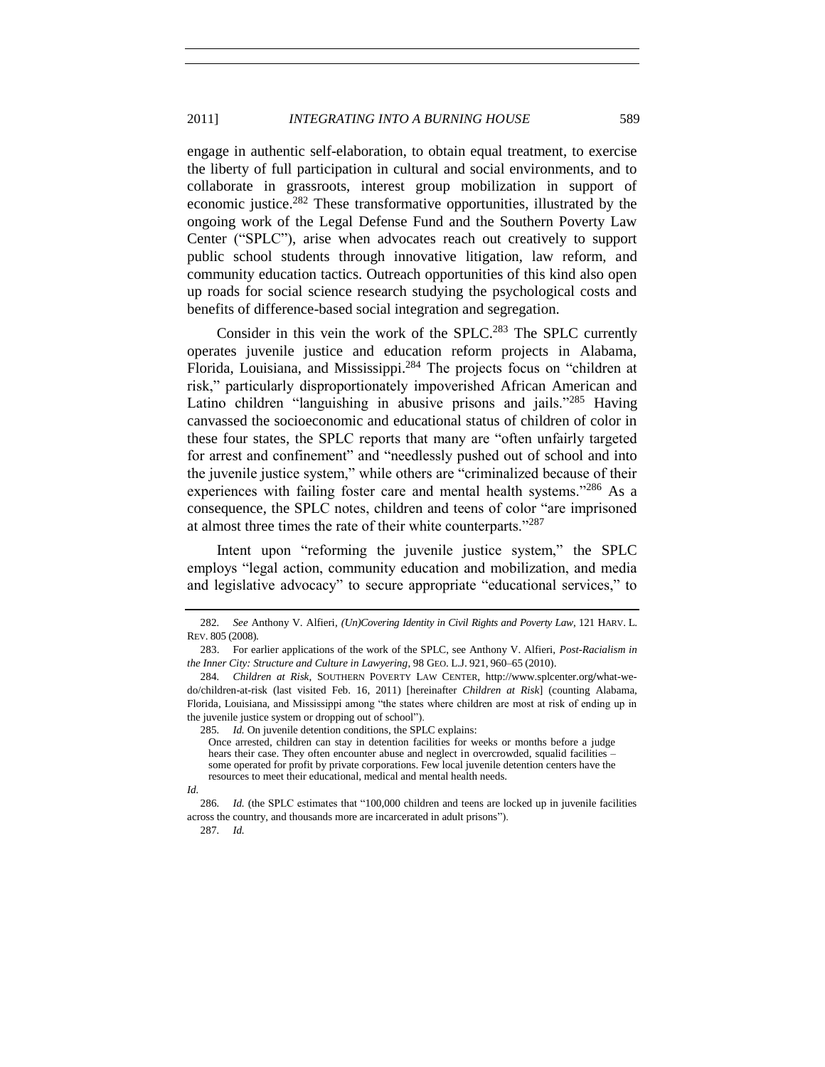engage in authentic self-elaboration, to obtain equal treatment, to exercise the liberty of full participation in cultural and social environments, and to collaborate in grassroots, interest group mobilization in support of economic justice.[282] These transformative opportunities, illustrated by the ongoing work of the Legal Defense Fund and the Southern Poverty Law Center ("SPLC"), arise when advocates reach out creatively to support public school students through innovative litigation, law reform, and community education tactics. Outreach opportunities of this kind also open up roads for social science research studying the psychological costs and benefits of difference-based social integration and segregation.

Consider in this vein the work of the SPLC.[283] The SPLC currently operates juvenile justice and education reform projects in Alabama, Florida, Louisiana, and Mississippi.[284] The projects focus on "children at risk," particularly disproportionately impoverished African American and Latino children "languishing in abusive prisons and jails."[285] Having canvassed the socioeconomic and educational status of children of color in these four states, the SPLC reports that many are "often unfairly targeted for arrest and confinement" and "needlessly pushed out of school and into the juvenile justice system," while others are "criminalized because of their experiences with failing foster care and mental health systems."[286] As a consequence, the SPLC notes, children and teens of color "are imprisoned at almost three times the rate of their white counterparts."[287]

Intent upon "reforming the juvenile justice system," the SPLC employs "legal action, community education and mobilization, and media and legislative advocacy" to secure appropriate "educational services," to

---

282. *See* Anthony V. Alfieri, *(Un)Covering Identity in Civil Rights and Poverty Law*, 121 HARV. L. REV. 805 (2008).

283. For earlier applications of the work of the SPLC, see Anthony V. Alfieri, *Post-Racialism in the Inner City: Structure and Culture in Lawyering*, 98 GEO. L.J. 921, 960–65 (2010).

284. *Children at Risk*, SOUTHERN POVERTY LAW CENTER, http://www.splcenter.org/what-we-do/children-at-risk (last visited Feb. 16, 2011) [hereinafter *Children at Risk*] (counting Alabama, Florida, Louisiana, and Mississippi among "the states where children are most at risk of ending up in the juvenile justice system or dropping out of school").

285. *Id.* On juvenile detention conditions, the SPLC explains:

> Once arrested, children can stay in detention facilities for weeks or months before a judge hears their case. They often encounter abuse and neglect in overcrowded, squalid facilities – some operated for profit by private corporations. Few local juvenile detention centers have the resources to meet their educational, medical and mental health needs.

*Id.*

286. *Id.* (the SPLC estimates that "100,000 children and teens are locked up in juvenile facilities across the country, and thousands more are incarcerated in adult prisons").

287. *Id.*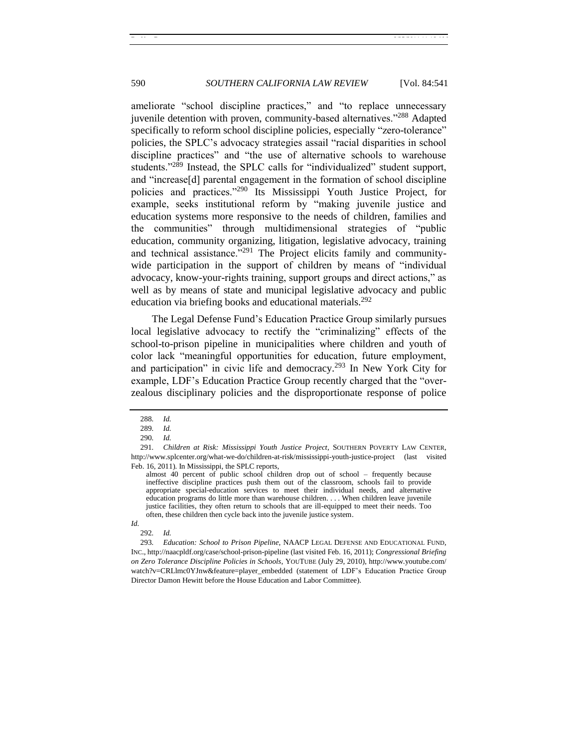ameliorate "school discipline practices," and "to replace unnecessary juvenile detention with proven, community-based alternatives."[288] Adapted specifically to reform school discipline policies, especially "zero-tolerance" policies, the SPLC's advocacy strategies assail "racial disparities in school discipline practices" and "the use of alternative schools to warehouse students."[289] Instead, the SPLC calls for "individualized" student support, and "increase[d] parental engagement in the formation of school discipline policies and practices."[290] Its Mississippi Youth Justice Project, for example, seeks institutional reform by "making juvenile justice and education systems more responsive to the needs of children, families and the communities" through multidimensional strategies of "public education, community organizing, litigation, legislative advocacy, training and technical assistance."[291] The Project elicits family and community-wide participation in the support of children by means of "individual advocacy, know-your-rights training, support groups and direct actions," as well as by means of state and municipal legislative advocacy and public education via briefing books and educational materials.[292]

The Legal Defense Fund's Education Practice Group similarly pursues local legislative advocacy to rectify the "criminalizing" effects of the school-to-prison pipeline in municipalities where children and youth of color lack "meaningful opportunities for education, future employment, and participation" in civic life and democracy.[293] In New York City for example, LDF's Education Practice Group recently charged that the "over-zealous disciplinary policies and the disproportionate response of police

---

288. *Id.*

289. *Id.*

290. *Id.*

291. *Children at Risk: Mississippi Youth Justice Project*, SOUTHERN POVERTY LAW CENTER, http://www.splcenter.org/what-we-do/children-at-risk/mississippi-youth-justice-project (last visited Feb. 16, 2011). In Mississippi, the SPLC reports,

> almost 40 percent of public school children drop out of school – frequently because ineffective discipline practices push them out of the classroom, schools fail to provide appropriate special-education services to meet their individual needs, and alternative education programs do little more than warehouse children. . . . When children leave juvenile justice facilities, they often return to schools that are ill-equipped to meet their needs. Too often, these children then cycle back into the juvenile justice system.

*Id.*

292. *Id.*

293. *Education: School to Prison Pipeline*, NAACP LEGAL DEFENSE AND EDUCATIONAL FUND, INC., http://naacpldf.org/case/school-prison-pipeline (last visited Feb. 16, 2011); *Congressional Briefing on Zero Tolerance Discipline Policies in Schools*, YOUTUBE (July 29, 2010), http://www.youtube.com/watch?v=CRLlmc0YJnw&feature=player_embedded (statement of LDF's Education Practice Group Director Damon Hewitt before the House Education and Labor Committee).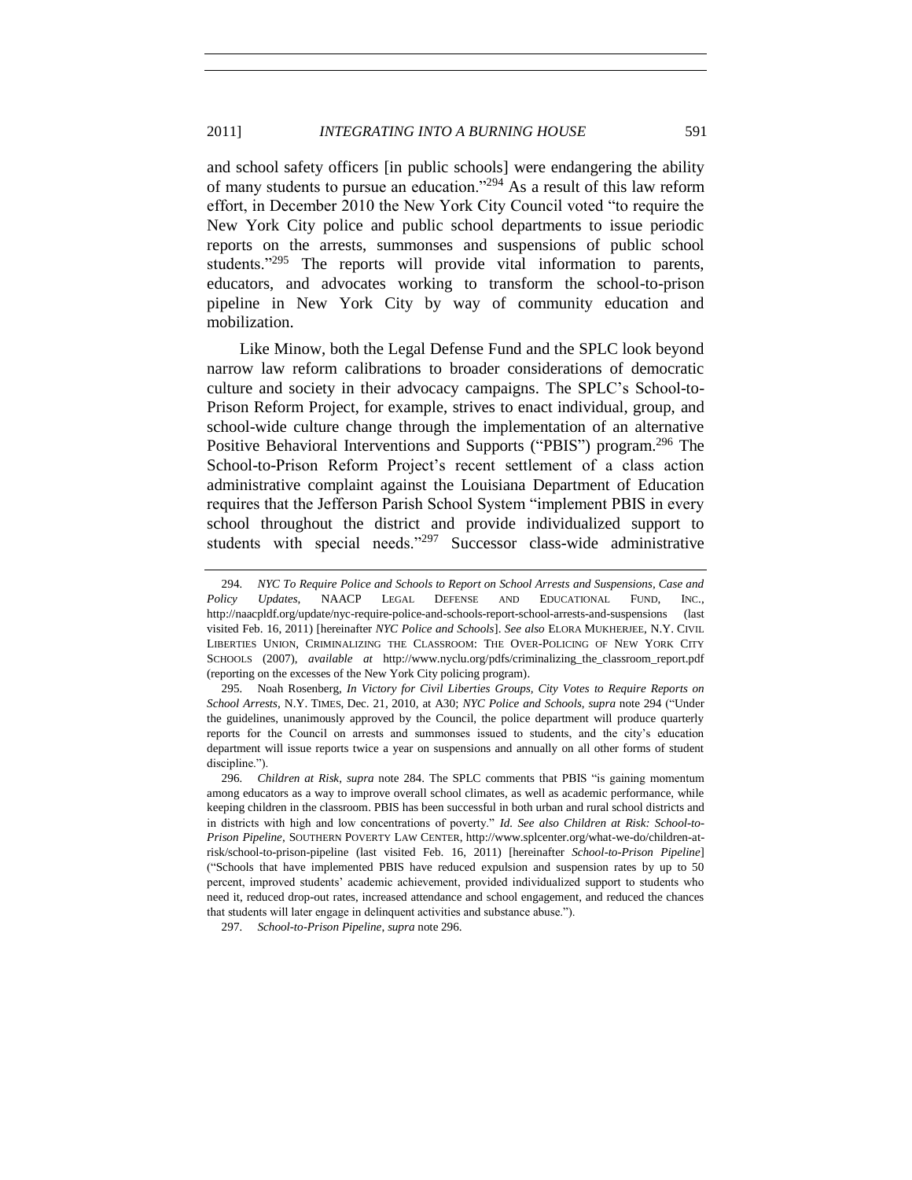and school safety officers [in public schools] were endangering the ability of many students to pursue an education."[294] As a result of this law reform effort, in December 2010 the New York City Council voted "to require the New York City police and public school departments to issue periodic reports on the arrests, summonses and suspensions of public school students."[295] The reports will provide vital information to parents, educators, and advocates working to transform the school-to-prison pipeline in New York City by way of community education and mobilization.

Like Minow, both the Legal Defense Fund and the SPLC look beyond narrow law reform calibrations to broader considerations of democratic culture and society in their advocacy campaigns. The SPLC's School-to-Prison Reform Project, for example, strives to enact individual, group, and school-wide culture change through the implementation of an alternative Positive Behavioral Interventions and Supports ("PBIS") program.[296] The School-to-Prison Reform Project's recent settlement of a class action administrative complaint against the Louisiana Department of Education requires that the Jefferson Parish School System "implement PBIS in every school throughout the district and provide individualized support to students with special needs."[297] Successor class-wide administrative

---

294. *NYC To Require Police and Schools to Report on School Arrests and Suspensions*, *Case and Policy Updates*, NAACP LEGAL DEFENSE AND EDUCATIONAL FUND, INC., http://naacpldf.org/update/nyc-require-police-and-schools-report-school-arrests-and-suspensions (last visited Feb. 16, 2011) [hereinafter *NYC Police and Schools*]. *See also* ELORA MUKHERJEE, N.Y. CIVIL LIBERTIES UNION, CRIMINALIZING THE CLASSROOM: THE OVER-POLICING OF NEW YORK CITY SCHOOLS (2007), *available at* http://www.nyclu.org/pdfs/criminalizing_the_classroom_report.pdf (reporting on the excesses of the New York City policing program).

295. Noah Rosenberg, *In Victory for Civil Liberties Groups, City Votes to Require Reports on School Arrests*, N.Y. TIMES, Dec. 21, 2010, at A30; *NYC Police and Schools*, *supra* note 294 ("Under the guidelines, unanimously approved by the Council, the police department will produce quarterly reports for the Council on arrests and summonses issued to students, and the city's education department will issue reports twice a year on suspensions and annually on all other forms of student discipline.").

296. *Children at Risk*, *supra* note 284. The SPLC comments that PBIS "is gaining momentum among educators as a way to improve overall school climates, as well as academic performance, while keeping children in the classroom. PBIS has been successful in both urban and rural school districts and in districts with high and low concentrations of poverty." *Id. See also Children at Risk: School-to-Prison Pipeline*, SOUTHERN POVERTY LAW CENTER, http://www.splcenter.org/what-we-do/children-at-risk/school-to-prison-pipeline (last visited Feb. 16, 2011) [hereinafter *School-to-Prison Pipeline*] ("Schools that have implemented PBIS have reduced expulsion and suspension rates by up to 50 percent, improved students' academic achievement, provided individualized support to students who need it, reduced drop-out rates, increased attendance and school engagement, and reduced the chances that students will later engage in delinquent activities and substance abuse.").

297. *School-to-Prison Pipeline*, *supra* note 296.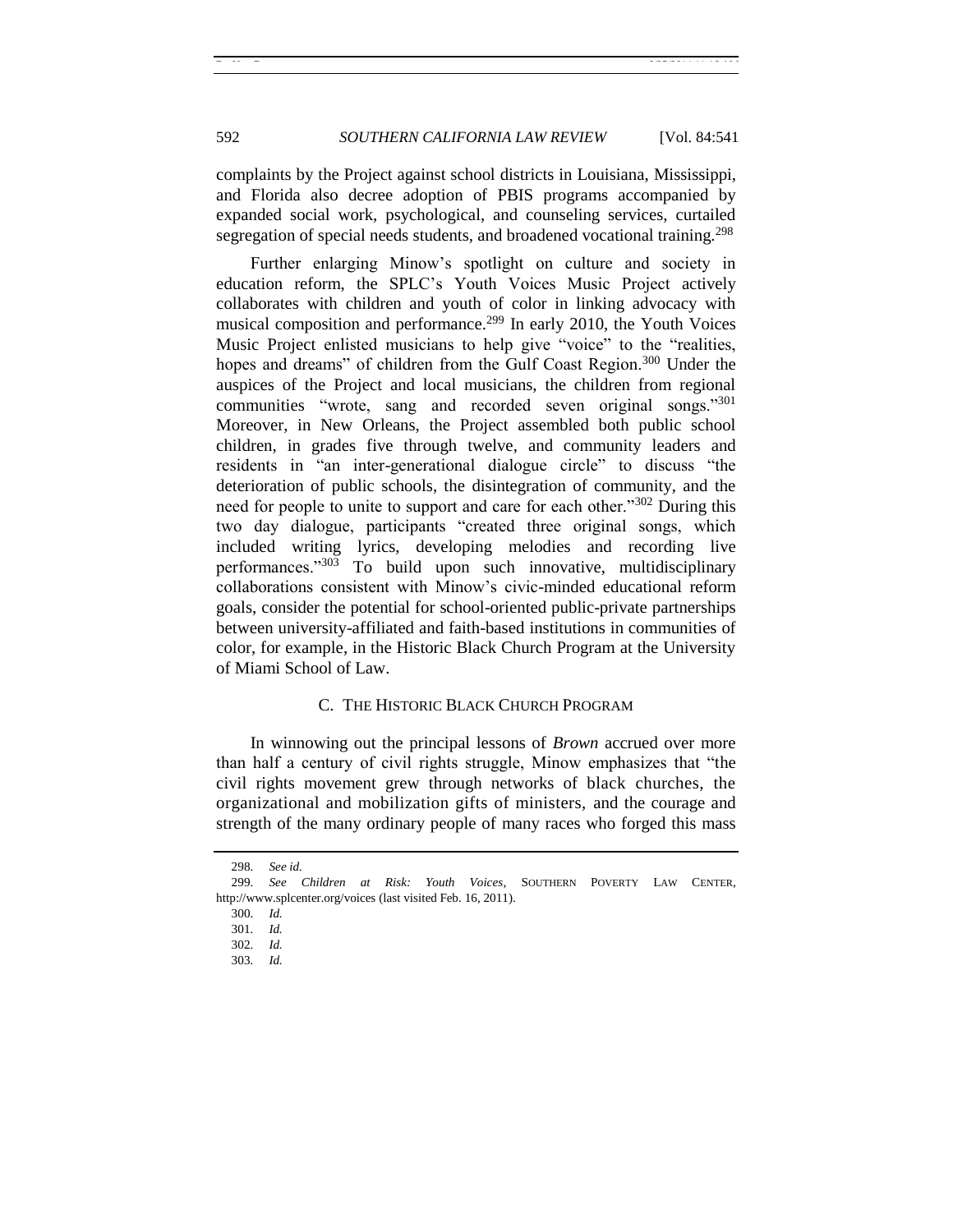complaints by the Project against school districts in Louisiana, Mississippi, and Florida also decree adoption of PBIS programs accompanied by expanded social work, psychological, and counseling services, curtailed segregation of special needs students, and broadened vocational training.[298]

Further enlarging Minow's spotlight on culture and society in education reform, the SPLC's Youth Voices Music Project actively collaborates with children and youth of color in linking advocacy with musical composition and performance.[299] In early 2010, the Youth Voices Music Project enlisted musicians to help give "voice" to the "realities, hopes and dreams" of children from the Gulf Coast Region.[300] Under the auspices of the Project and local musicians, the children from regional communities "wrote, sang and recorded seven original songs."[301] Moreover, in New Orleans, the Project assembled both public school children, in grades five through twelve, and community leaders and residents in "an inter-generational dialogue circle" to discuss "the deterioration of public schools, the disintegration of community, and the need for people to unite to support and care for each other."[302] During this two day dialogue, participants "created three original songs, which included writing lyrics, developing melodies and recording live performances."[303] To build upon such innovative, multidisciplinary collaborations consistent with Minow's civic-minded educational reform goals, consider the potential for school-oriented public-private partnerships between university-affiliated and faith-based institutions in communities of color, for example, in the Historic Black Church Program at the University of Miami School of Law.

### C. THE HISTORIC BLACK CHURCH PROGRAM

In winnowing out the principal lessons of *Brown* accrued over more than half a century of civil rights struggle, Minow emphasizes that "the civil rights movement grew through networks of black churches, the organizational and mobilization gifts of ministers, and the courage and strength of the many ordinary people of many races who forged this mass

---

298. *See id.*

299. *See Children at Risk: Youth Voices*, SOUTHERN POVERTY LAW CENTER, http://www.splcenter.org/voices (last visited Feb. 16, 2011).

300. *Id.*

301. *Id.*

302. *Id.*

303. *Id.*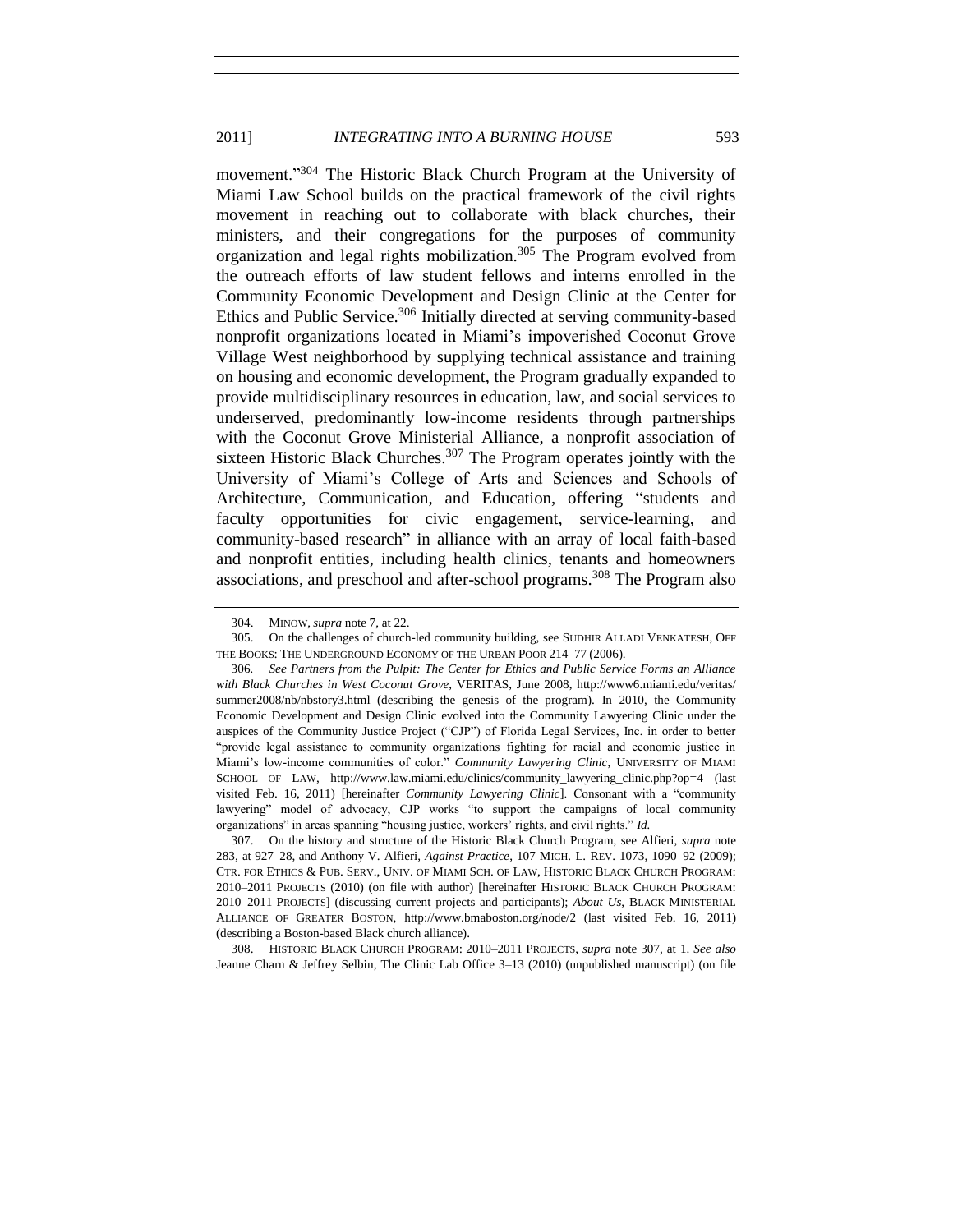movement."[304] The Historic Black Church Program at the University of Miami Law School builds on the practical framework of the civil rights movement in reaching out to collaborate with black churches, their ministers, and their congregations for the purposes of community organization and legal rights mobilization.[305] The Program evolved from the outreach efforts of law student fellows and interns enrolled in the Community Economic Development and Design Clinic at the Center for Ethics and Public Service.[306] Initially directed at serving community-based nonprofit organizations located in Miami's impoverished Coconut Grove Village West neighborhood by supplying technical assistance and training on housing and economic development, the Program gradually expanded to provide multidisciplinary resources in education, law, and social services to underserved, predominantly low-income residents through partnerships with the Coconut Grove Ministerial Alliance, a nonprofit association of sixteen Historic Black Churches.[307] The Program operates jointly with the University of Miami's College of Arts and Sciences and Schools of Architecture, Communication, and Education, offering "students and faculty opportunities for civic engagement, service-learning, and community-based research" in alliance with an array of local faith-based and nonprofit entities, including health clinics, tenants and homeowners associations, and preschool and after-school programs.[308] The Program also

---

304. MINOW, *supra* note 7, at 22.

305. On the challenges of church-led community building, see SUDHIR ALLADI VENKATESH, OFF THE BOOKS: THE UNDERGROUND ECONOMY OF THE URBAN POOR 214–77 (2006).

306. *See Partners from the Pulpit: The Center for Ethics and Public Service Forms an Alliance with Black Churches in West Coconut Grove*, VERITAS, June 2008, http://www6.miami.edu/veritas/summer2008/nb/nbstory3.html (describing the genesis of the program). In 2010, the Community Economic Development and Design Clinic evolved into the Community Lawyering Clinic under the auspices of the Community Justice Project ("CJP") of Florida Legal Services, Inc. in order to better "provide legal assistance to community organizations fighting for racial and economic justice in Miami's low-income communities of color." *Community Lawyering Clinic*, UNIVERSITY OF MIAMI SCHOOL OF LAW, http://www.law.miami.edu/clinics/community_lawyering_clinic.php?op=4 (last visited Feb. 16, 2011) [hereinafter *Community Lawyering Clinic*]. Consonant with a "community lawyering" model of advocacy, CJP works "to support the campaigns of local community organizations" in areas spanning "housing justice, workers' rights, and civil rights." *Id.*

307. On the history and structure of the Historic Black Church Program, see Alfieri, *supra* note 283, at 927–28, and Anthony V. Alfieri, *Against Practice*, 107 MICH. L. REV. 1073, 1090–92 (2009); CTR. FOR ETHICS & PUB. SERV., UNIV. OF MIAMI SCH. OF LAW, HISTORIC BLACK CHURCH PROGRAM: 2010–2011 PROJECTS (2010) (on file with author) [hereinafter HISTORIC BLACK CHURCH PROGRAM: 2010–2011 PROJECTS] (discussing current projects and participants); *About Us*, BLACK MINISTERIAL ALLIANCE OF GREATER BOSTON, http://www.bmaboston.org/node/2 (last visited Feb. 16, 2011) (describing a Boston-based Black church alliance).

308. HISTORIC BLACK CHURCH PROGRAM: 2010–2011 PROJECTS, *supra* note 307, at 1. *See also* Jeanne Charn & Jeffrey Selbin, The Clinic Lab Office 3–13 (2010) (unpublished manuscript) (on file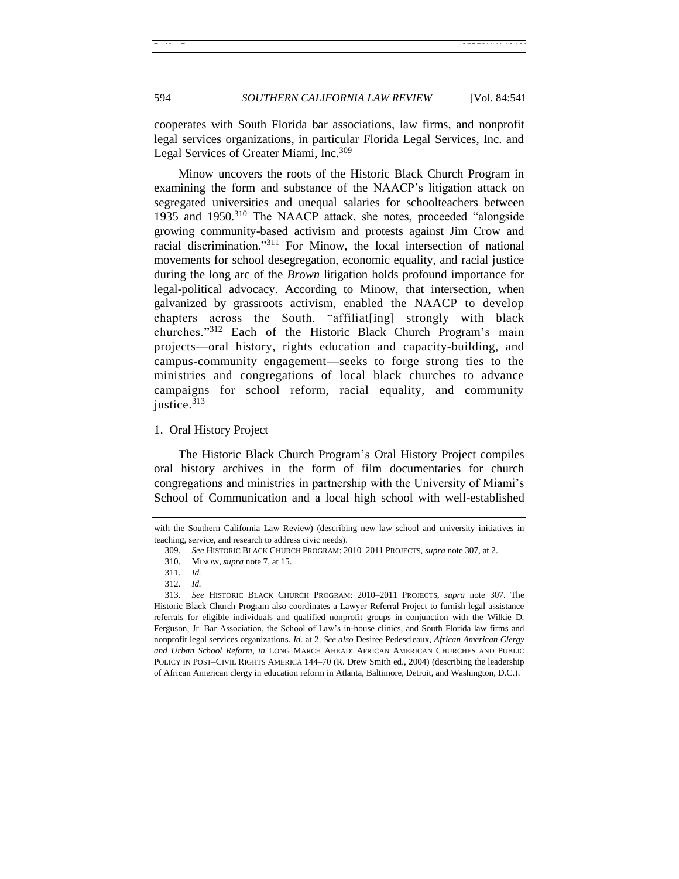cooperates with South Florida bar associations, law firms, and nonprofit legal services organizations, in particular Florida Legal Services, Inc. and Legal Services of Greater Miami, Inc.[309]

Minow uncovers the roots of the Historic Black Church Program in examining the form and substance of the NAACP's litigation attack on segregated universities and unequal salaries for schoolteachers between 1935 and 1950.[310] The NAACP attack, she notes, proceeded "alongside growing community-based activism and protests against Jim Crow and racial discrimination."[311] For Minow, the local intersection of national movements for school desegregation, economic equality, and racial justice during the long arc of the *Brown* litigation holds profound importance for legal-political advocacy. According to Minow, that intersection, when galvanized by grassroots activism, enabled the NAACP to develop chapters across the South, "affiliat[ing] strongly with black churches."[312] Each of the Historic Black Church Program's main projects—oral history, rights education and capacity-building, and campus-community engagement—seeks to forge strong ties to the ministries and congregations of local black churches to advance campaigns for school reform, racial equality, and community justice.[313]

1. Oral History Project

The Historic Black Church Program's Oral History Project compiles oral history archives in the form of film documentaries for church congregations and ministries in partnership with the University of Miami's School of Communication and a local high school with well-established

---

with the Southern California Law Review) (describing new law school and university initiatives in teaching, service, and research to address civic needs).

309. *See* HISTORIC BLACK CHURCH PROGRAM: 2010–2011 PROJECTS, *supra* note 307, at 2.

310. MINOW, *supra* note 7, at 15.

311. *Id.*

312. *Id.*

313. *See* HISTORIC BLACK CHURCH PROGRAM: 2010–2011 PROJECTS, *supra* note 307. The Historic Black Church Program also coordinates a Lawyer Referral Project to furnish legal assistance referrals for eligible individuals and qualified nonprofit groups in conjunction with the Wilkie D. Ferguson, Jr. Bar Association, the School of Law's in-house clinics, and South Florida law firms and nonprofit legal services organizations. *Id.* at 2. *See also* Desiree Pedescleaux, *African American Clergy and Urban School Reform*, *in* LONG MARCH AHEAD: AFRICAN AMERICAN CHURCHES AND PUBLIC POLICY IN POST–CIVIL RIGHTS AMERICA 144–70 (R. Drew Smith ed., 2004) (describing the leadership of African American clergy in education reform in Atlanta, Baltimore, Detroit, and Washington, D.C.).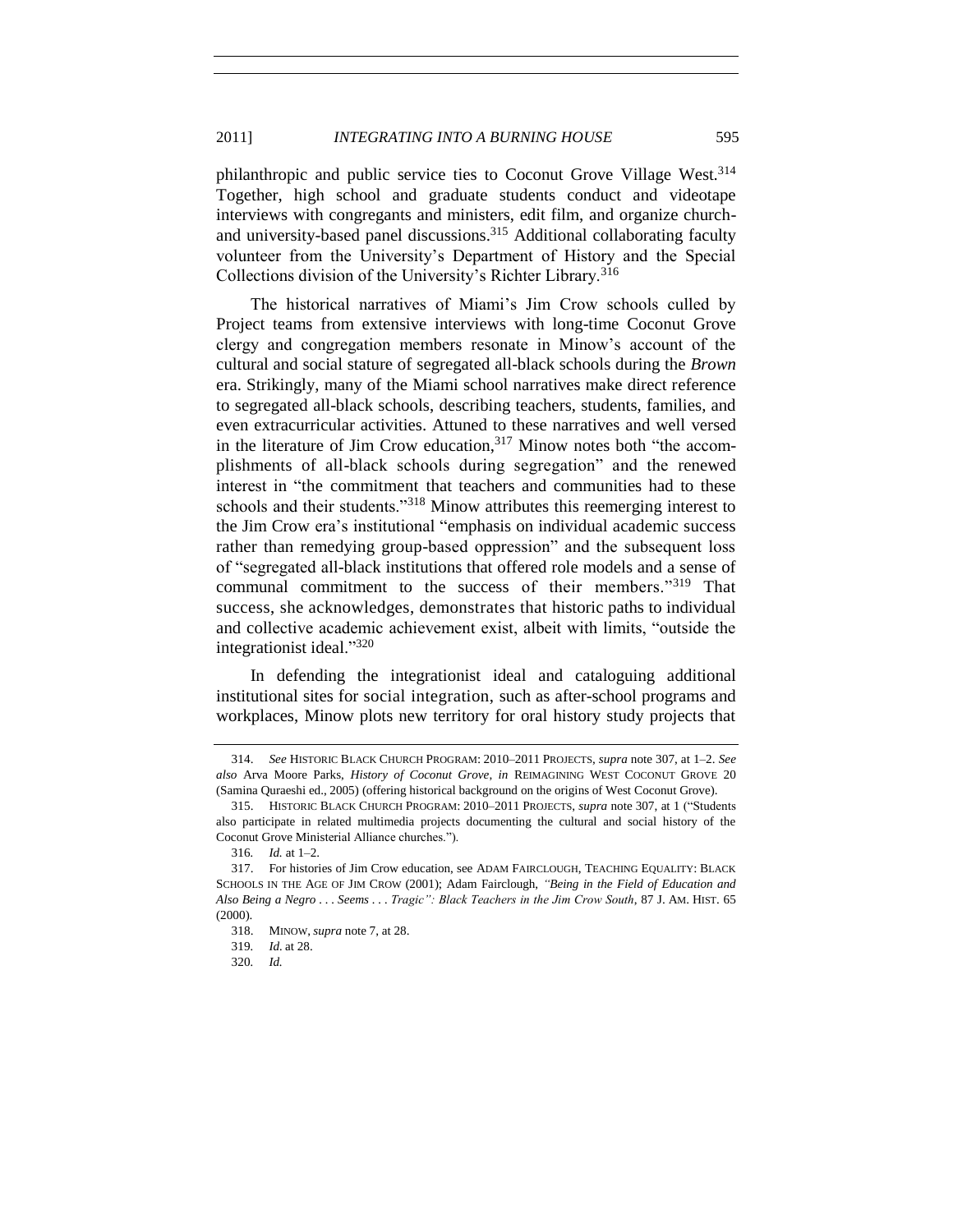philanthropic and public service ties to Coconut Grove Village West.[314] Together, high school and graduate students conduct and videotape interviews with congregants and ministers, edit film, and organize church-and university-based panel discussions.[315] Additional collaborating faculty volunteer from the University's Department of History and the Special Collections division of the University's Richter Library.[316]

The historical narratives of Miami's Jim Crow schools culled by Project teams from extensive interviews with long-time Coconut Grove clergy and congregation members resonate in Minow's account of the cultural and social stature of segregated all-black schools during the *Brown* era. Strikingly, many of the Miami school narratives make direct reference to segregated all-black schools, describing teachers, students, families, and even extracurricular activities. Attuned to these narratives and well versed in the literature of Jim Crow education,[317] Minow notes both "the accomplishments of all-black schools during segregation" and the renewed interest in "the commitment that teachers and communities had to these schools and their students."[318] Minow attributes this reemerging interest to the Jim Crow era's institutional "emphasis on individual academic success rather than remedying group-based oppression" and the subsequent loss of "segregated all-black institutions that offered role models and a sense of communal commitment to the success of their members."[319] That success, she acknowledges, demonstrates that historic paths to individual and collective academic achievement exist, albeit with limits, "outside the integrationist ideal."[320]

In defending the integrationist ideal and cataloguing additional institutional sites for social integration, such as after-school programs and workplaces, Minow plots new territory for oral history study projects that

---

314. *See* HISTORIC BLACK CHURCH PROGRAM: 2010–2011 PROJECTS, *supra* note 307, at 1–2. *See also* Arva Moore Parks, *History of Coconut Grove*, *in* REIMAGINING WEST COCONUT GROVE 20 (Samina Quraeshi ed., 2005) (offering historical background on the origins of West Coconut Grove).

315. HISTORIC BLACK CHURCH PROGRAM: 2010–2011 PROJECTS, *supra* note 307, at 1 ("Students also participate in related multimedia projects documenting the cultural and social history of the Coconut Grove Ministerial Alliance churches.").

316. *Id.* at 1–2.

317. For histories of Jim Crow education, see ADAM FAIRCLOUGH, TEACHING EQUALITY: BLACK SCHOOLS IN THE AGE OF JIM CROW (2001); Adam Fairclough, *"Being in the Field of Education and Also Being a Negro . . . Seems . . . Tragic": Black Teachers in the Jim Crow South*, 87 J. AM. HIST. 65 (2000).

318. MINOW, *supra* note 7, at 28.

319. *Id.* at 28.

320. *Id.*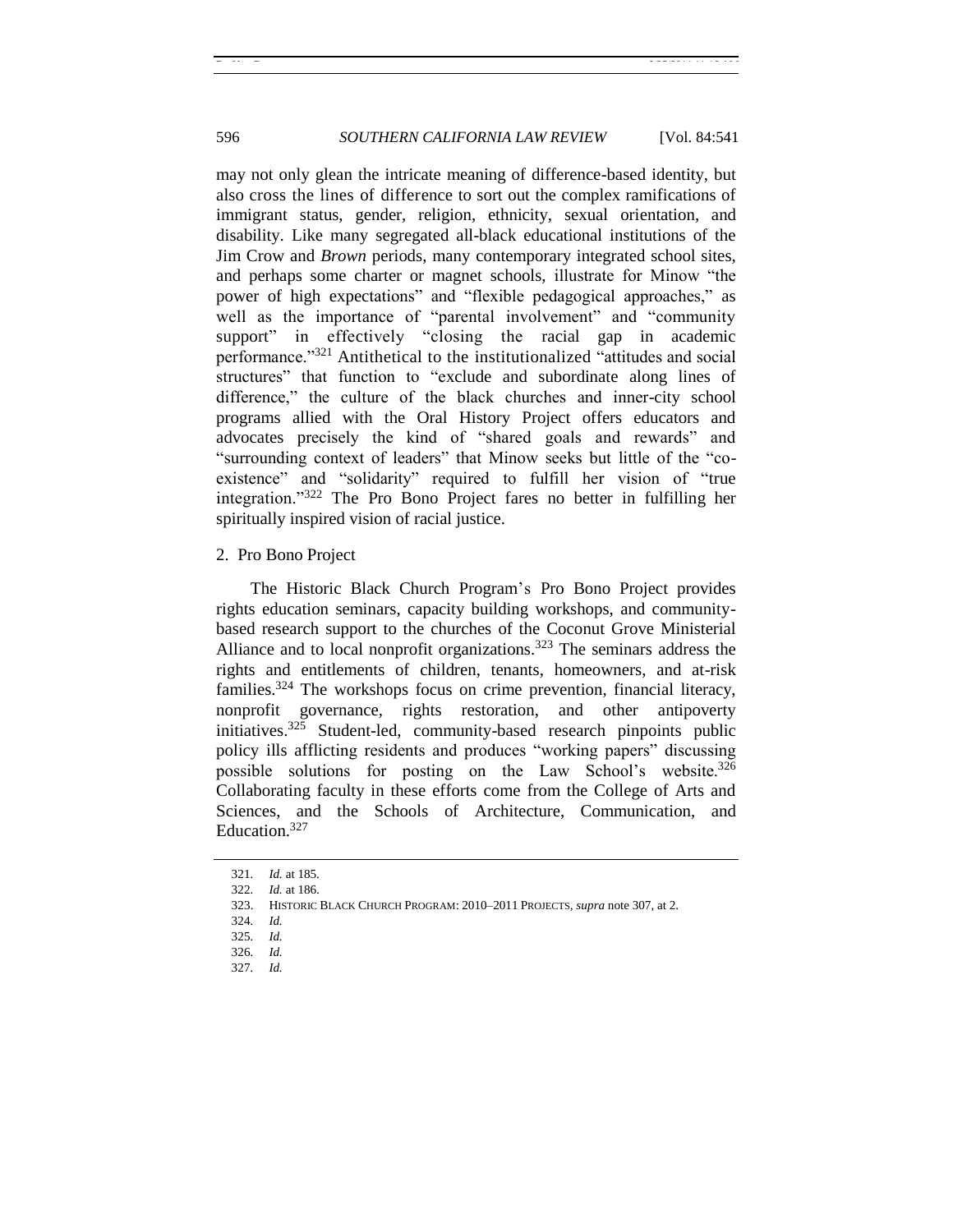may not only glean the intricate meaning of difference-based identity, but also cross the lines of difference to sort out the complex ramifications of immigrant status, gender, religion, ethnicity, sexual orientation, and disability. Like many segregated all-black educational institutions of the Jim Crow and *Brown* periods, many contemporary integrated school sites, and perhaps some charter or magnet schools, illustrate for Minow "the power of high expectations" and "flexible pedagogical approaches," as well as the importance of "parental involvement" and "community support" in effectively "closing the racial gap in academic performance."[321] Antithetical to the institutionalized "attitudes and social structures" that function to "exclude and subordinate along lines of difference," the culture of the black churches and inner-city school programs allied with the Oral History Project offers educators and advocates precisely the kind of "shared goals and rewards" and "surrounding context of leaders" that Minow seeks but little of the "co-existence" and "solidarity" required to fulfill her vision of "true integration."[322] The Pro Bono Project fares no better in fulfilling her spiritually inspired vision of racial justice.

2. Pro Bono Project

The Historic Black Church Program's Pro Bono Project provides rights education seminars, capacity building workshops, and community-based research support to the churches of the Coconut Grove Ministerial Alliance and to local nonprofit organizations.[323] The seminars address the rights and entitlements of children, tenants, homeowners, and at-risk families.[324] The workshops focus on crime prevention, financial literacy, nonprofit governance, rights restoration, and other antipoverty initiatives.[325] Student-led, community-based research pinpoints public policy ills afflicting residents and produces "working papers" discussing possible solutions for posting on the Law School's website.[326] Collaborating faculty in these efforts come from the College of Arts and Sciences, and the Schools of Architecture, Communication, and Education.[327]

---

321. *Id.* at 185.

322. *Id.* at 186.

323. HISTORIC BLACK CHURCH PROGRAM: 2010–2011 PROJECTS, *supra* note 307, at 2.

324. *Id.*

325. *Id.*

326. *Id.*

327. *Id.*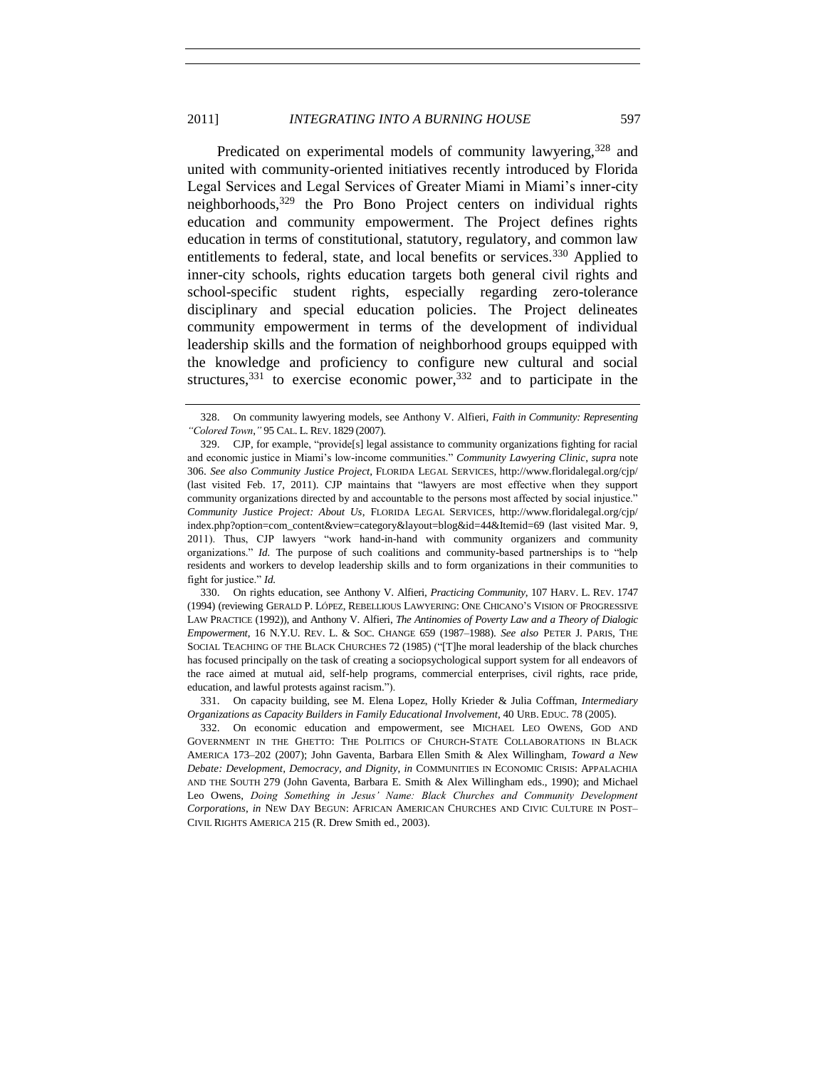Predicated on experimental models of community lawyering,[328] and united with community-oriented initiatives recently introduced by Florida Legal Services and Legal Services of Greater Miami in Miami's inner-city neighborhoods,[329] the Pro Bono Project centers on individual rights education and community empowerment. The Project defines rights education in terms of constitutional, statutory, regulatory, and common law entitlements to federal, state, and local benefits or services.[330] Applied to inner-city schools, rights education targets both general civil rights and school-specific student rights, especially regarding zero-tolerance disciplinary and special education policies. The Project delineates community empowerment in terms of the development of individual leadership skills and the formation of neighborhood groups equipped with the knowledge and proficiency to configure new cultural and social structures,[331] to exercise economic power,[332] and to participate in the

---

328. On community lawyering models, see Anthony V. Alfieri, *Faith in Community: Representing "Colored Town*,*"* 95 CAL. L. REV. 1829 (2007).

329. CJP, for example, "provide[s] legal assistance to community organizations fighting for racial and economic justice in Miami's low-income communities." *Community Lawyering Clinic*, *supra* note 306. *See also Community Justice Project*, FLORIDA LEGAL SERVICES, http://www.floridalegal.org/cjp/ (last visited Feb. 17, 2011). CJP maintains that "lawyers are most effective when they support community organizations directed by and accountable to the persons most affected by social injustice." *Community Justice Project: About Us*, FLORIDA LEGAL SERVICES, http://www.floridalegal.org/cjp/index.php?option=com_content&view=category&layout=blog&id=44&Itemid=69 (last visited Mar. 9, 2011). Thus, CJP lawyers "work hand-in-hand with community organizers and community organizations." *Id.* The purpose of such coalitions and community-based partnerships is to "help residents and workers to develop leadership skills and to form organizations in their communities to fight for justice." *Id.*

330. On rights education, see Anthony V. Alfieri, *Practicing Community*, 107 HARV. L. REV. 1747 (1994) (reviewing GERALD P. LÓPEZ, REBELLIOUS LAWYERING: ONE CHICANO'S VISION OF PROGRESSIVE LAW PRACTICE (1992)), and Anthony V. Alfieri, *The Antinomies of Poverty Law and a Theory of Dialogic Empowerment*, 16 N.Y.U. REV. L. & SOC. CHANGE 659 (1987–1988). *See also* PETER J. PARIS, THE SOCIAL TEACHING OF THE BLACK CHURCHES 72 (1985) ("[T]he moral leadership of the black churches has focused principally on the task of creating a sociopsychological support system for all endeavors of the race aimed at mutual aid, self-help programs, commercial enterprises, civil rights, race pride, education, and lawful protests against racism.").

331. On capacity building, see M. Elena Lopez, Holly Krieder & Julia Coffman, *Intermediary Organizations as Capacity Builders in Family Educational Involvement*, 40 URB. EDUC. 78 (2005).

332. On economic education and empowerment, see MICHAEL LEO OWENS, GOD AND GOVERNMENT IN THE GHETTO: THE POLITICS OF CHURCH-STATE COLLABORATIONS IN BLACK AMERICA 173–202 (2007); John Gaventa, Barbara Ellen Smith & Alex Willingham, *Toward a New Debate: Development, Democracy, and Dignity*, *in* COMMUNITIES IN ECONOMIC CRISIS: APPALACHIA AND THE SOUTH 279 (John Gaventa, Barbara E. Smith & Alex Willingham eds., 1990); and Michael Leo Owens, *Doing Something in Jesus' Name: Black Churches and Community Development Corporations*, *in* NEW DAY BEGUN: AFRICAN AMERICAN CHURCHES AND CIVIC CULTURE IN POST–CIVIL RIGHTS AMERICA 215 (R. Drew Smith ed., 2003).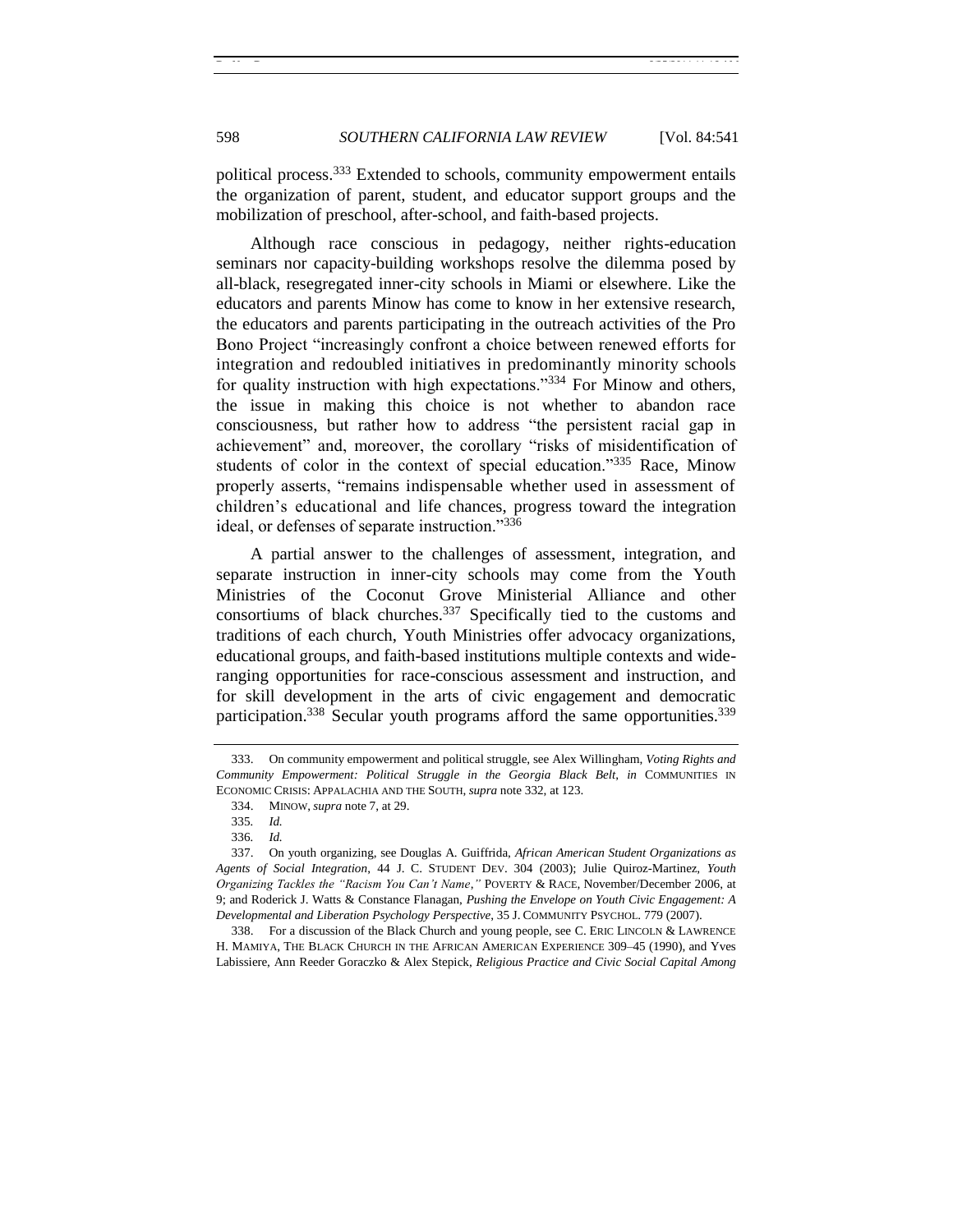political process.[333] Extended to schools, community empowerment entails the organization of parent, student, and educator support groups and the mobilization of preschool, after-school, and faith-based projects.

Although race conscious in pedagogy, neither rights-education seminars nor capacity-building workshops resolve the dilemma posed by all-black, resegregated inner-city schools in Miami or elsewhere. Like the educators and parents Minow has come to know in her extensive research, the educators and parents participating in the outreach activities of the Pro Bono Project "increasingly confront a choice between renewed efforts for integration and redoubled initiatives in predominantly minority schools for quality instruction with high expectations."[334] For Minow and others, the issue in making this choice is not whether to abandon race consciousness, but rather how to address "the persistent racial gap in achievement" and, moreover, the corollary "risks of misidentification of students of color in the context of special education."[335] Race, Minow properly asserts, "remains indispensable whether used in assessment of children's educational and life chances, progress toward the integration ideal, or defenses of separate instruction."[336]

A partial answer to the challenges of assessment, integration, and separate instruction in inner-city schools may come from the Youth Ministries of the Coconut Grove Ministerial Alliance and other consortiums of black churches.[337] Specifically tied to the customs and traditions of each church, Youth Ministries offer advocacy organizations, educational groups, and faith-based institutions multiple contexts and wide-ranging opportunities for race-conscious assessment and instruction, and for skill development in the arts of civic engagement and democratic participation.[338] Secular youth programs afford the same opportunities.[339]

---

333. On community empowerment and political struggle, see Alex Willingham, *Voting Rights and Community Empowerment: Political Struggle in the Georgia Black Belt*, *in* COMMUNITIES IN ECONOMIC CRISIS: APPALACHIA AND THE SOUTH, *supra* note 332, at 123.

334. MINOW, *supra* note 7, at 29.

335. *Id.*

336. *Id.*

337. On youth organizing, see Douglas A. Guiffrida, *African American Student Organizations as Agents of Social Integration*, 44 J. C. STUDENT DEV. 304 (2003); Julie Quiroz-Martinez, *Youth Organizing Tackles the "Racism You Can't Name,"* POVERTY & RACE, November/December 2006, at 9; and Roderick J. Watts & Constance Flanagan, *Pushing the Envelope on Youth Civic Engagement: A Developmental and Liberation Psychology Perspective*, 35 J. COMMUNITY PSYCHOL. 779 (2007).

338. For a discussion of the Black Church and young people, see C. ERIC LINCOLN & LAWRENCE H. MAMIYA, THE BLACK CHURCH IN THE AFRICAN AMERICAN EXPERIENCE 309–45 (1990), and Yves Labissiere, Ann Reeder Goraczko & Alex Stepick, *Religious Practice and Civic Social Capital Among*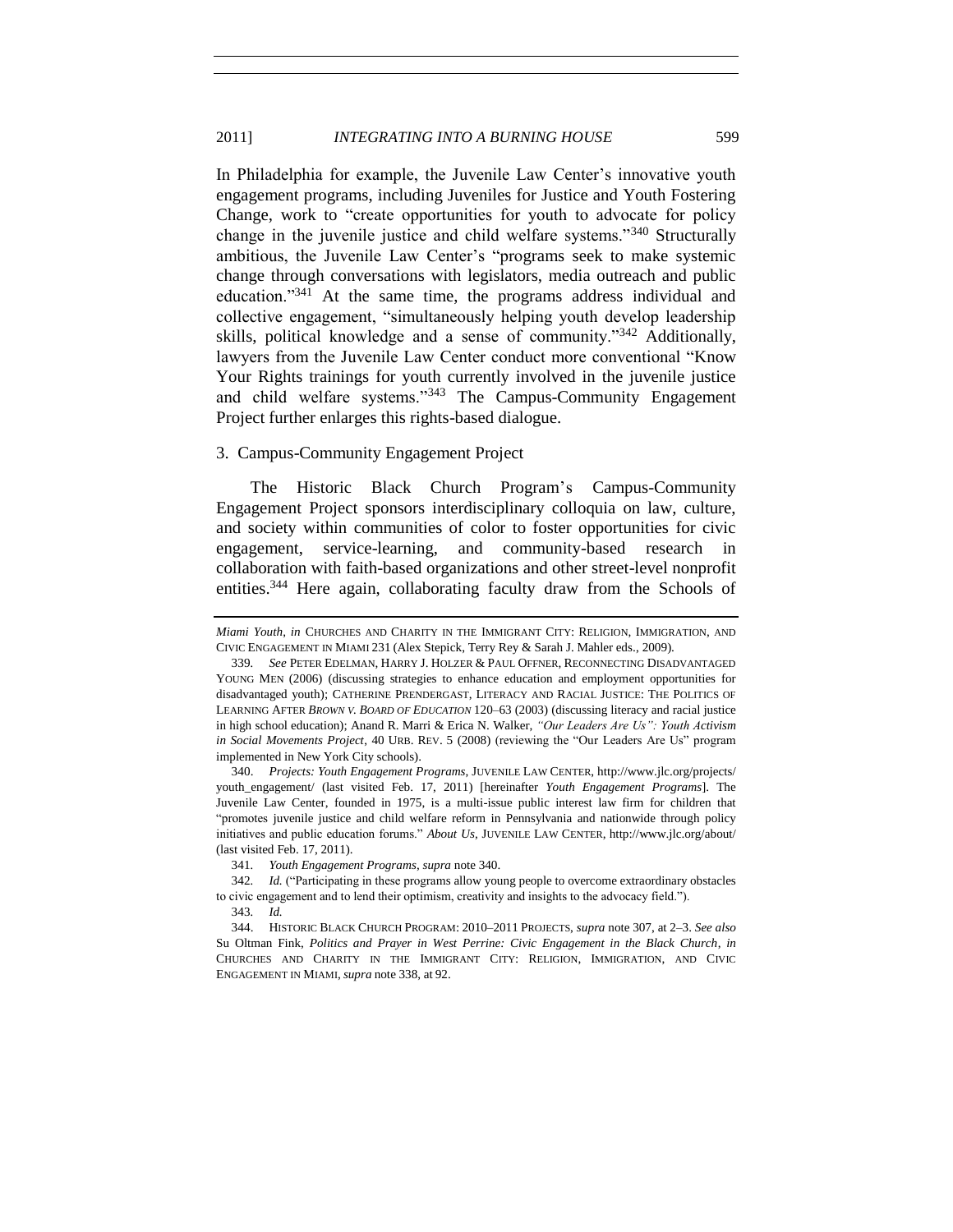In Philadelphia for example, the Juvenile Law Center's innovative youth engagement programs, including Juveniles for Justice and Youth Fostering Change, work to "create opportunities for youth to advocate for policy change in the juvenile justice and child welfare systems."[340] Structurally ambitious, the Juvenile Law Center's "programs seek to make systemic change through conversations with legislators, media outreach and public education."[341] At the same time, the programs address individual and collective engagement, "simultaneously helping youth develop leadership skills, political knowledge and a sense of community."[342] Additionally, lawyers from the Juvenile Law Center conduct more conventional "Know Your Rights trainings for youth currently involved in the juvenile justice and child welfare systems."[343] The Campus-Community Engagement Project further enlarges this rights-based dialogue.

### 3. Campus-Community Engagement Project

The Historic Black Church Program's Campus-Community Engagement Project sponsors interdisciplinary colloquia on law, culture, and society within communities of color to foster opportunities for civic engagement, service-learning, and community-based research in collaboration with faith-based organizations and other street-level nonprofit entities.[344] Here again, collaborating faculty draw from the Schools of

---

*Miami Youth*, *in* CHURCHES AND CHARITY IN THE IMMIGRANT CITY: RELIGION, IMMIGRATION, AND CIVIC ENGAGEMENT IN MIAMI 231 (Alex Stepick, Terry Rey & Sarah J. Mahler eds., 2009).

339. *See* PETER EDELMAN, HARRY J. HOLZER & PAUL OFFNER, RECONNECTING DISADVANTAGED YOUNG MEN (2006) (discussing strategies to enhance education and employment opportunities for disadvantaged youth); CATHERINE PRENDERGAST, LITERACY AND RACIAL JUSTICE: THE POLITICS OF LEARNING AFTER *BROWN V. BOARD OF EDUCATION* 120–63 (2003) (discussing literacy and racial justice in high school education); Anand R. Marri & Erica N. Walker, *"Our Leaders Are Us": Youth Activism in Social Movements Project*, 40 URB. REV. 5 (2008) (reviewing the "Our Leaders Are Us" program implemented in New York City schools).

340. *Projects: Youth Engagement Programs*, JUVENILE LAW CENTER, http://www.jlc.org/projects/youth_engagement/ (last visited Feb. 17, 2011) [hereinafter *Youth Engagement Programs*]. The Juvenile Law Center, founded in 1975, is a multi-issue public interest law firm for children that "promotes juvenile justice and child welfare reform in Pennsylvania and nationwide through policy initiatives and public education forums." *About Us*, JUVENILE LAW CENTER, http://www.jlc.org/about/ (last visited Feb. 17, 2011).

341. *Youth Engagement Programs*, *supra* note 340.

342. *Id.* ("Participating in these programs allow young people to overcome extraordinary obstacles to civic engagement and to lend their optimism, creativity and insights to the advocacy field.").

343. *Id.*

344. HISTORIC BLACK CHURCH PROGRAM: 2010–2011 PROJECTS, *supra* note 307, at 2–3. *See also* Su Oltman Fink, *Politics and Prayer in West Perrine: Civic Engagement in the Black Church*, *in* CHURCHES AND CHARITY IN THE IMMIGRANT CITY: RELIGION, IMMIGRATION, AND CIVIC ENGAGEMENT IN MIAMI, *supra* note 338, at 92.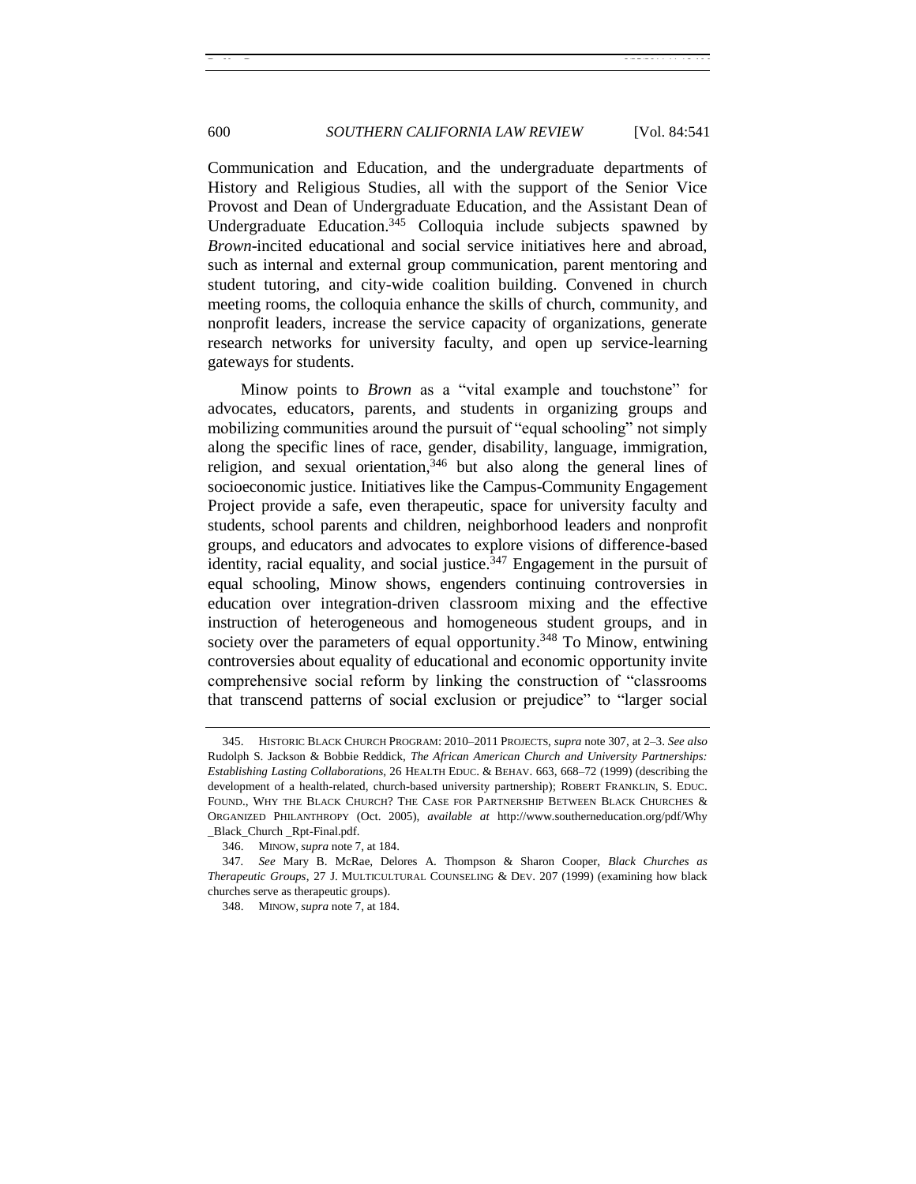Communication and Education, and the undergraduate departments of History and Religious Studies, all with the support of the Senior Vice Provost and Dean of Undergraduate Education, and the Assistant Dean of Undergraduate Education.[345] Colloquia include subjects spawned by *Brown*-incited educational and social service initiatives here and abroad, such as internal and external group communication, parent mentoring and student tutoring, and city-wide coalition building. Convened in church meeting rooms, the colloquia enhance the skills of church, community, and nonprofit leaders, increase the service capacity of organizations, generate research networks for university faculty, and open up service-learning gateways for students.

Minow points to *Brown* as a "vital example and touchstone" for advocates, educators, parents, and students in organizing groups and mobilizing communities around the pursuit of "equal schooling" not simply along the specific lines of race, gender, disability, language, immigration, religion, and sexual orientation,[346] but also along the general lines of socioeconomic justice. Initiatives like the Campus-Community Engagement Project provide a safe, even therapeutic, space for university faculty and students, school parents and children, neighborhood leaders and nonprofit groups, and educators and advocates to explore visions of difference-based identity, racial equality, and social justice.[347] Engagement in the pursuit of equal schooling, Minow shows, engenders continuing controversies in education over integration-driven classroom mixing and the effective instruction of heterogeneous and homogeneous student groups, and in society over the parameters of equal opportunity.[348] To Minow, entwining controversies about equality of educational and economic opportunity invite comprehensive social reform by linking the construction of "classrooms that transcend patterns of social exclusion or prejudice" to "larger social

---

345. HISTORIC BLACK CHURCH PROGRAM: 2010–2011 PROJECTS, *supra* note 307, at 2–3. *See also* Rudolph S. Jackson & Bobbie Reddick, *The African American Church and University Partnerships: Establishing Lasting Collaborations*, 26 HEALTH EDUC. & BEHAV. 663, 668–72 (1999) (describing the development of a health-related, church-based university partnership); ROBERT FRANKLIN, S. EDUC. FOUND., WHY THE BLACK CHURCH? THE CASE FOR PARTNERSHIP BETWEEN BLACK CHURCHES & ORGANIZED PHILANTHROPY (Oct. 2005), *available at* http://www.southerneducation.org/pdf/Why_Black_Church _Rpt-Final.pdf.

346. MINOW, *supra* note 7, at 184.

347. *See* Mary B. McRae, Delores A. Thompson & Sharon Cooper, *Black Churches as Therapeutic Groups*, 27 J. MULTICULTURAL COUNSELING & DEV. 207 (1999) (examining how black churches serve as therapeutic groups).

348. MINOW, *supra* note 7, at 184.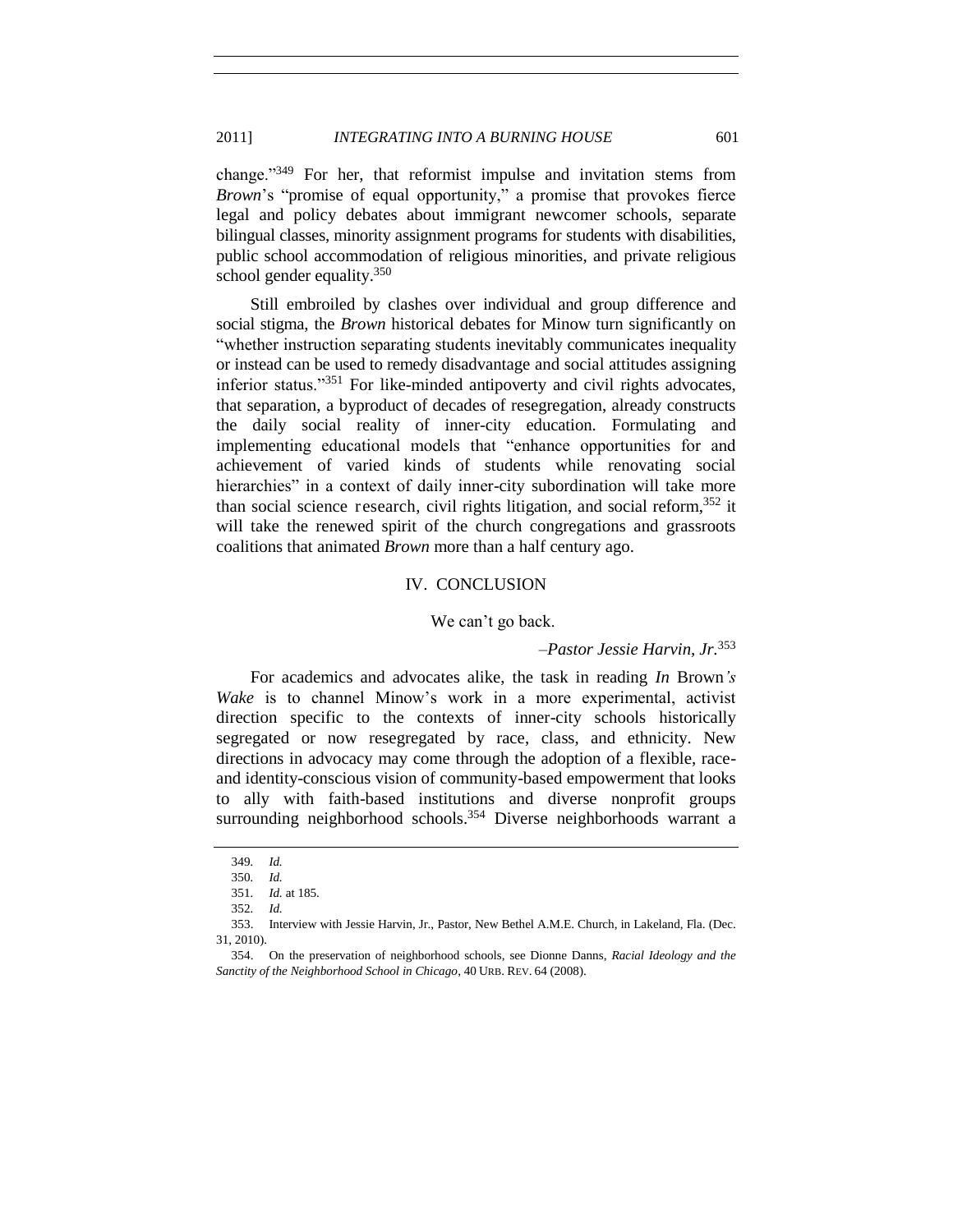change."[349] For her, that reformist impulse and invitation stems from *Brown*'s "promise of equal opportunity," a promise that provokes fierce legal and policy debates about immigrant newcomer schools, separate bilingual classes, minority assignment programs for students with disabilities, public school accommodation of religious minorities, and private religious school gender equality.[350]

Still embroiled by clashes over individual and group difference and social stigma, the *Brown* historical debates for Minow turn significantly on "whether instruction separating students inevitably communicates inequality or instead can be used to remedy disadvantage and social attitudes assigning inferior status."[351] For like-minded antipoverty and civil rights advocates, that separation, a byproduct of decades of resegregation, already constructs the daily social reality of inner-city education. Formulating and implementing educational models that "enhance opportunities for and achievement of varied kinds of students while renovating social hierarchies" in a context of daily inner-city subordination will take more than social science research, civil rights litigation, and social reform,[352] it will take the renewed spirit of the church congregations and grassroots coalitions that animated *Brown* more than a half century ago.

## IV. CONCLUSION

We can't go back.

*–Pastor Jessie Harvin, Jr.*[353]

For academics and advocates alike, the task in reading *In* Brown*'s Wake* is to channel Minow's work in a more experimental, activist direction specific to the contexts of inner-city schools historically segregated or now resegregated by race, class, and ethnicity. New directions in advocacy may come through the adoption of a flexible, race- and identity-conscious vision of community-based empowerment that looks to ally with faith-based institutions and diverse nonprofit groups surrounding neighborhood schools.[354] Diverse neighborhoods warrant a

---

349. *Id.*

350. *Id.*

351. *Id.* at 185.

352. *Id.*

353. Interview with Jessie Harvin, Jr., Pastor, New Bethel A.M.E. Church, in Lakeland, Fla. (Dec. 31, 2010).

354. On the preservation of neighborhood schools, see Dionne Danns, *Racial Ideology and the Sanctity of the Neighborhood School in Chicago*, 40 URB. REV. 64 (2008).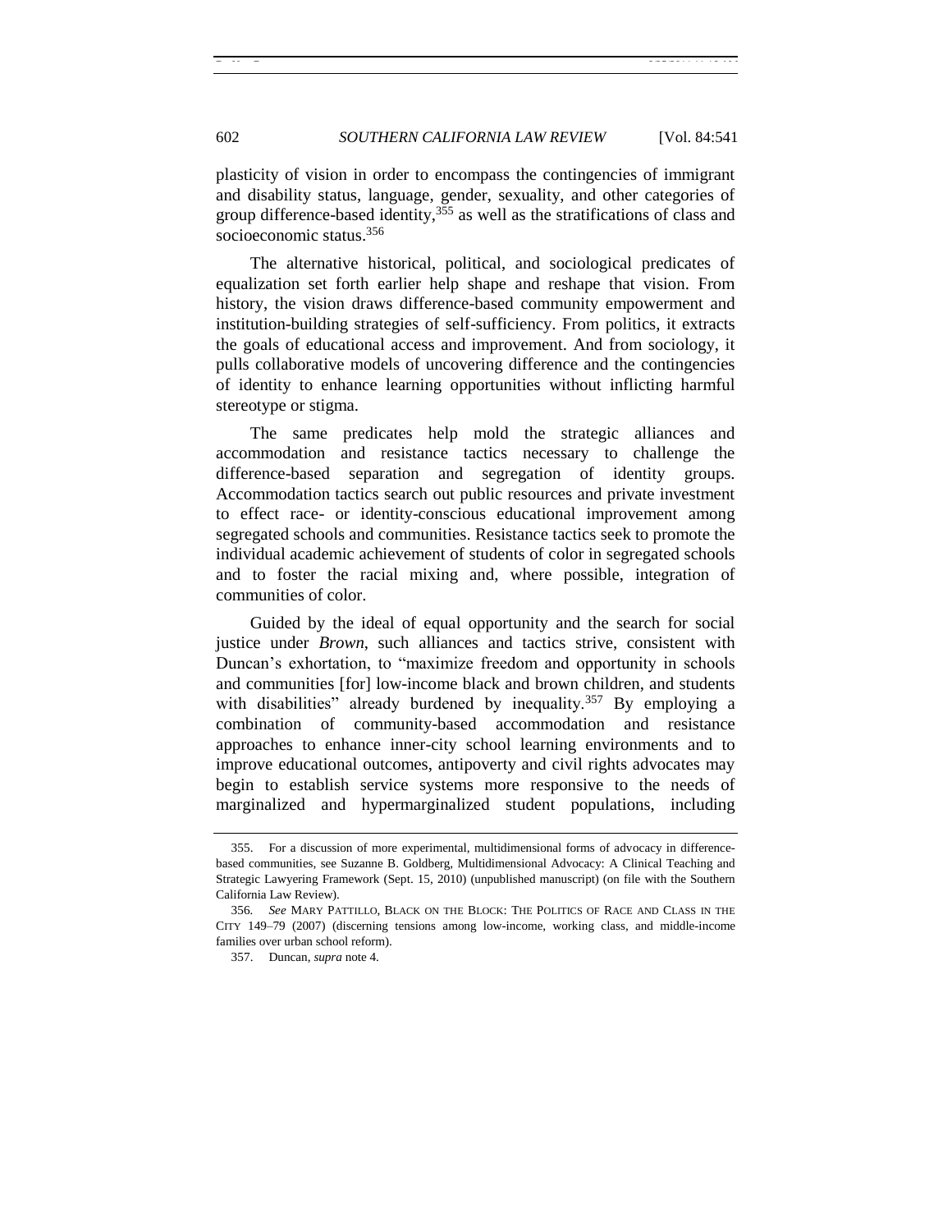plasticity of vision in order to encompass the contingencies of immigrant and disability status, language, gender, sexuality, and other categories of group difference-based identity,[355] as well as the stratifications of class and socioeconomic status.[356]

The alternative historical, political, and sociological predicates of equalization set forth earlier help shape and reshape that vision. From history, the vision draws difference-based community empowerment and institution-building strategies of self-sufficiency. From politics, it extracts the goals of educational access and improvement. And from sociology, it pulls collaborative models of uncovering difference and the contingencies of identity to enhance learning opportunities without inflicting harmful stereotype or stigma.

The same predicates help mold the strategic alliances and accommodation and resistance tactics necessary to challenge the difference-based separation and segregation of identity groups. Accommodation tactics search out public resources and private investment to effect race- or identity-conscious educational improvement among segregated schools and communities. Resistance tactics seek to promote the individual academic achievement of students of color in segregated schools and to foster the racial mixing and, where possible, integration of communities of color.

Guided by the ideal of equal opportunity and the search for social justice under *Brown*, such alliances and tactics strive, consistent with Duncan's exhortation, to "maximize freedom and opportunity in schools and communities [for] low-income black and brown children, and students with disabilities" already burdened by inequality.[357] By employing a combination of community-based accommodation and resistance approaches to enhance inner-city school learning environments and to improve educational outcomes, antipoverty and civil rights advocates may begin to establish service systems more responsive to the needs of marginalized and hypermarginalized student populations, including

355. For a discussion of more experimental, multidimensional forms of advocacy in difference-based communities, see Suzanne B. Goldberg, Multidimensional Advocacy: A Clinical Teaching and Strategic Lawyering Framework (Sept. 15, 2010) (unpublished manuscript) (on file with the Southern California Law Review).

356. *See* MARY PATTILLO, BLACK ON THE BLOCK: THE POLITICS OF RACE AND CLASS IN THE CITY 149–79 (2007) (discerning tensions among low-income, working class, and middle-income families over urban school reform).

357. Duncan, *supra* note 4.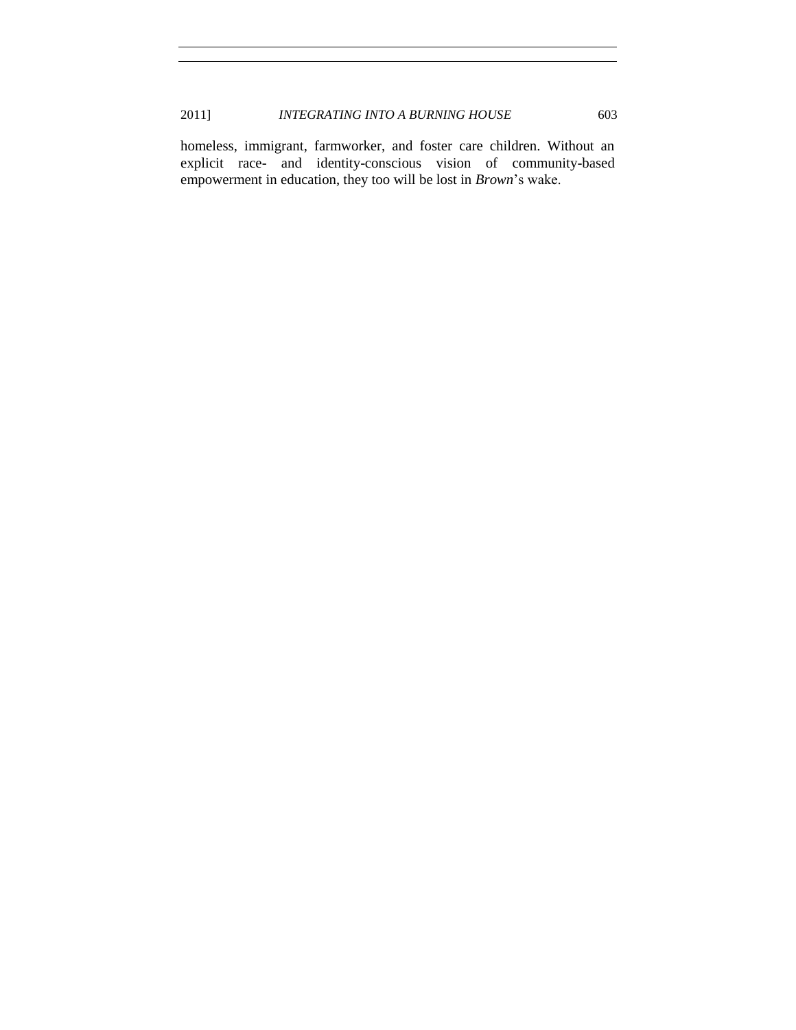homeless, immigrant, farmworker, and foster care children. Without an explicit race- and identity-conscious vision of community-based empowerment in education, they too will be lost in *Brown*'s wake.